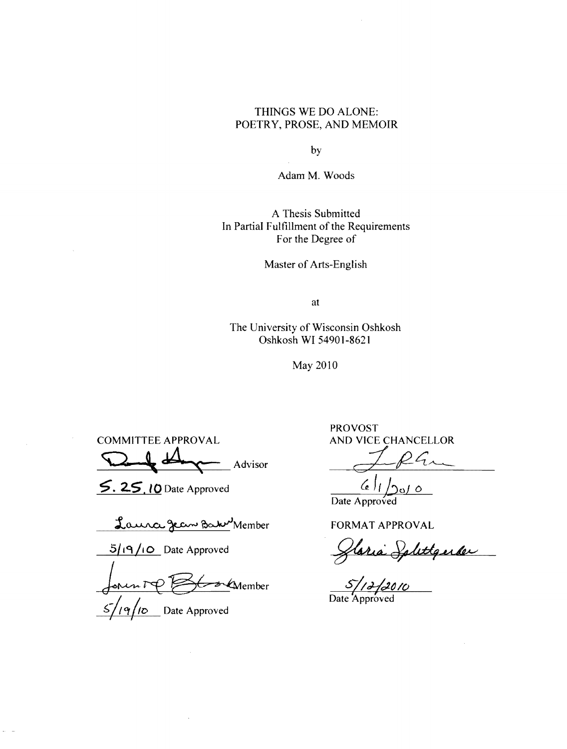# THINGS WE DO ALONE:
# POETRY, PROSE, AND MEMOIR

by

Adam M. Woods

A Thesis Submitted
In Partial Fulfillment of the Requirements
For the Degree of

Master of Arts-English

at

The University of Wisconsin Oshkosh
Oshkosh WI 54901-8621

May 2010

COMMITTEE APPROVAL

Advisor

5.25.10 Date Approved

Laura Jean Baker Member

5/19/10 Date Approved

Member

5/19/10 Date Approved

PROVOST
AND VICE CHANCELLOR

6/1/2010
Date Approved

FORMAT APPROVAL

Gloria Splittgerber

5/12/2010
Date Approved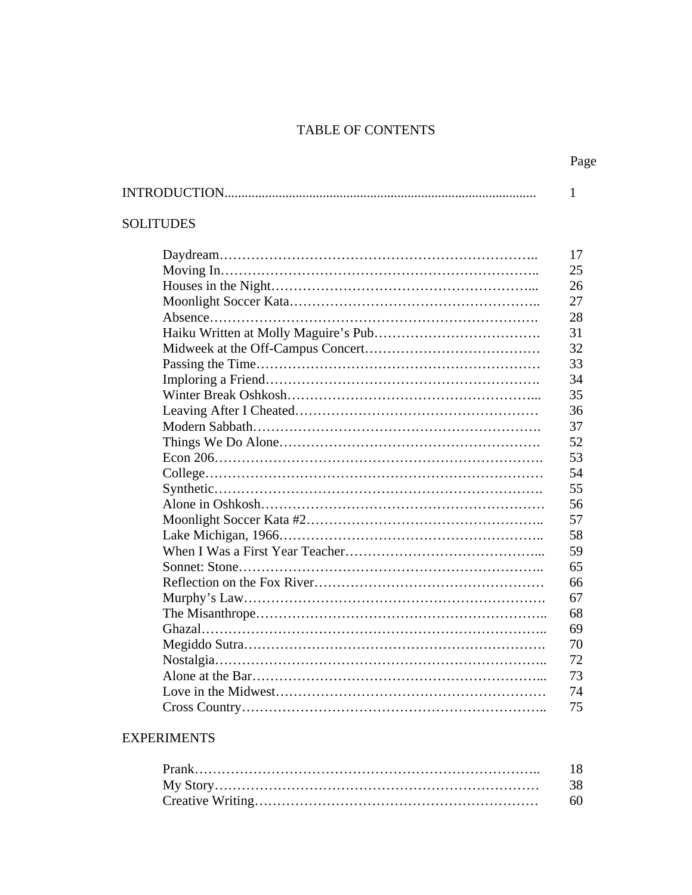# TABLE OF CONTENTS

| | Page |
|---|---|
| INTRODUCTION | 1 |
| **SOLITUDES** | |
| Daydream | 17 |
| Moving In | 25 |
| Houses in the Night | 26 |
| Moonlight Soccer Kata | 27 |
| Absence | 28 |
| Haiku Written at Molly Maguire's Pub | 31 |
| Midweek at the Off-Campus Concert | 32 |
| Passing the Time | 33 |
| Imploring a Friend | 34 |
| Winter Break Oshkosh | 35 |
| Leaving After I Cheated | 36 |
| Modern Sabbath | 37 |
| Things We Do Alone | 52 |
| Econ 206 | 53 |
| College | 54 |
| Synthetic | 55 |
| Alone in Oshkosh | 56 |
| Moonlight Soccer Kata #2 | 57 |
| Lake Michigan, 1966 | 58 |
| When I Was a First Year Teacher | 59 |
| Sonnet: Stone | 65 |
| Reflection on the Fox River | 66 |
| Murphy's Law | 67 |
| The Misanthrope | 68 |
| Ghazal | 69 |
| Megiddo Sutra | 70 |
| Nostalgia | 72 |
| Alone at the Bar | 73 |
| Love in the Midwest | 74 |
| Cross Country | 75 |
| **EXPERIMENTS** | |
| Prank | 18 |
| My Story | 38 |
| Creative Writing | 60 |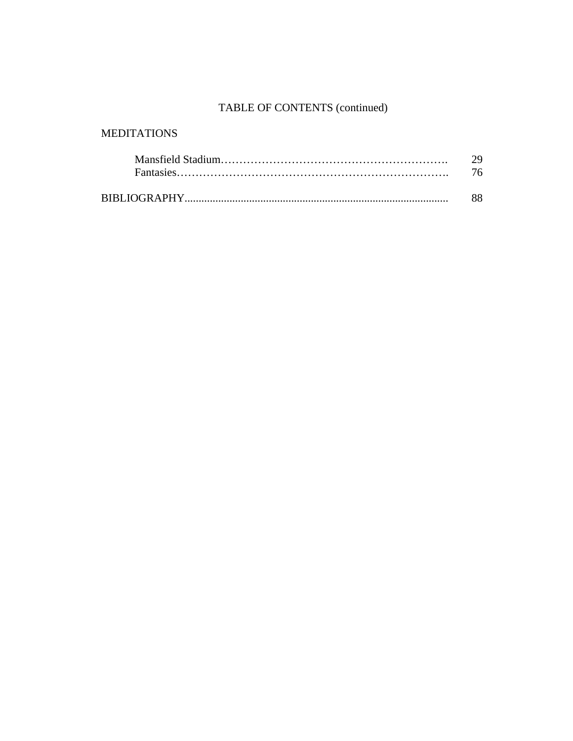# TABLE OF CONTENTS (continued)

MEDITATIONS

Mansfield Stadium……………………………………………………. 29
Fantasies………………………………………………………………. 76

BIBLIOGRAPHY.............................................................................................. 88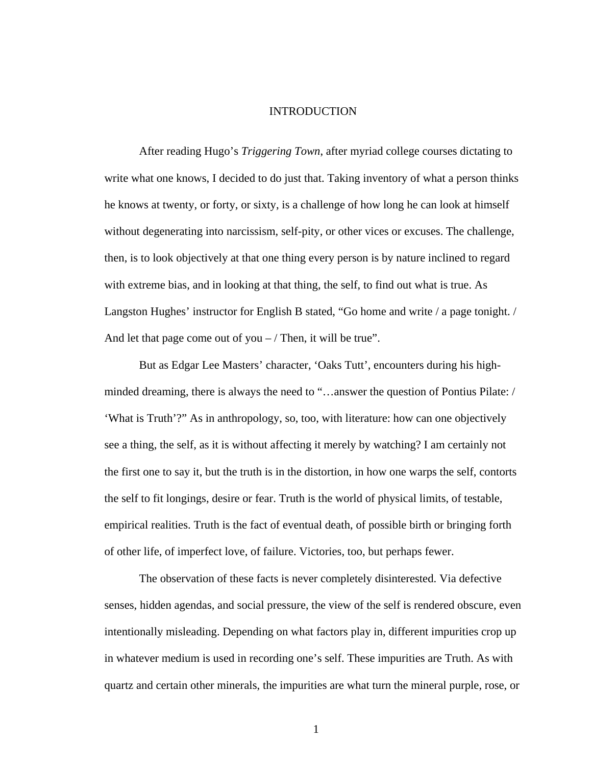# INTRODUCTION

After reading Hugo's *Triggering Town*, after myriad college courses dictating to write what one knows, I decided to do just that. Taking inventory of what a person thinks he knows at twenty, or forty, or sixty, is a challenge of how long he can look at himself without degenerating into narcissism, self-pity, or other vices or excuses. The challenge, then, is to look objectively at that one thing every person is by nature inclined to regard with extreme bias, and in looking at that thing, the self, to find out what is true. As Langston Hughes' instructor for English B stated, "Go home and write / a page tonight. / And let that page come out of you – / Then, it will be true".

But as Edgar Lee Masters' character, 'Oaks Tutt', encounters during his high-minded dreaming, there is always the need to "…answer the question of Pontius Pilate: / 'What is Truth'?" As in anthropology, so, too, with literature: how can one objectively see a thing, the self, as it is without affecting it merely by watching? I am certainly not the first one to say it, but the truth is in the distortion, in how one warps the self, contorts the self to fit longings, desire or fear. Truth is the world of physical limits, of testable, empirical realities. Truth is the fact of eventual death, of possible birth or bringing forth of other life, of imperfect love, of failure. Victories, too, but perhaps fewer.

The observation of these facts is never completely disinterested. Via defective senses, hidden agendas, and social pressure, the view of the self is rendered obscure, even intentionally misleading. Depending on what factors play in, different impurities crop up in whatever medium is used in recording one's self. These impurities are Truth. As with quartz and certain other minerals, the impurities are what turn the mineral purple, rose, or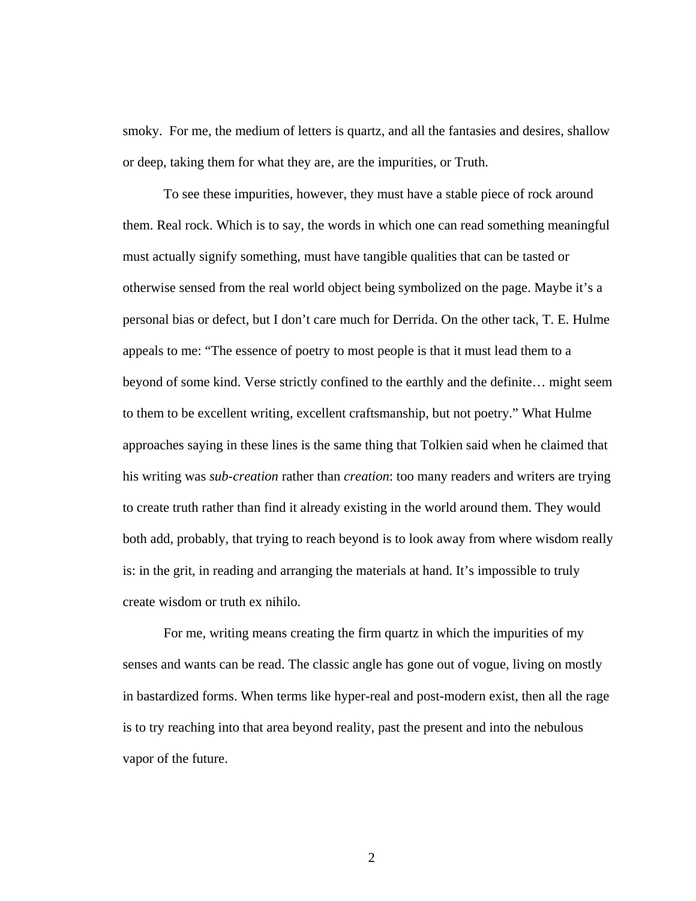smoky.  For me, the medium of letters is quartz, and all the fantasies and desires, shallow or deep, taking them for what they are, are the impurities, or Truth.

To see these impurities, however, they must have a stable piece of rock around them. Real rock. Which is to say, the words in which one can read something meaningful must actually signify something, must have tangible qualities that can be tasted or otherwise sensed from the real world object being symbolized on the page. Maybe it's a personal bias or defect, but I don't care much for Derrida. On the other tack, T. E. Hulme appeals to me: "The essence of poetry to most people is that it must lead them to a beyond of some kind. Verse strictly confined to the earthly and the definite… might seem to them to be excellent writing, excellent craftsmanship, but not poetry." What Hulme approaches saying in these lines is the same thing that Tolkien said when he claimed that his writing was *sub-creation* rather than *creation*: too many readers and writers are trying to create truth rather than find it already existing in the world around them. They would both add, probably, that trying to reach beyond is to look away from where wisdom really is: in the grit, in reading and arranging the materials at hand. It's impossible to truly create wisdom or truth ex nihilo.

For me, writing means creating the firm quartz in which the impurities of my senses and wants can be read. The classic angle has gone out of vogue, living on mostly in bastardized forms. When terms like hyper-real and post-modern exist, then all the rage is to try reaching into that area beyond reality, past the present and into the nebulous vapor of the future.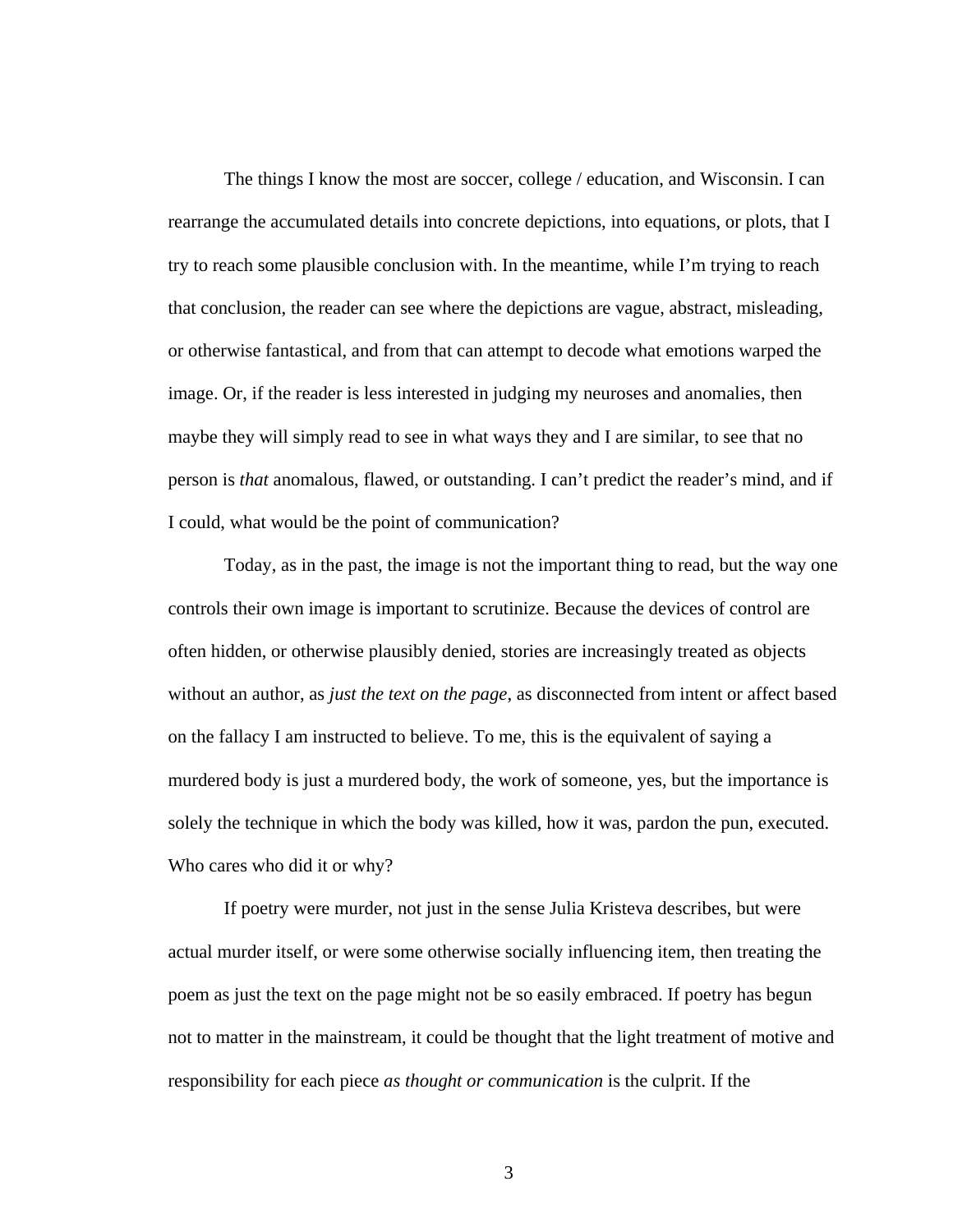The things I know the most are soccer, college / education, and Wisconsin. I can rearrange the accumulated details into concrete depictions, into equations, or plots, that I try to reach some plausible conclusion with. In the meantime, while I'm trying to reach that conclusion, the reader can see where the depictions are vague, abstract, misleading, or otherwise fantastical, and from that can attempt to decode what emotions warped the image. Or, if the reader is less interested in judging my neuroses and anomalies, then maybe they will simply read to see in what ways they and I are similar, to see that no person is *that* anomalous, flawed, or outstanding. I can't predict the reader's mind, and if I could, what would be the point of communication?

Today, as in the past, the image is not the important thing to read, but the way one controls their own image is important to scrutinize. Because the devices of control are often hidden, or otherwise plausibly denied, stories are increasingly treated as objects without an author, as *just the text on the page*, as disconnected from intent or affect based on the fallacy I am instructed to believe. To me, this is the equivalent of saying a murdered body is just a murdered body, the work of someone, yes, but the importance is solely the technique in which the body was killed, how it was, pardon the pun, executed. Who cares who did it or why?

If poetry were murder, not just in the sense Julia Kristeva describes, but were actual murder itself, or were some otherwise socially influencing item, then treating the poem as just the text on the page might not be so easily embraced. If poetry has begun not to matter in the mainstream, it could be thought that the light treatment of motive and responsibility for each piece *as thought or communication* is the culprit. If the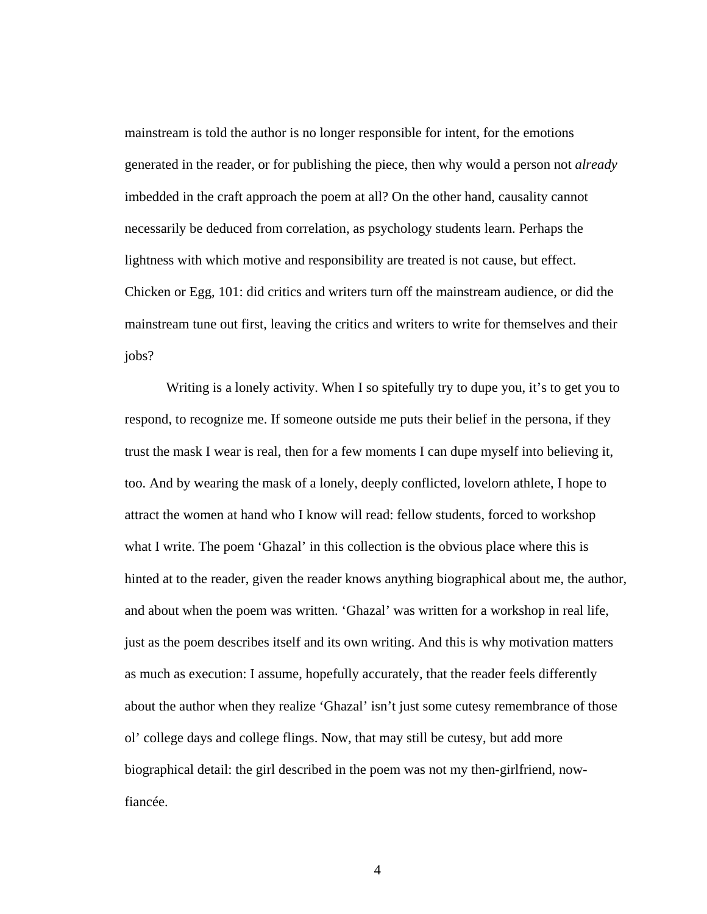mainstream is told the author is no longer responsible for intent, for the emotions generated in the reader, or for publishing the piece, then why would a person not *already* imbedded in the craft approach the poem at all? On the other hand, causality cannot necessarily be deduced from correlation, as psychology students learn. Perhaps the lightness with which motive and responsibility are treated is not cause, but effect. Chicken or Egg, 101: did critics and writers turn off the mainstream audience, or did the mainstream tune out first, leaving the critics and writers to write for themselves and their jobs?

Writing is a lonely activity. When I so spitefully try to dupe you, it's to get you to respond, to recognize me. If someone outside me puts their belief in the persona, if they trust the mask I wear is real, then for a few moments I can dupe myself into believing it, too. And by wearing the mask of a lonely, deeply conflicted, lovelorn athlete, I hope to attract the women at hand who I know will read: fellow students, forced to workshop what I write. The poem 'Ghazal' in this collection is the obvious place where this is hinted at to the reader, given the reader knows anything biographical about me, the author, and about when the poem was written. 'Ghazal' was written for a workshop in real life, just as the poem describes itself and its own writing. And this is why motivation matters as much as execution: I assume, hopefully accurately, that the reader feels differently about the author when they realize 'Ghazal' isn't just some cutesy remembrance of those ol' college days and college flings. Now, that may still be cutesy, but add more biographical detail: the girl described in the poem was not my then-girlfriend, now-fiancée.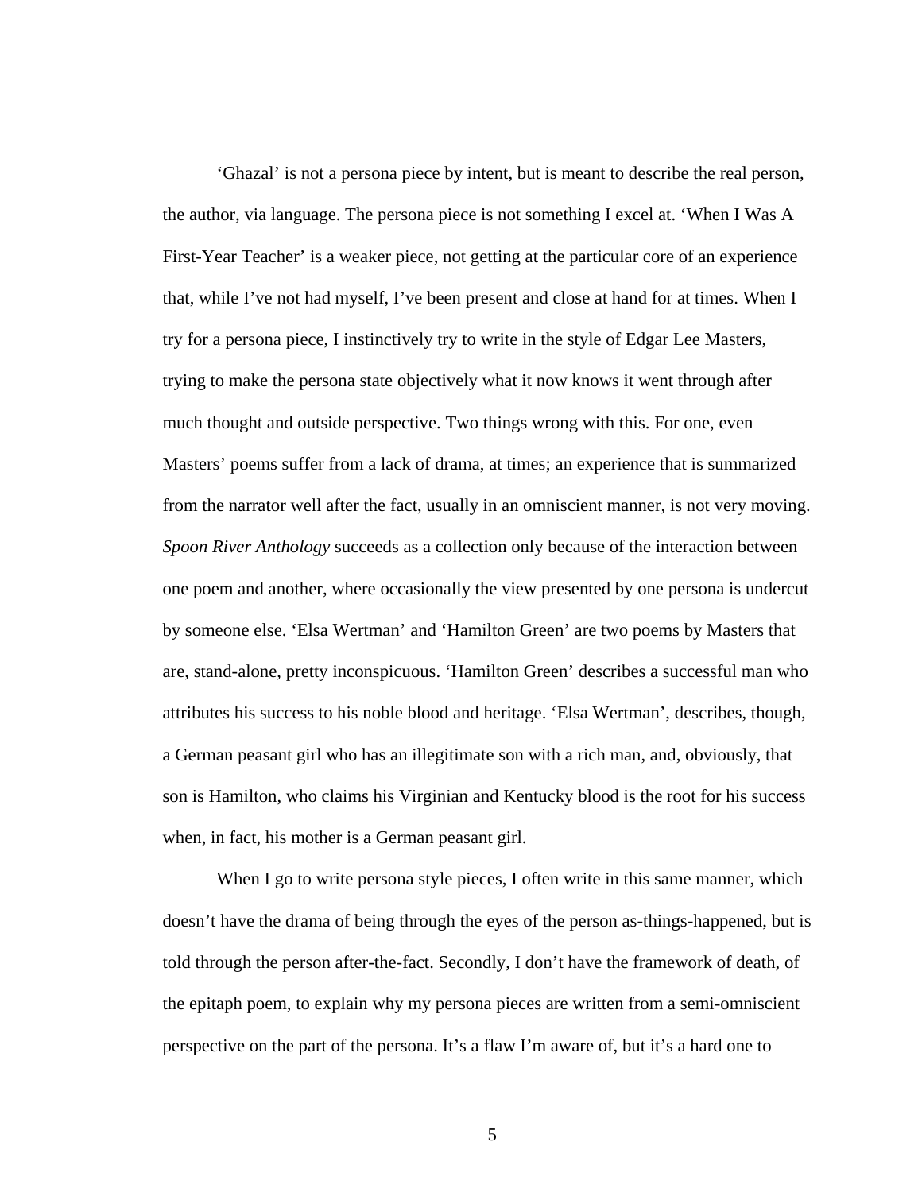'Ghazal' is not a persona piece by intent, but is meant to describe the real person, the author, via language. The persona piece is not something I excel at. 'When I Was A First-Year Teacher' is a weaker piece, not getting at the particular core of an experience that, while I've not had myself, I've been present and close at hand for at times. When I try for a persona piece, I instinctively try to write in the style of Edgar Lee Masters, trying to make the persona state objectively what it now knows it went through after much thought and outside perspective. Two things wrong with this. For one, even Masters' poems suffer from a lack of drama, at times; an experience that is summarized from the narrator well after the fact, usually in an omniscient manner, is not very moving. *Spoon River Anthology* succeeds as a collection only because of the interaction between one poem and another, where occasionally the view presented by one persona is undercut by someone else. 'Elsa Wertman' and 'Hamilton Green' are two poems by Masters that are, stand-alone, pretty inconspicuous. 'Hamilton Green' describes a successful man who attributes his success to his noble blood and heritage. 'Elsa Wertman', describes, though, a German peasant girl who has an illegitimate son with a rich man, and, obviously, that son is Hamilton, who claims his Virginian and Kentucky blood is the root for his success when, in fact, his mother is a German peasant girl.

When I go to write persona style pieces, I often write in this same manner, which doesn't have the drama of being through the eyes of the person as-things-happened, but is told through the person after-the-fact. Secondly, I don't have the framework of death, of the epitaph poem, to explain why my persona pieces are written from a semi-omniscient perspective on the part of the persona. It's a flaw I'm aware of, but it's a hard one to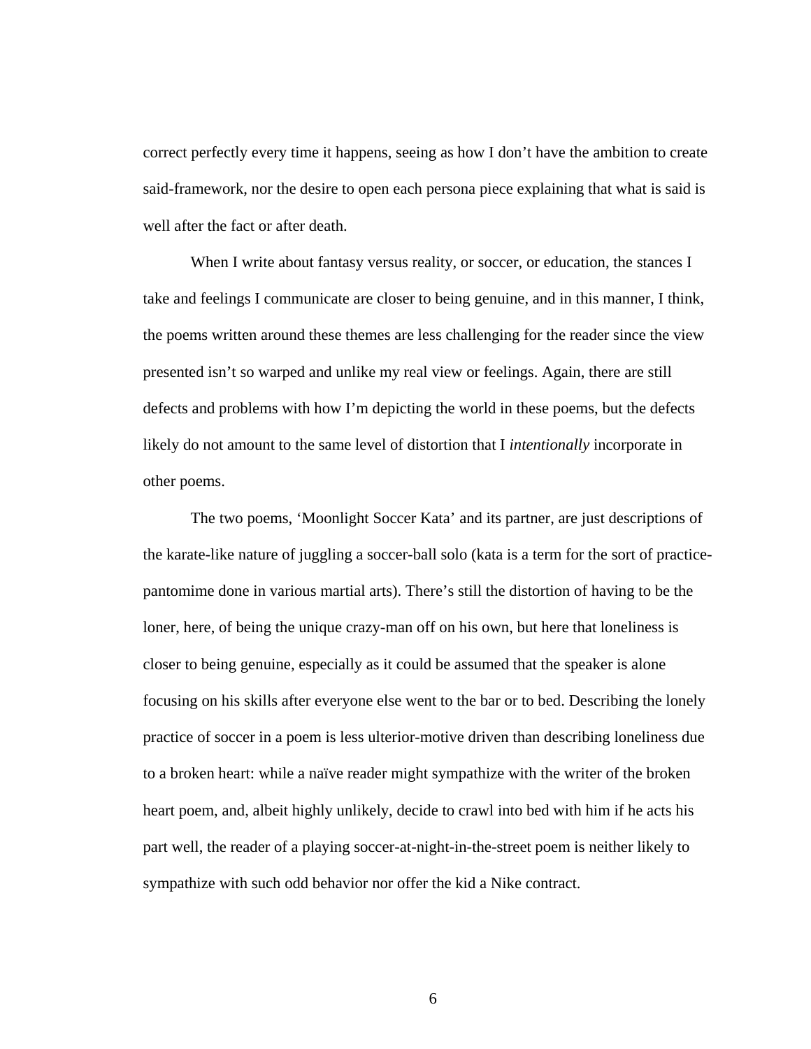correct perfectly every time it happens, seeing as how I don't have the ambition to create said-framework, nor the desire to open each persona piece explaining that what is said is well after the fact or after death.

When I write about fantasy versus reality, or soccer, or education, the stances I take and feelings I communicate are closer to being genuine, and in this manner, I think, the poems written around these themes are less challenging for the reader since the view presented isn't so warped and unlike my real view or feelings. Again, there are still defects and problems with how I'm depicting the world in these poems, but the defects likely do not amount to the same level of distortion that I *intentionally* incorporate in other poems.

The two poems, 'Moonlight Soccer Kata' and its partner, are just descriptions of the karate-like nature of juggling a soccer-ball solo (kata is a term for the sort of practice-pantomime done in various martial arts). There's still the distortion of having to be the loner, here, of being the unique crazy-man off on his own, but here that loneliness is closer to being genuine, especially as it could be assumed that the speaker is alone focusing on his skills after everyone else went to the bar or to bed. Describing the lonely practice of soccer in a poem is less ulterior-motive driven than describing loneliness due to a broken heart: while a naïve reader might sympathize with the writer of the broken heart poem, and, albeit highly unlikely, decide to crawl into bed with him if he acts his part well, the reader of a playing soccer-at-night-in-the-street poem is neither likely to sympathize with such odd behavior nor offer the kid a Nike contract.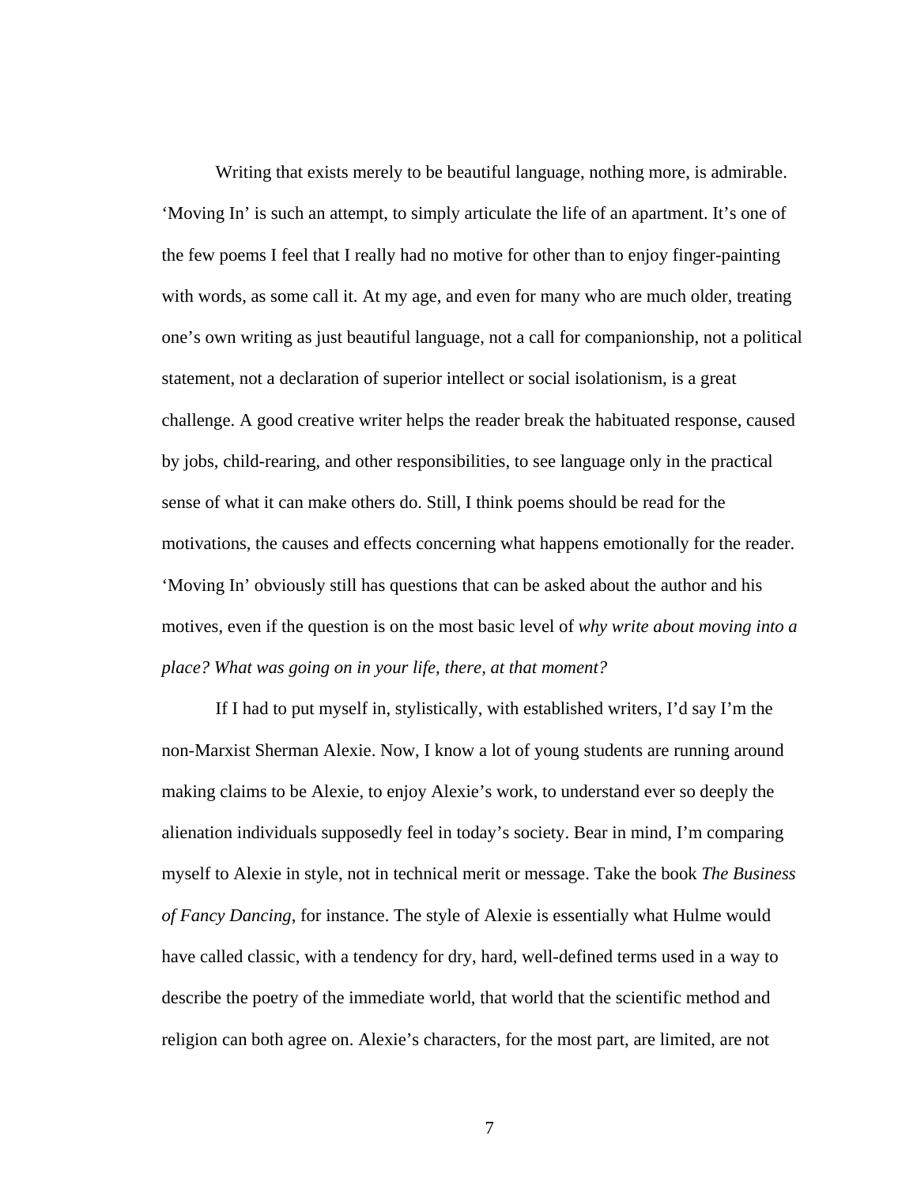Writing that exists merely to be beautiful language, nothing more, is admirable. ‘Moving In’ is such an attempt, to simply articulate the life of an apartment. It’s one of the few poems I feel that I really had no motive for other than to enjoy finger-painting with words, as some call it. At my age, and even for many who are much older, treating one’s own writing as just beautiful language, not a call for companionship, not a political statement, not a declaration of superior intellect or social isolationism, is a great challenge. A good creative writer helps the reader break the habituated response, caused by jobs, child-rearing, and other responsibilities, to see language only in the practical sense of what it can make others do. Still, I think poems should be read for the motivations, the causes and effects concerning what happens emotionally for the reader. ‘Moving In’ obviously still has questions that can be asked about the author and his motives, even if the question is on the most basic level of *why write about moving into a place? What was going on in your life, there, at that moment?*

If I had to put myself in, stylistically, with established writers, I’d say I’m the non-Marxist Sherman Alexie. Now, I know a lot of young students are running around making claims to be Alexie, to enjoy Alexie’s work, to understand ever so deeply the alienation individuals supposedly feel in today’s society. Bear in mind, I’m comparing myself to Alexie in style, not in technical merit or message. Take the book *The Business of Fancy Dancing*, for instance. The style of Alexie is essentially what Hulme would have called classic, with a tendency for dry, hard, well-defined terms used in a way to describe the poetry of the immediate world, that world that the scientific method and religion can both agree on. Alexie’s characters, for the most part, are limited, are not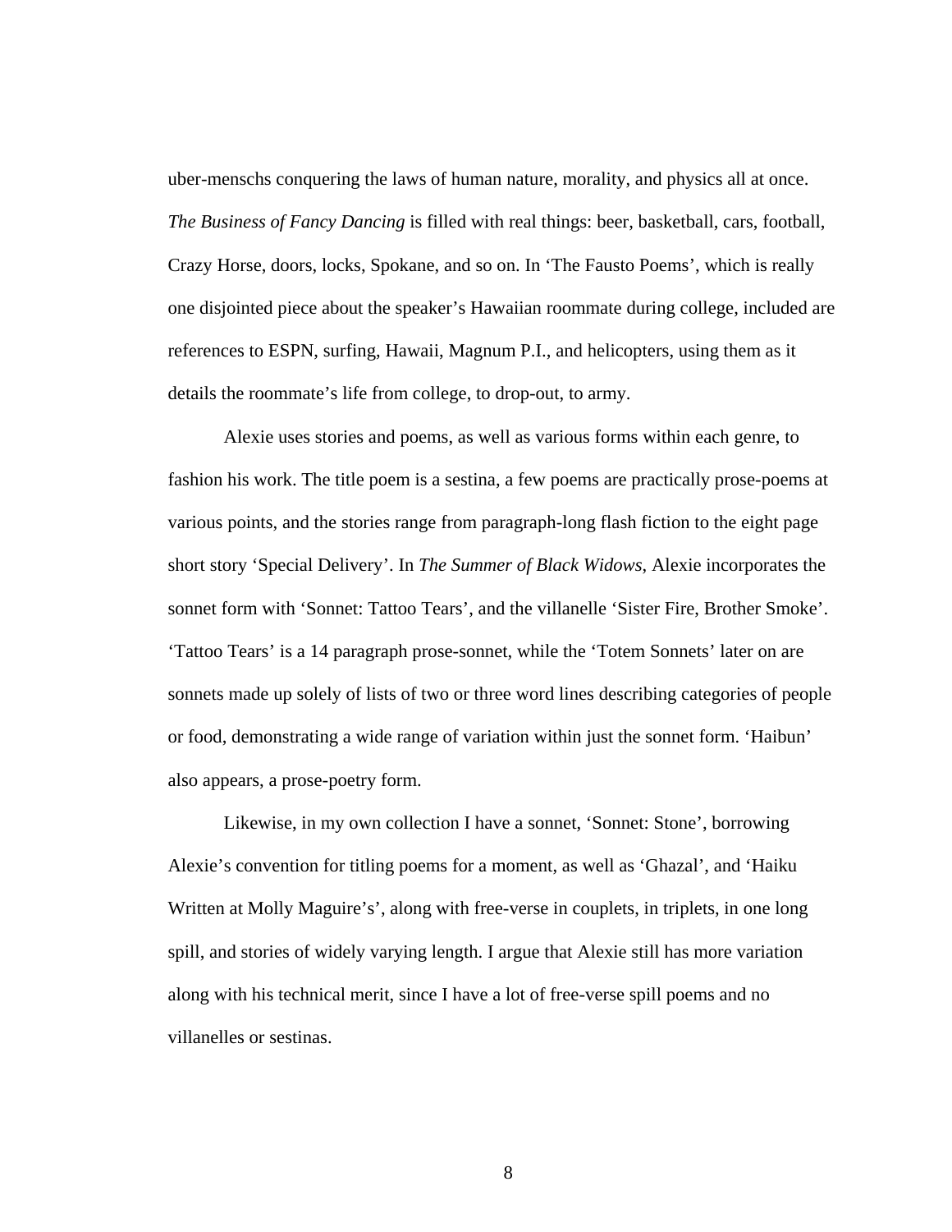uber-menschs conquering the laws of human nature, morality, and physics all at once. *The Business of Fancy Dancing* is filled with real things: beer, basketball, cars, football, Crazy Horse, doors, locks, Spokane, and so on. In 'The Fausto Poems', which is really one disjointed piece about the speaker's Hawaiian roommate during college, included are references to ESPN, surfing, Hawaii, Magnum P.I., and helicopters, using them as it details the roommate's life from college, to drop-out, to army.

Alexie uses stories and poems, as well as various forms within each genre, to fashion his work. The title poem is a sestina, a few poems are practically prose-poems at various points, and the stories range from paragraph-long flash fiction to the eight page short story 'Special Delivery'. In *The Summer of Black Widows*, Alexie incorporates the sonnet form with 'Sonnet: Tattoo Tears', and the villanelle 'Sister Fire, Brother Smoke'. 'Tattoo Tears' is a 14 paragraph prose-sonnet, while the 'Totem Sonnets' later on are sonnets made up solely of lists of two or three word lines describing categories of people or food, demonstrating a wide range of variation within just the sonnet form. 'Haibun' also appears, a prose-poetry form.

Likewise, in my own collection I have a sonnet, 'Sonnet: Stone', borrowing Alexie's convention for titling poems for a moment, as well as 'Ghazal', and 'Haiku Written at Molly Maguire's', along with free-verse in couplets, in triplets, in one long spill, and stories of widely varying length. I argue that Alexie still has more variation along with his technical merit, since I have a lot of free-verse spill poems and no villanelles or sestinas.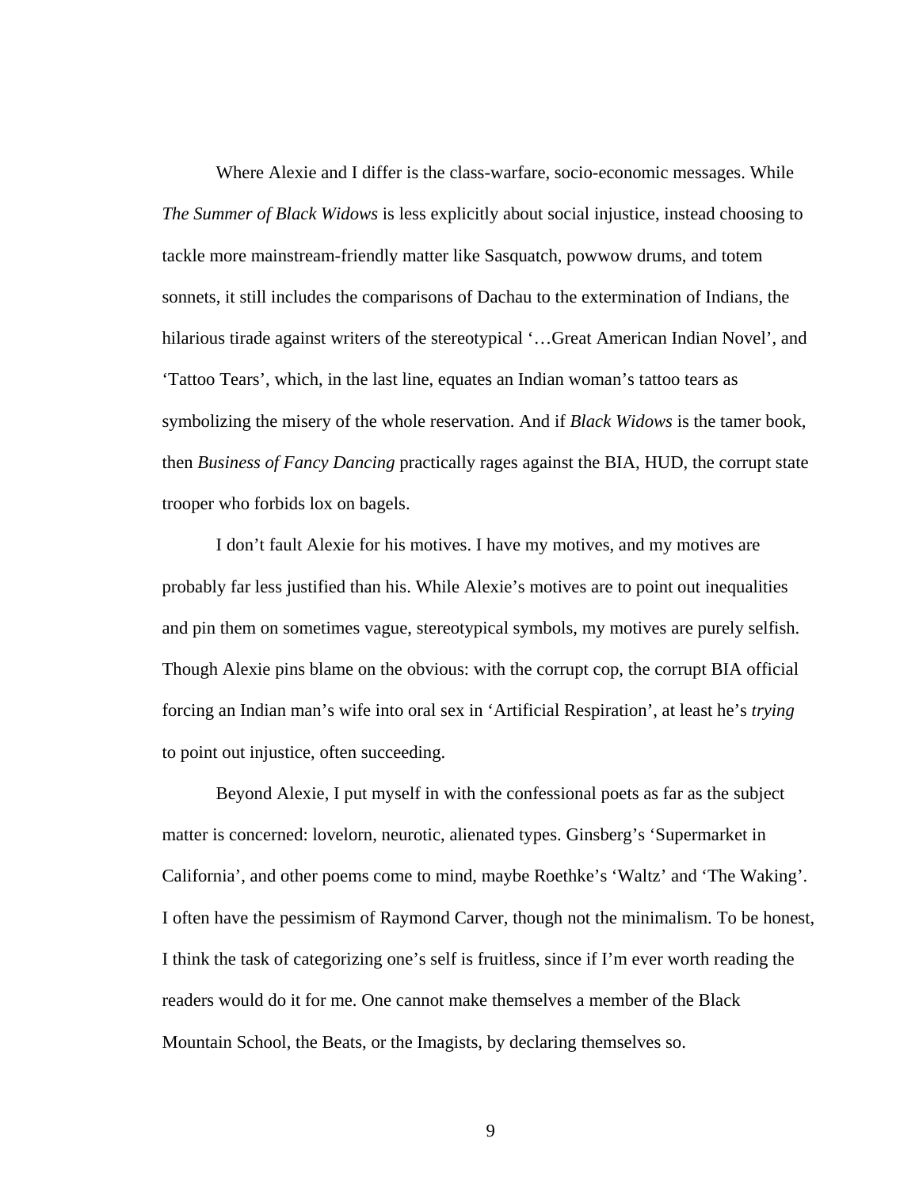Where Alexie and I differ is the class-warfare, socio-economic messages. While *The Summer of Black Widows* is less explicitly about social injustice, instead choosing to tackle more mainstream-friendly matter like Sasquatch, powwow drums, and totem sonnets, it still includes the comparisons of Dachau to the extermination of Indians, the hilarious tirade against writers of the stereotypical '…Great American Indian Novel', and 'Tattoo Tears', which, in the last line, equates an Indian woman's tattoo tears as symbolizing the misery of the whole reservation. And if *Black Widows* is the tamer book, then *Business of Fancy Dancing* practically rages against the BIA, HUD, the corrupt state trooper who forbids lox on bagels.

I don't fault Alexie for his motives. I have my motives, and my motives are probably far less justified than his. While Alexie's motives are to point out inequalities and pin them on sometimes vague, stereotypical symbols, my motives are purely selfish. Though Alexie pins blame on the obvious: with the corrupt cop, the corrupt BIA official forcing an Indian man's wife into oral sex in 'Artificial Respiration', at least he's *trying* to point out injustice, often succeeding.

Beyond Alexie, I put myself in with the confessional poets as far as the subject matter is concerned: lovelorn, neurotic, alienated types. Ginsberg's 'Supermarket in California', and other poems come to mind, maybe Roethke's 'Waltz' and 'The Waking'. I often have the pessimism of Raymond Carver, though not the minimalism. To be honest, I think the task of categorizing one's self is fruitless, since if I'm ever worth reading the readers would do it for me. One cannot make themselves a member of the Black Mountain School, the Beats, or the Imagists, by declaring themselves so.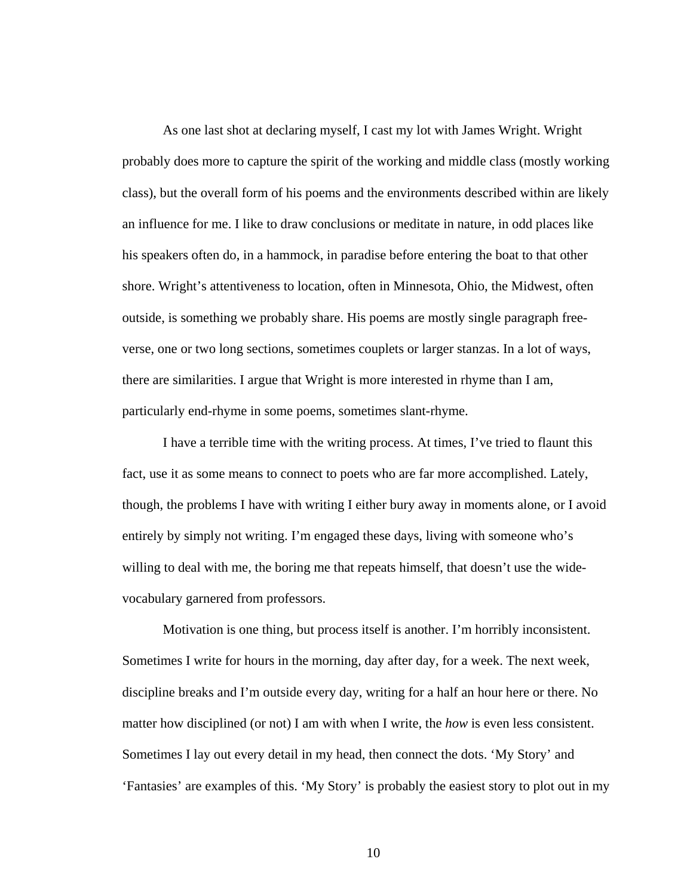As one last shot at declaring myself, I cast my lot with James Wright. Wright probably does more to capture the spirit of the working and middle class (mostly working class), but the overall form of his poems and the environments described within are likely an influence for me. I like to draw conclusions or meditate in nature, in odd places like his speakers often do, in a hammock, in paradise before entering the boat to that other shore. Wright's attentiveness to location, often in Minnesota, Ohio, the Midwest, often outside, is something we probably share. His poems are mostly single paragraph free-verse, one or two long sections, sometimes couplets or larger stanzas. In a lot of ways, there are similarities. I argue that Wright is more interested in rhyme than I am, particularly end-rhyme in some poems, sometimes slant-rhyme.

I have a terrible time with the writing process. At times, I've tried to flaunt this fact, use it as some means to connect to poets who are far more accomplished. Lately, though, the problems I have with writing I either bury away in moments alone, or I avoid entirely by simply not writing. I'm engaged these days, living with someone who's willing to deal with me, the boring me that repeats himself, that doesn't use the wide-vocabulary garnered from professors.

Motivation is one thing, but process itself is another. I'm horribly inconsistent. Sometimes I write for hours in the morning, day after day, for a week. The next week, discipline breaks and I'm outside every day, writing for a half an hour here or there. No matter how disciplined (or not) I am with when I write, the *how* is even less consistent. Sometimes I lay out every detail in my head, then connect the dots. 'My Story' and 'Fantasies' are examples of this. 'My Story' is probably the easiest story to plot out in my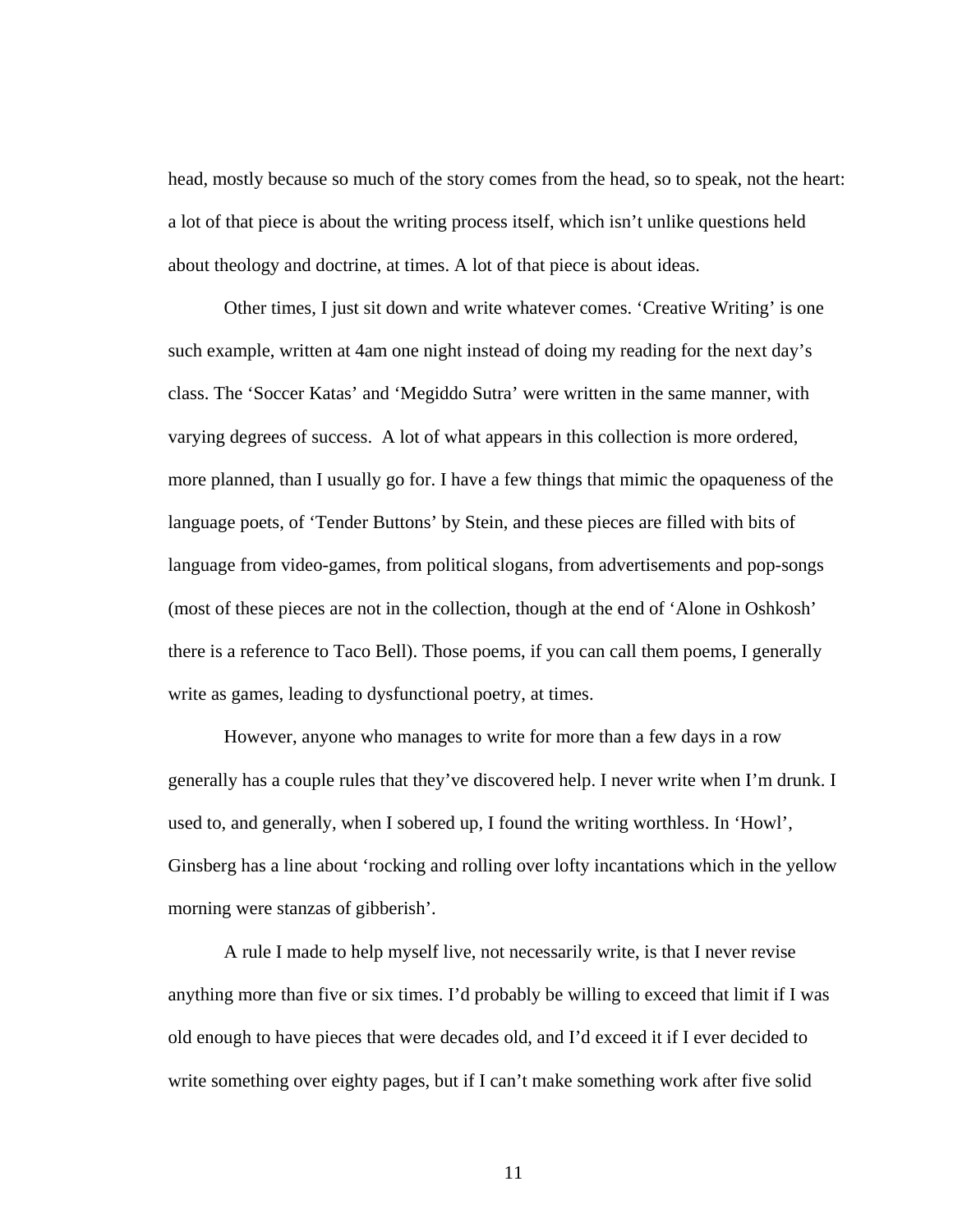head, mostly because so much of the story comes from the head, so to speak, not the heart: a lot of that piece is about the writing process itself, which isn't unlike questions held about theology and doctrine, at times. A lot of that piece is about ideas.

Other times, I just sit down and write whatever comes. 'Creative Writing' is one such example, written at 4am one night instead of doing my reading for the next day's class. The 'Soccer Katas' and 'Megiddo Sutra' were written in the same manner, with varying degrees of success. A lot of what appears in this collection is more ordered, more planned, than I usually go for. I have a few things that mimic the opaqueness of the language poets, of 'Tender Buttons' by Stein, and these pieces are filled with bits of language from video-games, from political slogans, from advertisements and pop-songs (most of these pieces are not in the collection, though at the end of 'Alone in Oshkosh' there is a reference to Taco Bell). Those poems, if you can call them poems, I generally write as games, leading to dysfunctional poetry, at times.

However, anyone who manages to write for more than a few days in a row generally has a couple rules that they've discovered help. I never write when I'm drunk. I used to, and generally, when I sobered up, I found the writing worthless. In 'Howl', Ginsberg has a line about 'rocking and rolling over lofty incantations which in the yellow morning were stanzas of gibberish'.

A rule I made to help myself live, not necessarily write, is that I never revise anything more than five or six times. I'd probably be willing to exceed that limit if I was old enough to have pieces that were decades old, and I'd exceed it if I ever decided to write something over eighty pages, but if I can't make something work after five solid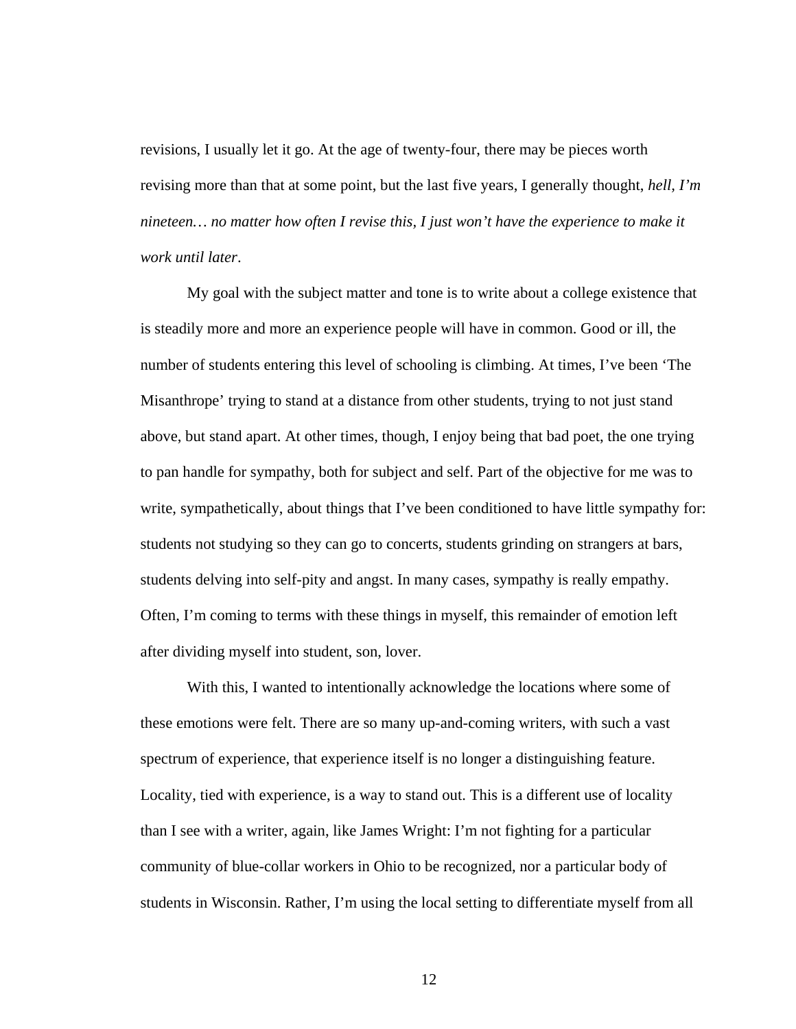revisions, I usually let it go. At the age of twenty-four, there may be pieces worth revising more than that at some point, but the last five years, I generally thought, *hell, I'm nineteen… no matter how often I revise this, I just won't have the experience to make it work until later*.

My goal with the subject matter and tone is to write about a college existence that is steadily more and more an experience people will have in common. Good or ill, the number of students entering this level of schooling is climbing. At times, I've been 'The Misanthrope' trying to stand at a distance from other students, trying to not just stand above, but stand apart. At other times, though, I enjoy being that bad poet, the one trying to pan handle for sympathy, both for subject and self. Part of the objective for me was to write, sympathetically, about things that I've been conditioned to have little sympathy for: students not studying so they can go to concerts, students grinding on strangers at bars, students delving into self-pity and angst. In many cases, sympathy is really empathy. Often, I'm coming to terms with these things in myself, this remainder of emotion left after dividing myself into student, son, lover.

With this, I wanted to intentionally acknowledge the locations where some of these emotions were felt. There are so many up-and-coming writers, with such a vast spectrum of experience, that experience itself is no longer a distinguishing feature. Locality, tied with experience, is a way to stand out. This is a different use of locality than I see with a writer, again, like James Wright: I'm not fighting for a particular community of blue-collar workers in Ohio to be recognized, nor a particular body of students in Wisconsin. Rather, I'm using the local setting to differentiate myself from all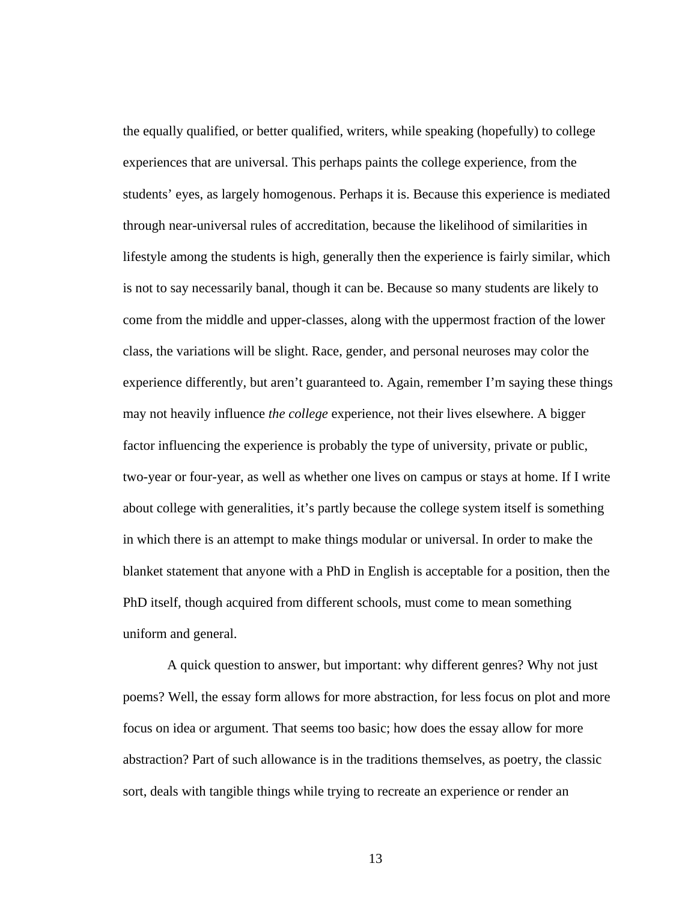the equally qualified, or better qualified, writers, while speaking (hopefully) to college experiences that are universal. This perhaps paints the college experience, from the students' eyes, as largely homogenous. Perhaps it is. Because this experience is mediated through near-universal rules of accreditation, because the likelihood of similarities in lifestyle among the students is high, generally then the experience is fairly similar, which is not to say necessarily banal, though it can be. Because so many students are likely to come from the middle and upper-classes, along with the uppermost fraction of the lower class, the variations will be slight. Race, gender, and personal neuroses may color the experience differently, but aren't guaranteed to. Again, remember I'm saying these things may not heavily influence *the college* experience, not their lives elsewhere. A bigger factor influencing the experience is probably the type of university, private or public, two-year or four-year, as well as whether one lives on campus or stays at home. If I write about college with generalities, it's partly because the college system itself is something in which there is an attempt to make things modular or universal. In order to make the blanket statement that anyone with a PhD in English is acceptable for a position, then the PhD itself, though acquired from different schools, must come to mean something uniform and general.

A quick question to answer, but important: why different genres? Why not just poems? Well, the essay form allows for more abstraction, for less focus on plot and more focus on idea or argument. That seems too basic; how does the essay allow for more abstraction? Part of such allowance is in the traditions themselves, as poetry, the classic sort, deals with tangible things while trying to recreate an experience or render an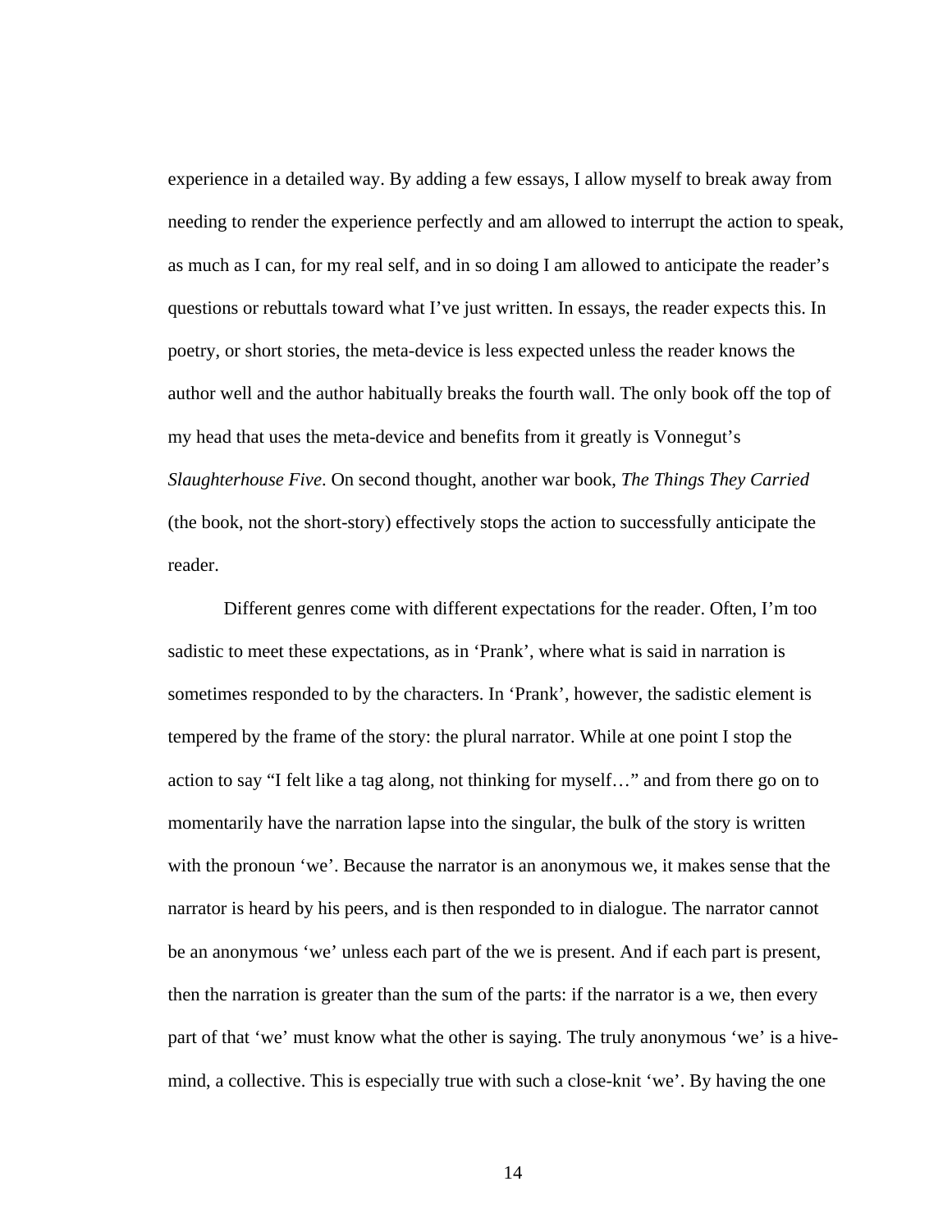experience in a detailed way. By adding a few essays, I allow myself to break away from needing to render the experience perfectly and am allowed to interrupt the action to speak, as much as I can, for my real self, and in so doing I am allowed to anticipate the reader's questions or rebuttals toward what I've just written. In essays, the reader expects this. In poetry, or short stories, the meta-device is less expected unless the reader knows the author well and the author habitually breaks the fourth wall. The only book off the top of my head that uses the meta-device and benefits from it greatly is Vonnegut's *Slaughterhouse Five*. On second thought, another war book, *The Things They Carried* (the book, not the short-story) effectively stops the action to successfully anticipate the reader.

Different genres come with different expectations for the reader. Often, I'm too sadistic to meet these expectations, as in 'Prank', where what is said in narration is sometimes responded to by the characters. In 'Prank', however, the sadistic element is tempered by the frame of the story: the plural narrator. While at one point I stop the action to say "I felt like a tag along, not thinking for myself…" and from there go on to momentarily have the narration lapse into the singular, the bulk of the story is written with the pronoun 'we'. Because the narrator is an anonymous we, it makes sense that the narrator is heard by his peers, and is then responded to in dialogue. The narrator cannot be an anonymous 'we' unless each part of the we is present. And if each part is present, then the narration is greater than the sum of the parts: if the narrator is a we, then every part of that 'we' must know what the other is saying. The truly anonymous 'we' is a hive-mind, a collective. This is especially true with such a close-knit 'we'. By having the one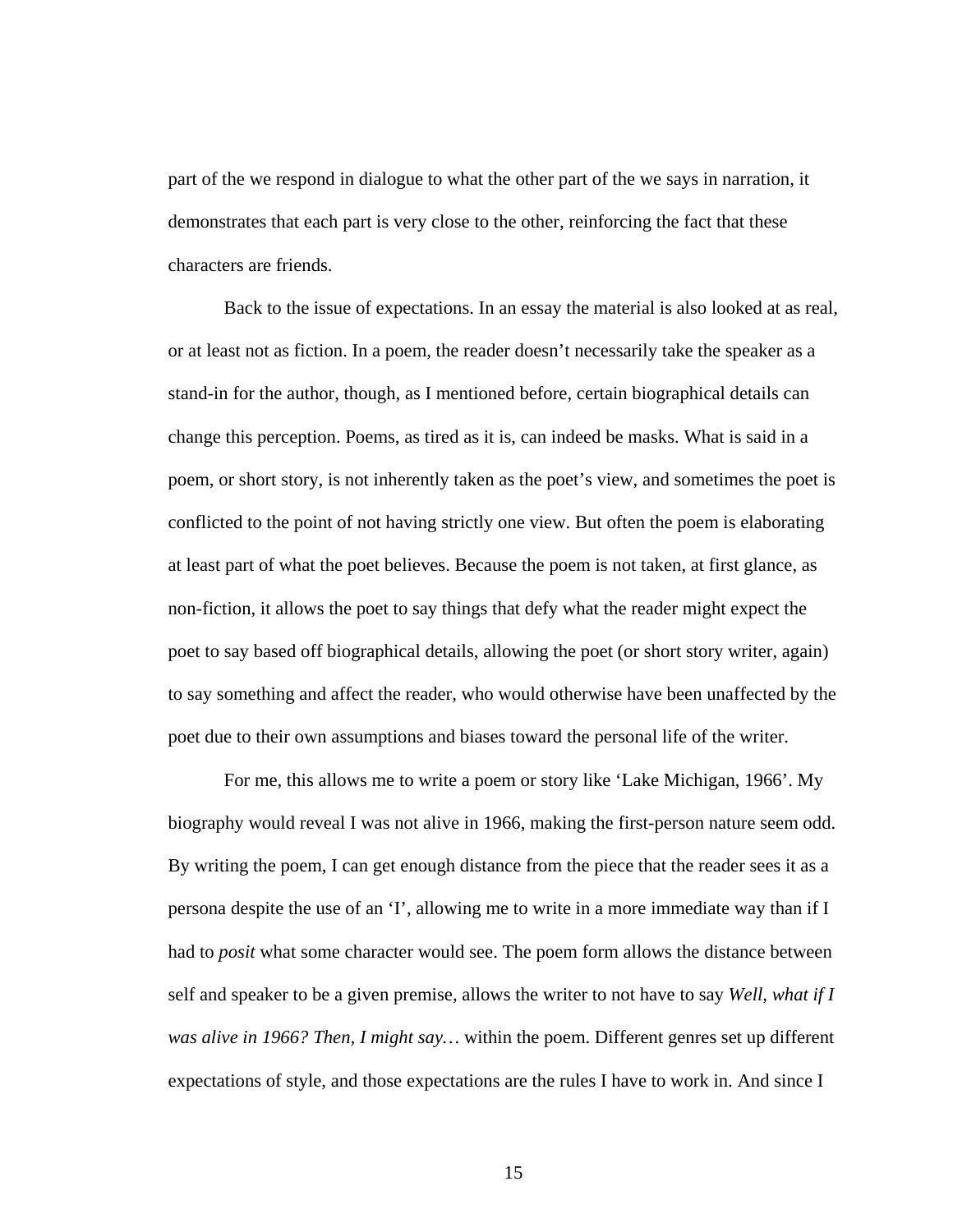part of the we respond in dialogue to what the other part of the we says in narration, it demonstrates that each part is very close to the other, reinforcing the fact that these characters are friends.

Back to the issue of expectations. In an essay the material is also looked at as real, or at least not as fiction. In a poem, the reader doesn't necessarily take the speaker as a stand-in for the author, though, as I mentioned before, certain biographical details can change this perception. Poems, as tired as it is, can indeed be masks. What is said in a poem, or short story, is not inherently taken as the poet's view, and sometimes the poet is conflicted to the point of not having strictly one view. But often the poem is elaborating at least part of what the poet believes. Because the poem is not taken, at first glance, as non-fiction, it allows the poet to say things that defy what the reader might expect the poet to say based off biographical details, allowing the poet (or short story writer, again) to say something and affect the reader, who would otherwise have been unaffected by the poet due to their own assumptions and biases toward the personal life of the writer.

For me, this allows me to write a poem or story like 'Lake Michigan, 1966'. My biography would reveal I was not alive in 1966, making the first-person nature seem odd. By writing the poem, I can get enough distance from the piece that the reader sees it as a persona despite the use of an 'I', allowing me to write in a more immediate way than if I had to *posit* what some character would see. The poem form allows the distance between self and speaker to be a given premise, allows the writer to not have to say *Well, what if I was alive in 1966? Then, I might say…* within the poem. Different genres set up different expectations of style, and those expectations are the rules I have to work in. And since I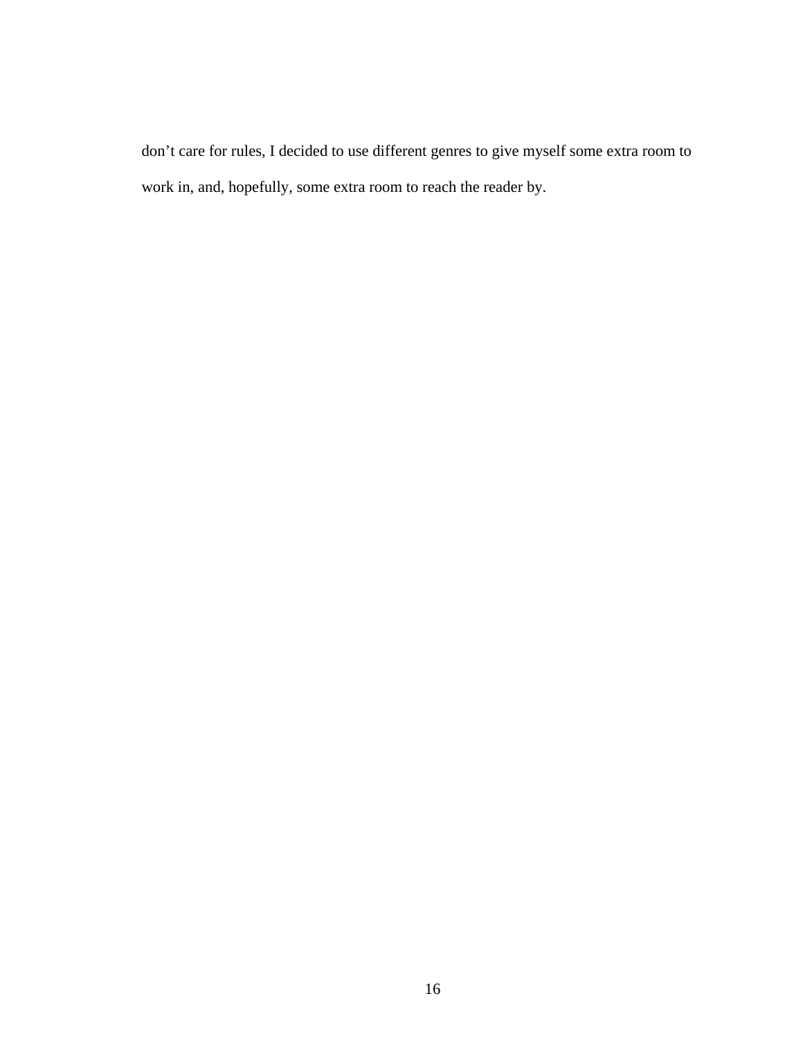don't care for rules, I decided to use different genres to give myself some extra room to work in, and, hopefully, some extra room to reach the reader by.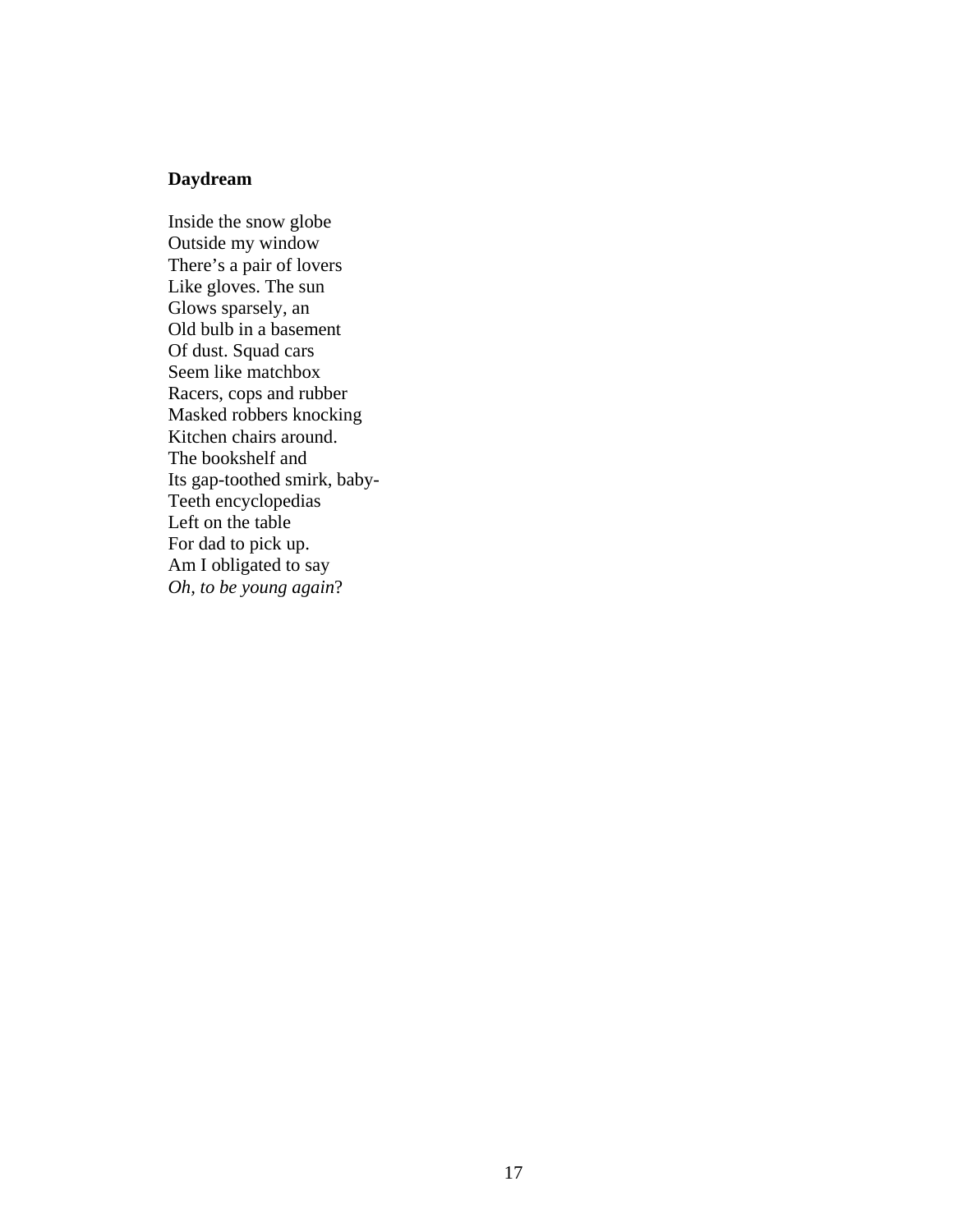**Daydream**

Inside the snow globe  
Outside my window  
There's a pair of lovers  
Like gloves. The sun  
Glows sparsely, an  
Old bulb in a basement  
Of dust. Squad cars  
Seem like matchbox  
Racers, cops and rubber  
Masked robbers knocking  
Kitchen chairs around.  
The bookshelf and  
Its gap-toothed smirk, baby-  
Teeth encyclopedias  
Left on the table  
For dad to pick up.  
Am I obligated to say  
*Oh, to be young again*?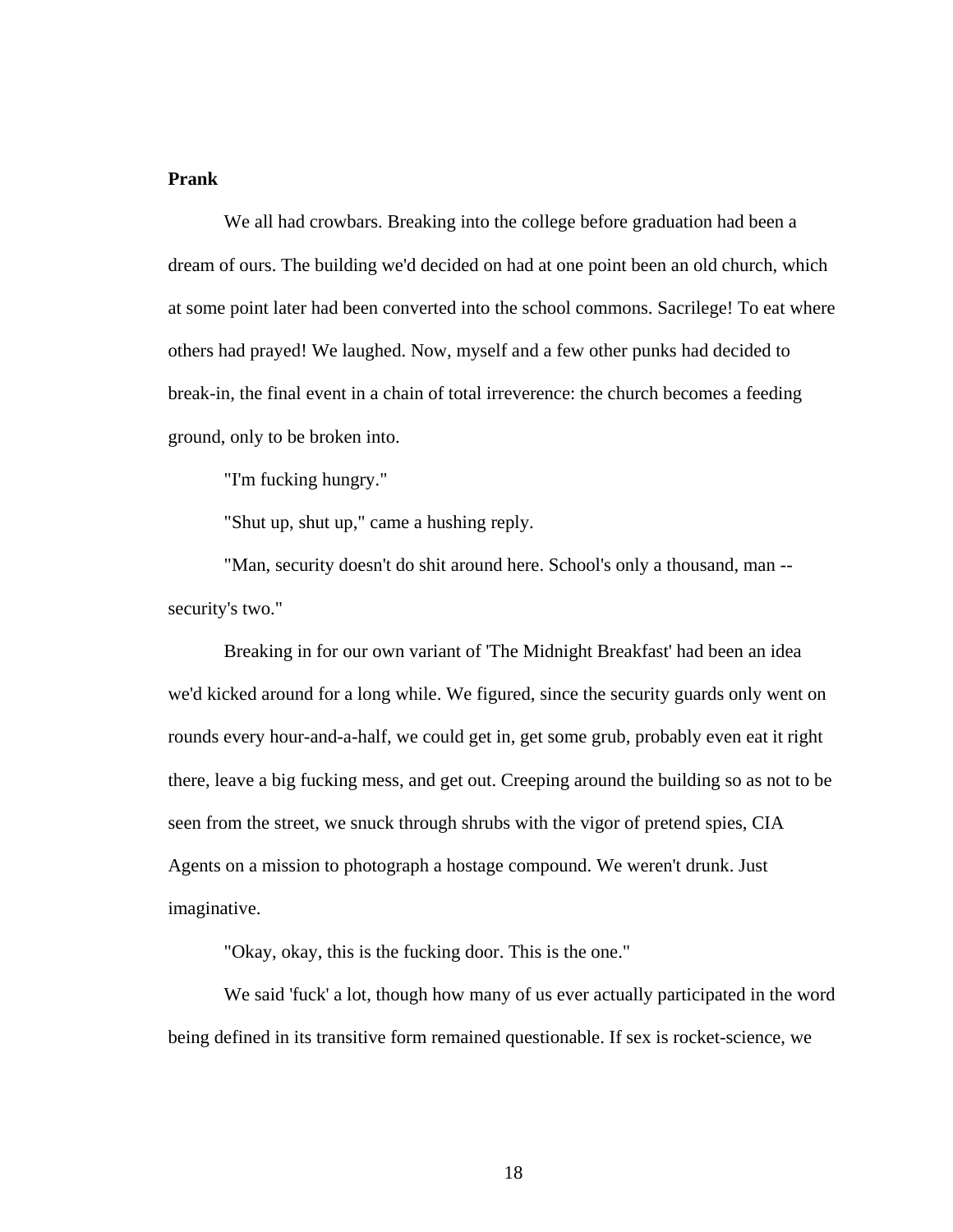**Prank**

We all had crowbars. Breaking into the college before graduation had been a dream of ours. The building we'd decided on had at one point been an old church, which at some point later had been converted into the school commons. Sacrilege! To eat where others had prayed! We laughed. Now, myself and a few other punks had decided to break-in, the final event in a chain of total irreverence: the church becomes a feeding ground, only to be broken into.

"I'm fucking hungry."

"Shut up, shut up," came a hushing reply.

"Man, security doesn't do shit around here. School's only a thousand, man -- security's two."

Breaking in for our own variant of 'The Midnight Breakfast' had been an idea we'd kicked around for a long while. We figured, since the security guards only went on rounds every hour-and-a-half, we could get in, get some grub, probably even eat it right there, leave a big fucking mess, and get out. Creeping around the building so as not to be seen from the street, we snuck through shrubs with the vigor of pretend spies, CIA Agents on a mission to photograph a hostage compound. We weren't drunk. Just imaginative.

"Okay, okay, this is the fucking door. This is the one."

We said 'fuck' a lot, though how many of us ever actually participated in the word being defined in its transitive form remained questionable. If sex is rocket-science, we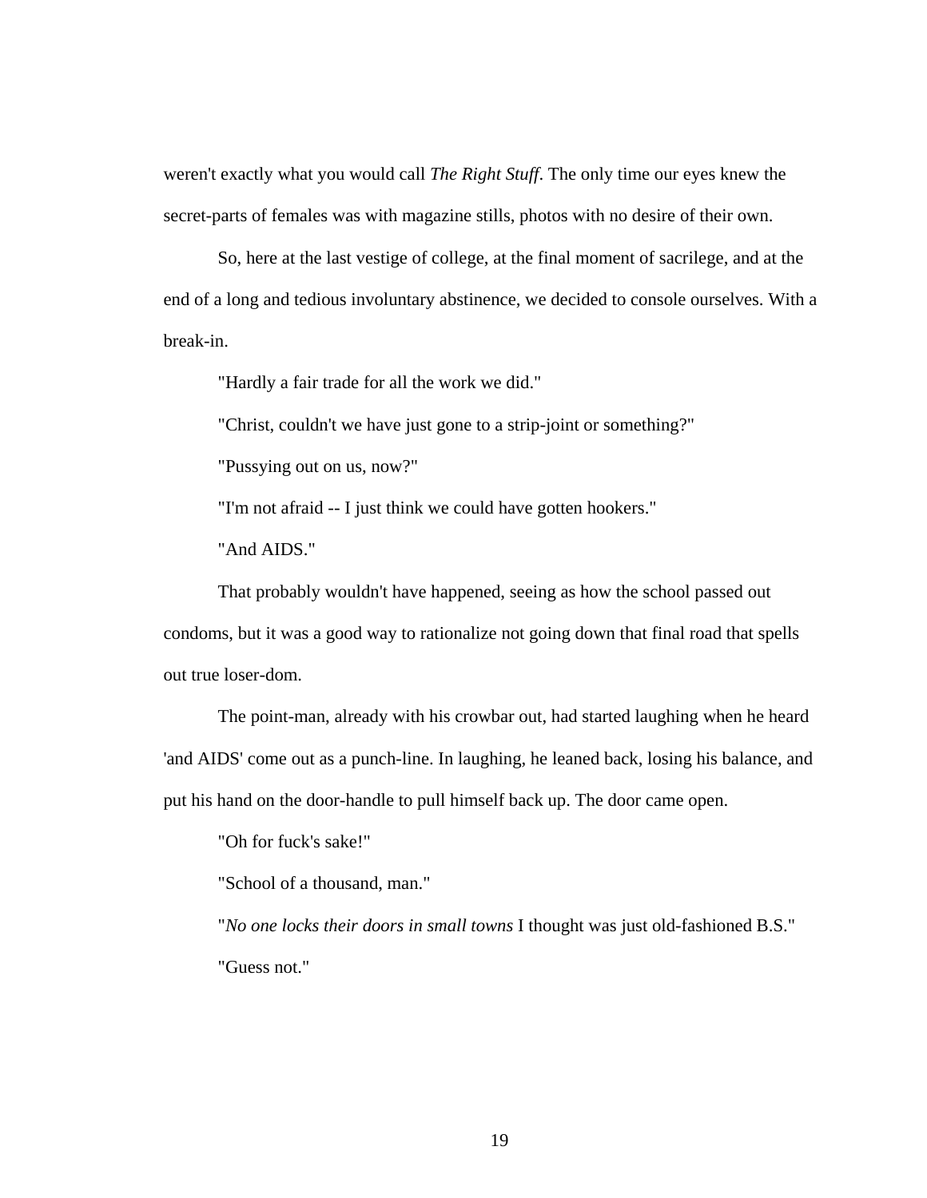weren't exactly what you would call *The Right Stuff*. The only time our eyes knew the secret-parts of females was with magazine stills, photos with no desire of their own.

So, here at the last vestige of college, at the final moment of sacrilege, and at the end of a long and tedious involuntary abstinence, we decided to console ourselves. With a break-in.

"Hardly a fair trade for all the work we did."

"Christ, couldn't we have just gone to a strip-joint or something?"

"Pussying out on us, now?"

"I'm not afraid -- I just think we could have gotten hookers."

"And AIDS."

That probably wouldn't have happened, seeing as how the school passed out condoms, but it was a good way to rationalize not going down that final road that spells out true loser-dom.

The point-man, already with his crowbar out, had started laughing when he heard 'and AIDS' come out as a punch-line. In laughing, he leaned back, losing his balance, and put his hand on the door-handle to pull himself back up. The door came open.

"Oh for fuck's sake!"

"School of a thousand, man."

"*No one locks their doors in small towns* I thought was just old-fashioned B.S."

"Guess not."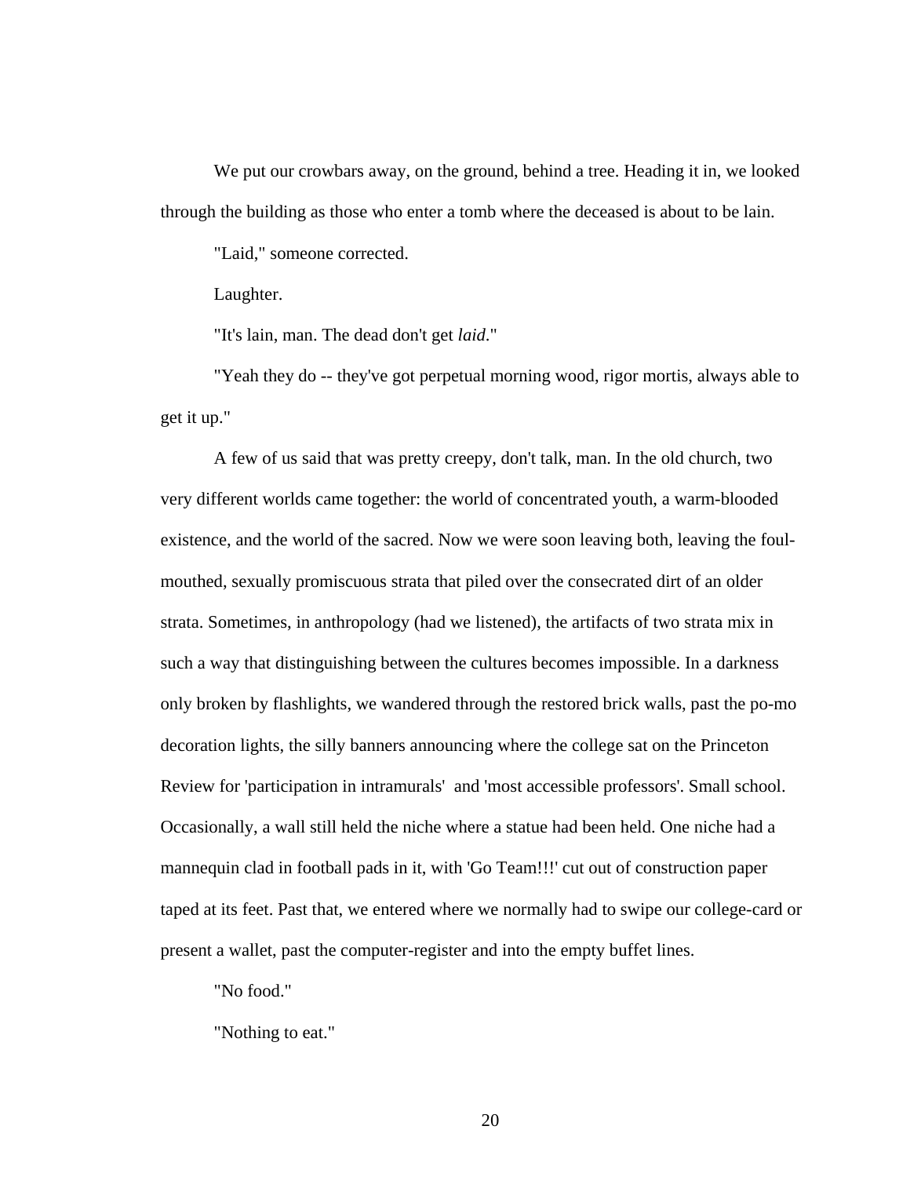We put our crowbars away, on the ground, behind a tree. Heading it in, we looked through the building as those who enter a tomb where the deceased is about to be lain.

"Laid," someone corrected.

Laughter.

"It's lain, man. The dead don't get *laid*."

"Yeah they do -- they've got perpetual morning wood, rigor mortis, always able to get it up."

A few of us said that was pretty creepy, don't talk, man. In the old church, two very different worlds came together: the world of concentrated youth, a warm-blooded existence, and the world of the sacred. Now we were soon leaving both, leaving the foul-mouthed, sexually promiscuous strata that piled over the consecrated dirt of an older strata. Sometimes, in anthropology (had we listened), the artifacts of two strata mix in such a way that distinguishing between the cultures becomes impossible. In a darkness only broken by flashlights, we wandered through the restored brick walls, past the po-mo decoration lights, the silly banners announcing where the college sat on the Princeton Review for 'participation in intramurals' and 'most accessible professors'. Small school. Occasionally, a wall still held the niche where a statue had been held. One niche had a mannequin clad in football pads in it, with 'Go Team!!!' cut out of construction paper taped at its feet. Past that, we entered where we normally had to swipe our college-card or present a wallet, past the computer-register and into the empty buffet lines.

"No food."

"Nothing to eat."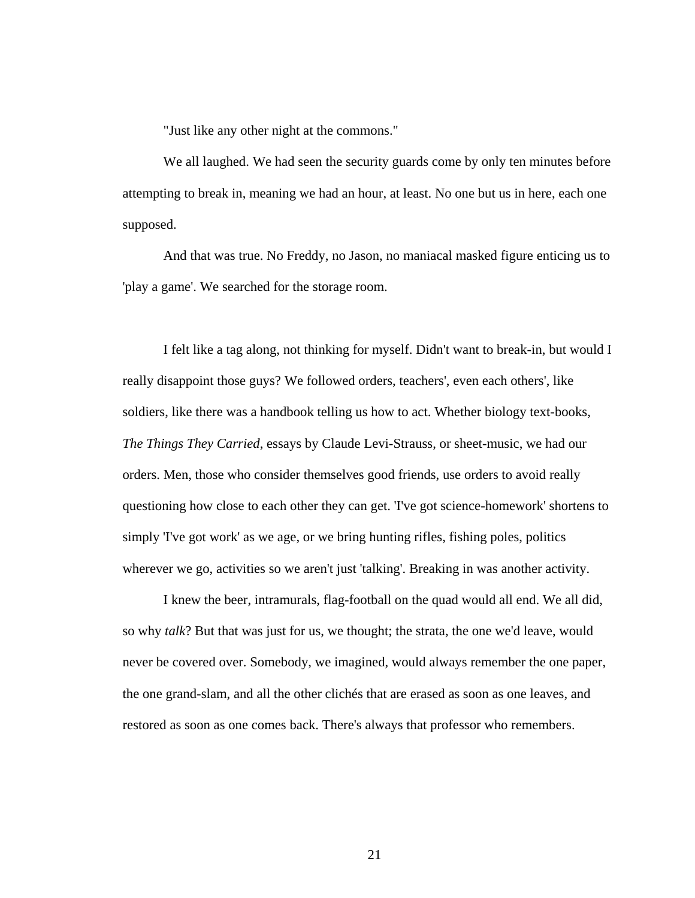"Just like any other night at the commons."

We all laughed. We had seen the security guards come by only ten minutes before attempting to break in, meaning we had an hour, at least. No one but us in here, each one supposed.

And that was true. No Freddy, no Jason, no maniacal masked figure enticing us to 'play a game'. We searched for the storage room.

I felt like a tag along, not thinking for myself. Didn't want to break-in, but would I really disappoint those guys? We followed orders, teachers', even each others', like soldiers, like there was a handbook telling us how to act. Whether biology text-books, *The Things They Carried*, essays by Claude Levi-Strauss, or sheet-music, we had our orders. Men, those who consider themselves good friends, use orders to avoid really questioning how close to each other they can get. 'I've got science-homework' shortens to simply 'I've got work' as we age, or we bring hunting rifles, fishing poles, politics wherever we go, activities so we aren't just 'talking'. Breaking in was another activity.

I knew the beer, intramurals, flag-football on the quad would all end. We all did, so why *talk*? But that was just for us, we thought; the strata, the one we'd leave, would never be covered over. Somebody, we imagined, would always remember the one paper, the one grand-slam, and all the other clichés that are erased as soon as one leaves, and restored as soon as one comes back. There's always that professor who remembers.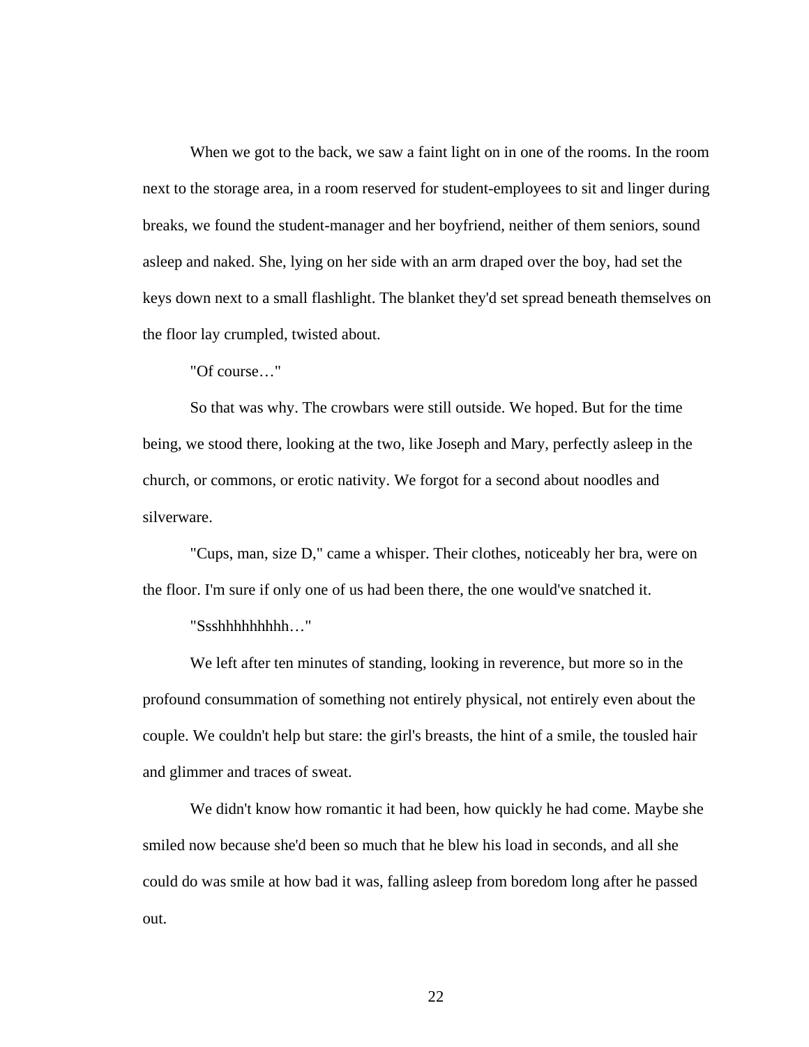When we got to the back, we saw a faint light on in one of the rooms. In the room next to the storage area, in a room reserved for student-employees to sit and linger during breaks, we found the student-manager and her boyfriend, neither of them seniors, sound asleep and naked. She, lying on her side with an arm draped over the boy, had set the keys down next to a small flashlight. The blanket they'd set spread beneath themselves on the floor lay crumpled, twisted about.

"Of course…"

So that was why. The crowbars were still outside. We hoped. But for the time being, we stood there, looking at the two, like Joseph and Mary, perfectly asleep in the church, or commons, or erotic nativity. We forgot for a second about noodles and silverware.

"Cups, man, size D," came a whisper. Their clothes, noticeably her bra, were on the floor. I'm sure if only one of us had been there, the one would've snatched it.

"Ssshhhhhhhhh…"

We left after ten minutes of standing, looking in reverence, but more so in the profound consummation of something not entirely physical, not entirely even about the couple. We couldn't help but stare: the girl's breasts, the hint of a smile, the tousled hair and glimmer and traces of sweat.

We didn't know how romantic it had been, how quickly he had come. Maybe she smiled now because she'd been so much that he blew his load in seconds, and all she could do was smile at how bad it was, falling asleep from boredom long after he passed out.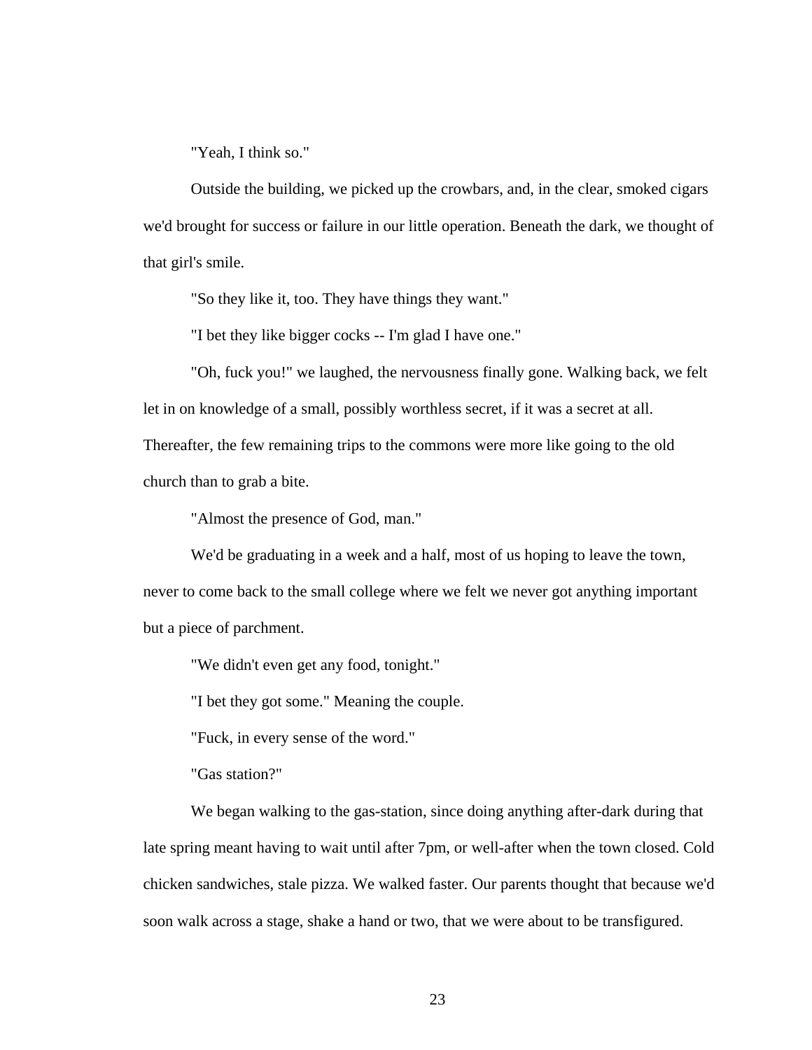"Yeah, I think so."

Outside the building, we picked up the crowbars, and, in the clear, smoked cigars we'd brought for success or failure in our little operation. Beneath the dark, we thought of that girl's smile.

"So they like it, too. They have things they want."

"I bet they like bigger cocks -- I'm glad I have one."

"Oh, fuck you!" we laughed, the nervousness finally gone. Walking back, we felt let in on knowledge of a small, possibly worthless secret, if it was a secret at all. Thereafter, the few remaining trips to the commons were more like going to the old church than to grab a bite.

"Almost the presence of God, man."

We'd be graduating in a week and a half, most of us hoping to leave the town, never to come back to the small college where we felt we never got anything important but a piece of parchment.

"We didn't even get any food, tonight."

"I bet they got some." Meaning the couple.

"Fuck, in every sense of the word."

"Gas station?"

We began walking to the gas-station, since doing anything after-dark during that late spring meant having to wait until after 7pm, or well-after when the town closed. Cold chicken sandwiches, stale pizza. We walked faster. Our parents thought that because we'd soon walk across a stage, shake a hand or two, that we were about to be transfigured.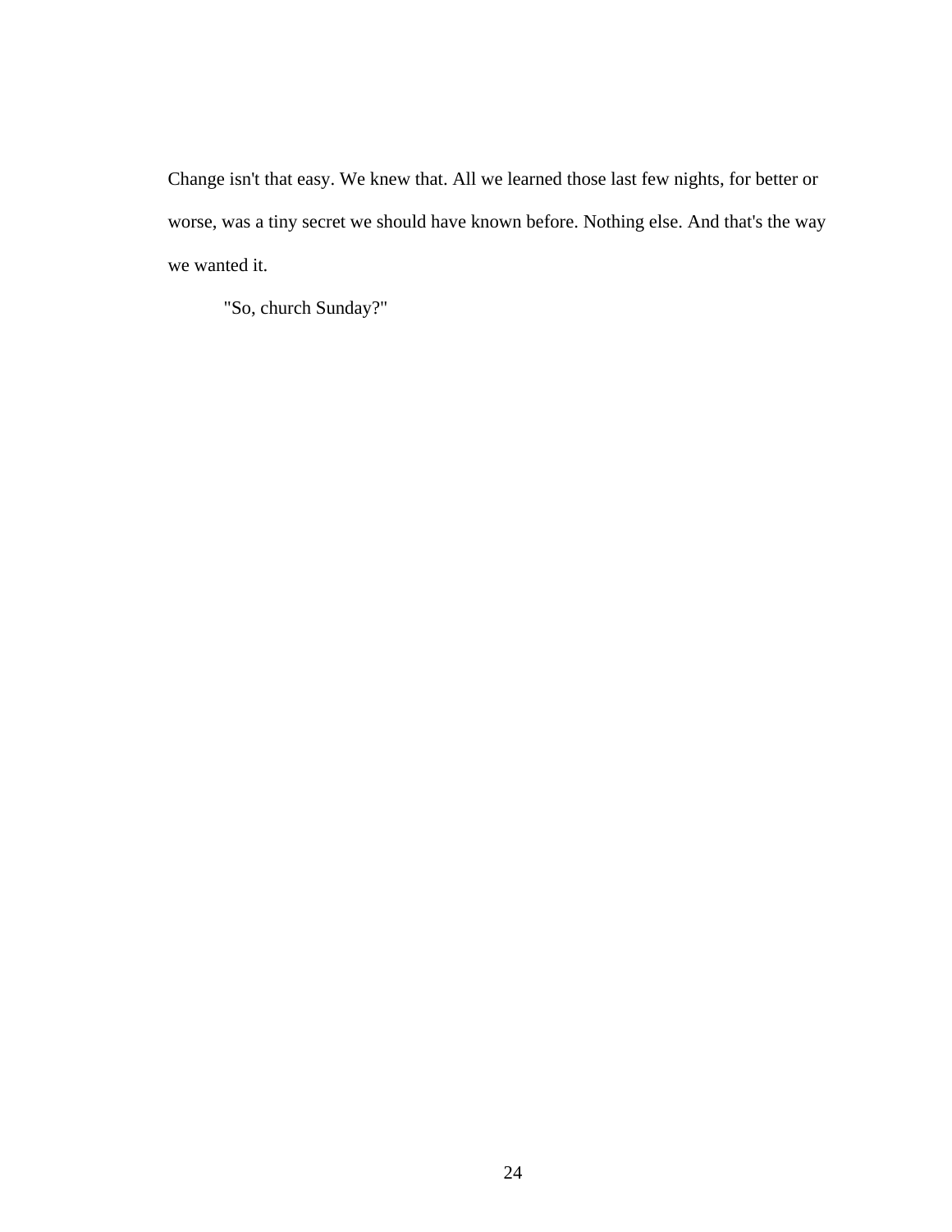Change isn't that easy. We knew that. All we learned those last few nights, for better or worse, was a tiny secret we should have known before. Nothing else. And that's the way we wanted it.

"So, church Sunday?"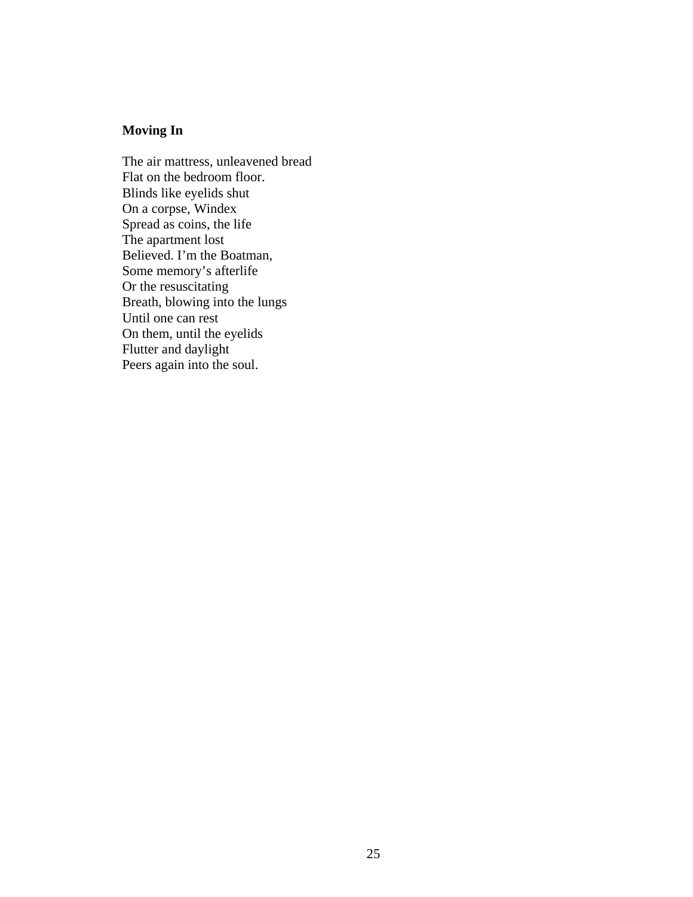**Moving In**

The air mattress, unleavened bread  
Flat on the bedroom floor.  
Blinds like eyelids shut  
On a corpse, Windex  
Spread as coins, the life  
The apartment lost  
Believed. I'm the Boatman,  
Some memory's afterlife  
Or the resuscitating  
Breath, blowing into the lungs  
Until one can rest  
On them, until the eyelids  
Flutter and daylight  
Peers again into the soul.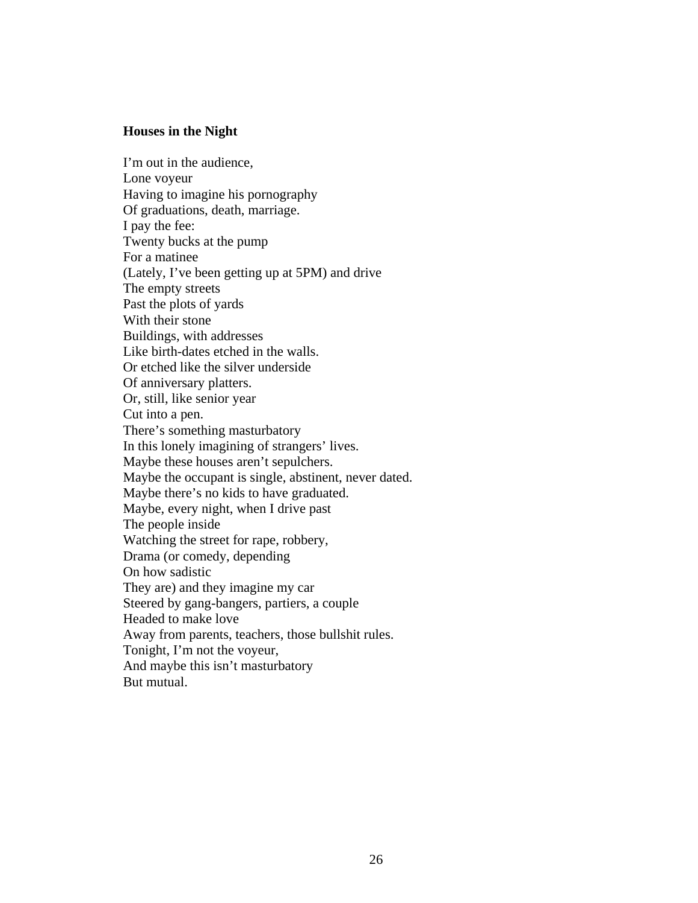**Houses in the Night**

I'm out in the audience,  
Lone voyeur  
Having to imagine his pornography  
Of graduations, death, marriage.  
I pay the fee:  
Twenty bucks at the pump  
For a matinee  
(Lately, I've been getting up at 5PM) and drive  
The empty streets  
Past the plots of yards  
With their stone  
Buildings, with addresses  
Like birth-dates etched in the walls.  
Or etched like the silver underside  
Of anniversary platters.  
Or, still, like senior year  
Cut into a pen.  
There's something masturbatory  
In this lonely imagining of strangers' lives.  
Maybe these houses aren't sepulchers.  
Maybe the occupant is single, abstinent, never dated.  
Maybe there's no kids to have graduated.  
Maybe, every night, when I drive past  
The people inside  
Watching the street for rape, robbery,  
Drama (or comedy, depending  
On how sadistic  
They are) and they imagine my car  
Steered by gang-bangers, partiers, a couple  
Headed to make love  
Away from parents, teachers, those bullshit rules.  
Tonight, I'm not the voyeur,  
And maybe this isn't masturbatory  
But mutual.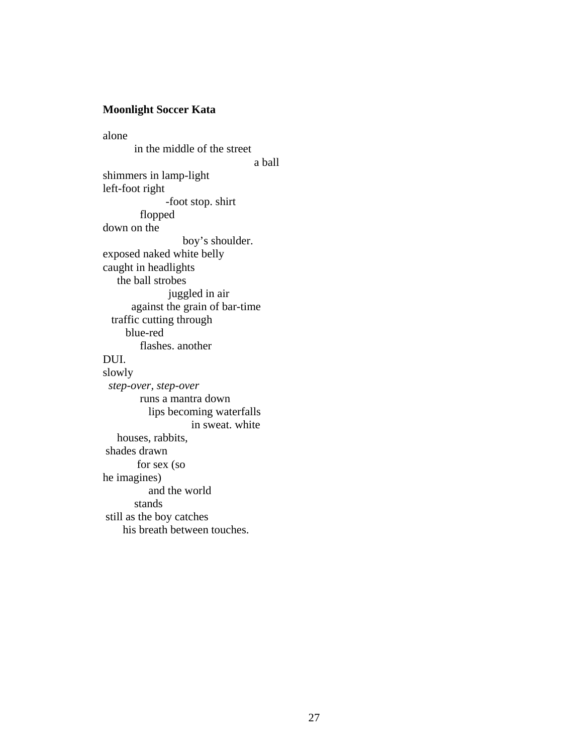**Moonlight Soccer Kata**

alone
          in the middle of the street
                                                  a ball
shimmers in lamp-light
left-foot right
                    -foot stop. shirt
           flopped
down on the
                         boy's shoulder.
exposed naked white belly
caught in headlights
    the ball strobes
                    juggled in air
         against the grain of bar-time
  traffic cutting through
      blue-red
           flashes. another
DUI.
slowly
  *step-over, step-over*
           runs a mantra down
              lips becoming waterfalls
                          in sweat. white
    houses, rabbits,
 shades drawn
          for sex (so
he imagines)
              and the world
         stands
 still as the boy catches
      his breath between touches.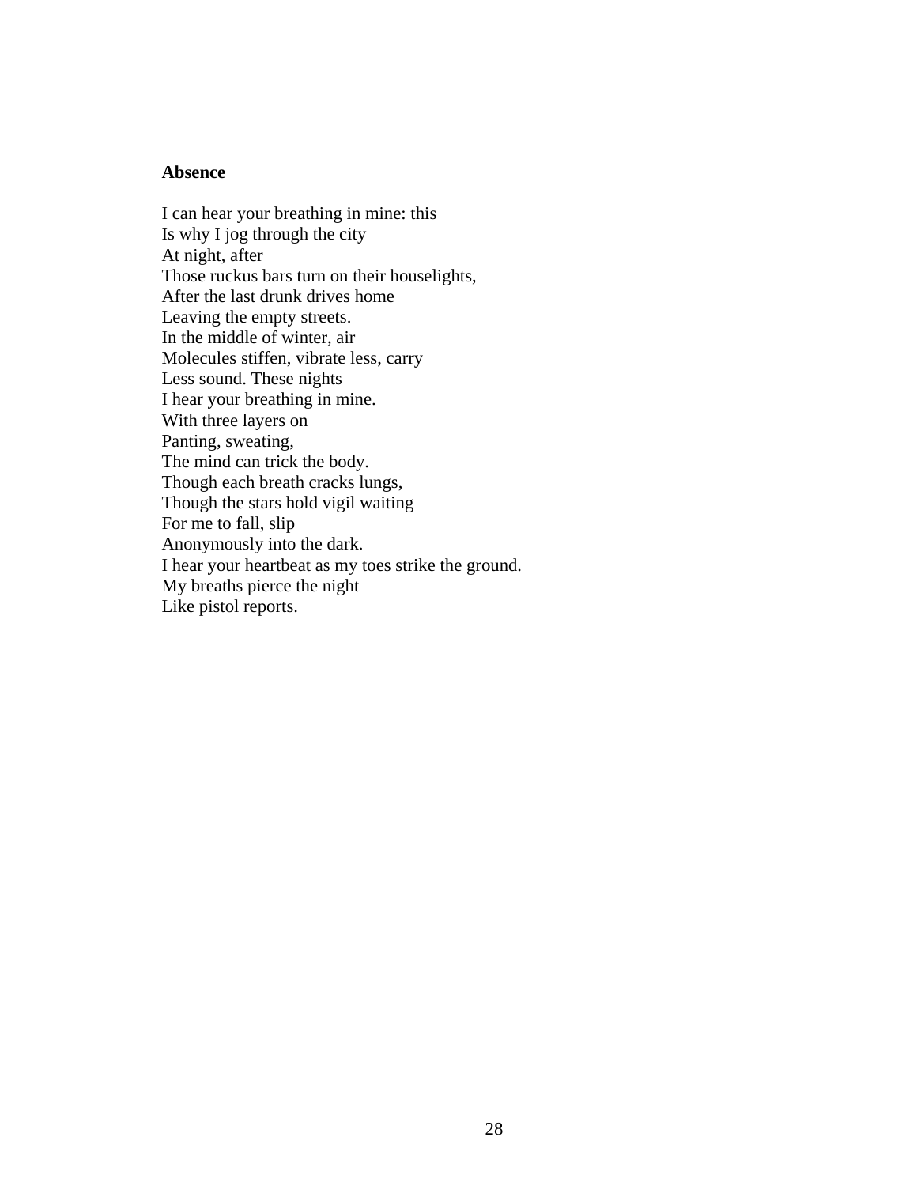**Absence**

I can hear your breathing in mine: this  
Is why I jog through the city  
At night, after  
Those ruckus bars turn on their houselights,  
After the last drunk drives home  
Leaving the empty streets.  
In the middle of winter, air  
Molecules stiffen, vibrate less, carry  
Less sound. These nights  
I hear your breathing in mine.  
With three layers on  
Panting, sweating,  
The mind can trick the body.  
Though each breath cracks lungs,  
Though the stars hold vigil waiting  
For me to fall, slip  
Anonymously into the dark.  
I hear your heartbeat as my toes strike the ground.  
My breaths pierce the night  
Like pistol reports.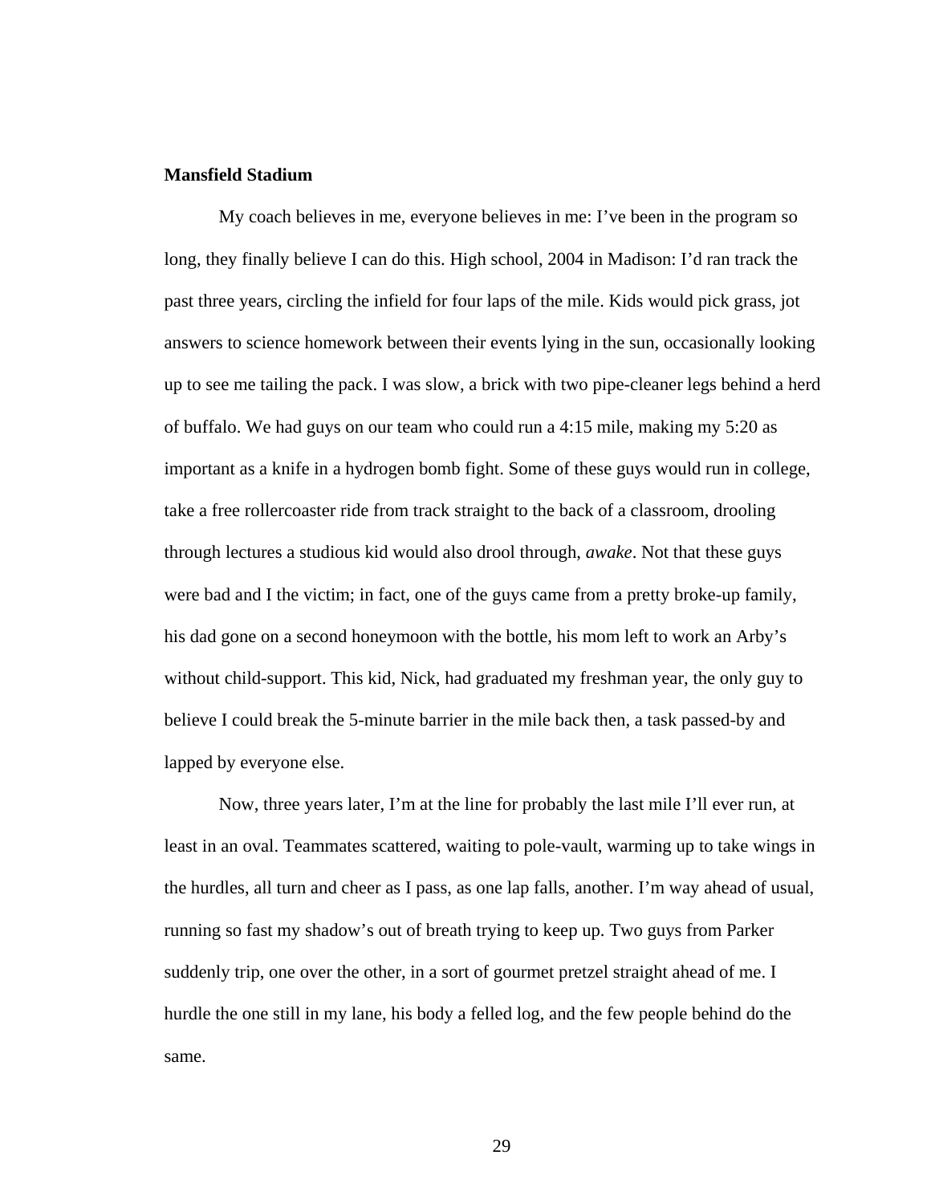**Mansfield Stadium**

My coach believes in me, everyone believes in me: I've been in the program so long, they finally believe I can do this. High school, 2004 in Madison: I'd ran track the past three years, circling the infield for four laps of the mile. Kids would pick grass, jot answers to science homework between their events lying in the sun, occasionally looking up to see me tailing the pack. I was slow, a brick with two pipe-cleaner legs behind a herd of buffalo. We had guys on our team who could run a 4:15 mile, making my 5:20 as important as a knife in a hydrogen bomb fight. Some of these guys would run in college, take a free rollercoaster ride from track straight to the back of a classroom, drooling through lectures a studious kid would also drool through, *awake*. Not that these guys were bad and I the victim; in fact, one of the guys came from a pretty broke-up family, his dad gone on a second honeymoon with the bottle, his mom left to work an Arby's without child-support. This kid, Nick, had graduated my freshman year, the only guy to believe I could break the 5-minute barrier in the mile back then, a task passed-by and lapped by everyone else.

Now, three years later, I'm at the line for probably the last mile I'll ever run, at least in an oval. Teammates scattered, waiting to pole-vault, warming up to take wings in the hurdles, all turn and cheer as I pass, as one lap falls, another. I'm way ahead of usual, running so fast my shadow's out of breath trying to keep up. Two guys from Parker suddenly trip, one over the other, in a sort of gourmet pretzel straight ahead of me. I hurdle the one still in my lane, his body a felled log, and the few people behind do the same.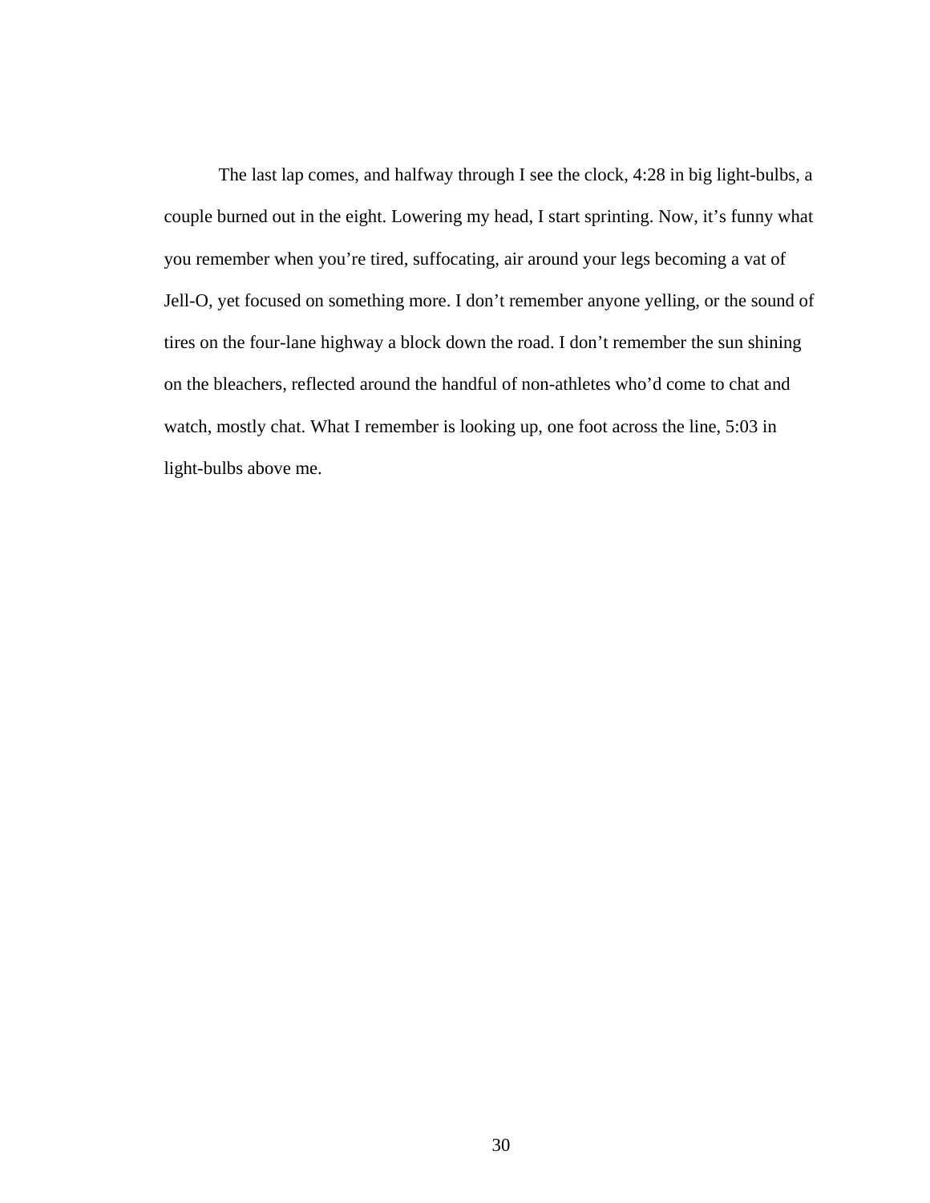The last lap comes, and halfway through I see the clock, 4:28 in big light-bulbs, a couple burned out in the eight. Lowering my head, I start sprinting. Now, it's funny what you remember when you're tired, suffocating, air around your legs becoming a vat of Jell-O, yet focused on something more. I don't remember anyone yelling, or the sound of tires on the four-lane highway a block down the road. I don't remember the sun shining on the bleachers, reflected around the handful of non-athletes who'd come to chat and watch, mostly chat. What I remember is looking up, one foot across the line, 5:03 in light-bulbs above me.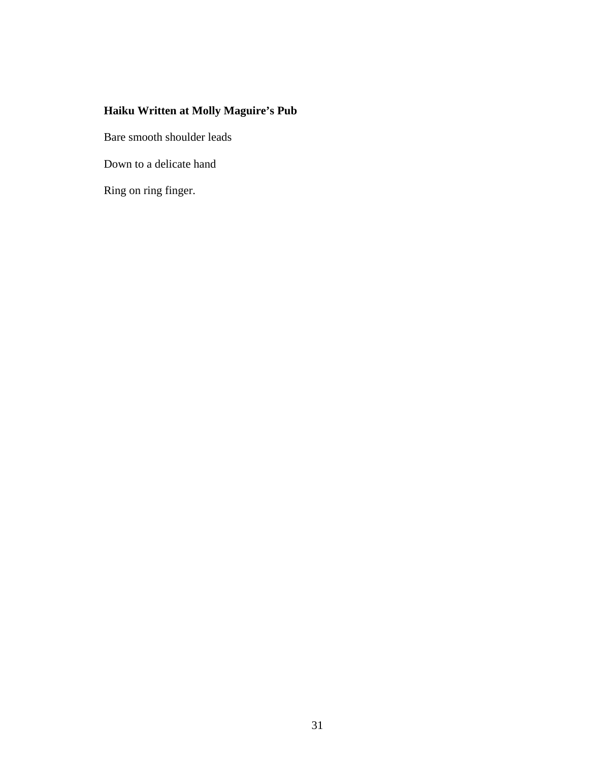**Haiku Written at Molly Maguire's Pub**

Bare smooth shoulder leads

Down to a delicate hand

Ring on ring finger.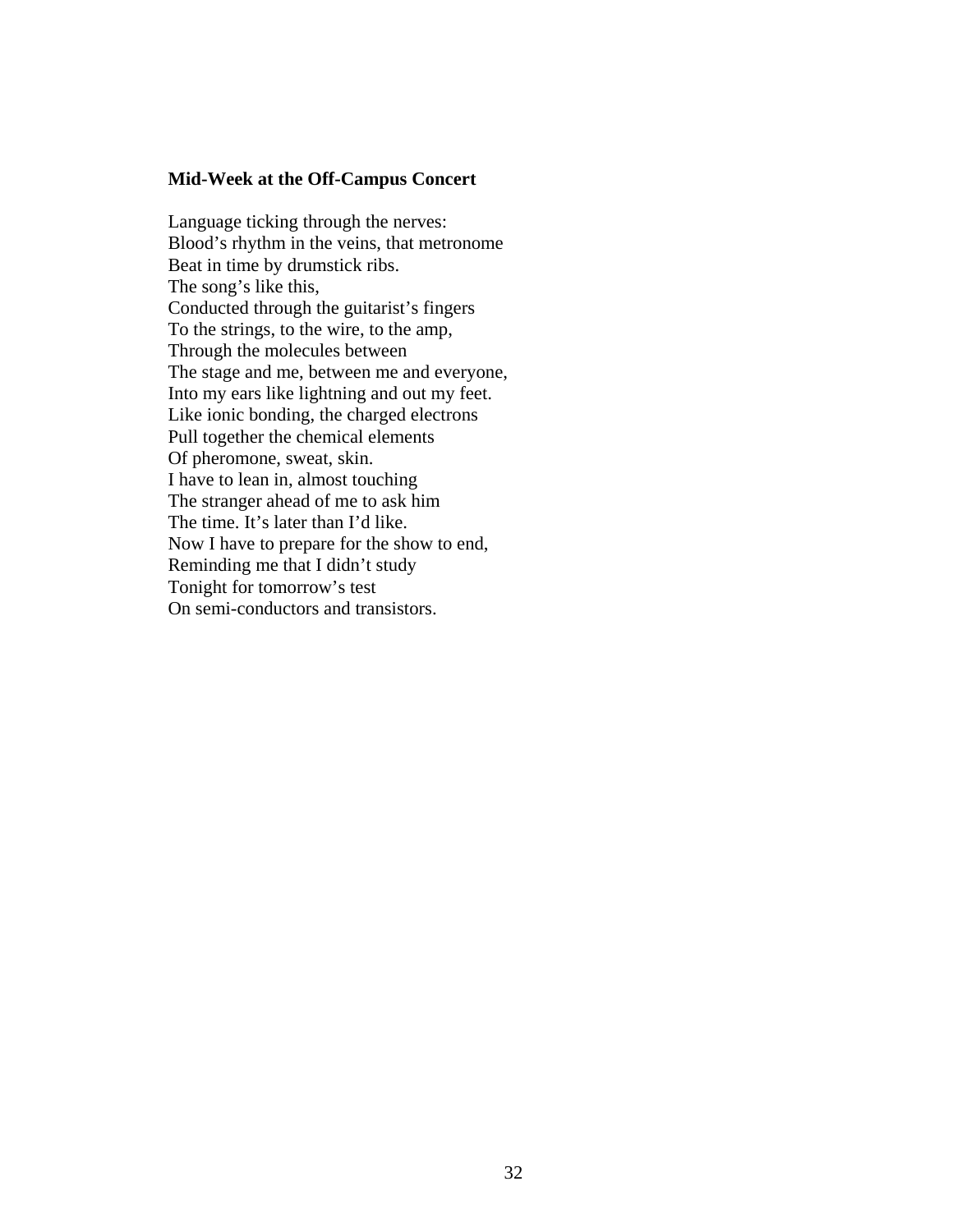**Mid-Week at the Off-Campus Concert**

Language ticking through the nerves:  
Blood's rhythm in the veins, that metronome  
Beat in time by drumstick ribs.  
The song's like this,  
Conducted through the guitarist's fingers  
To the strings, to the wire, to the amp,  
Through the molecules between  
The stage and me, between me and everyone,  
Into my ears like lightning and out my feet.  
Like ionic bonding, the charged electrons  
Pull together the chemical elements  
Of pheromone, sweat, skin.  
I have to lean in, almost touching  
The stranger ahead of me to ask him  
The time. It's later than I'd like.  
Now I have to prepare for the show to end,  
Reminding me that I didn't study  
Tonight for tomorrow's test  
On semi-conductors and transistors.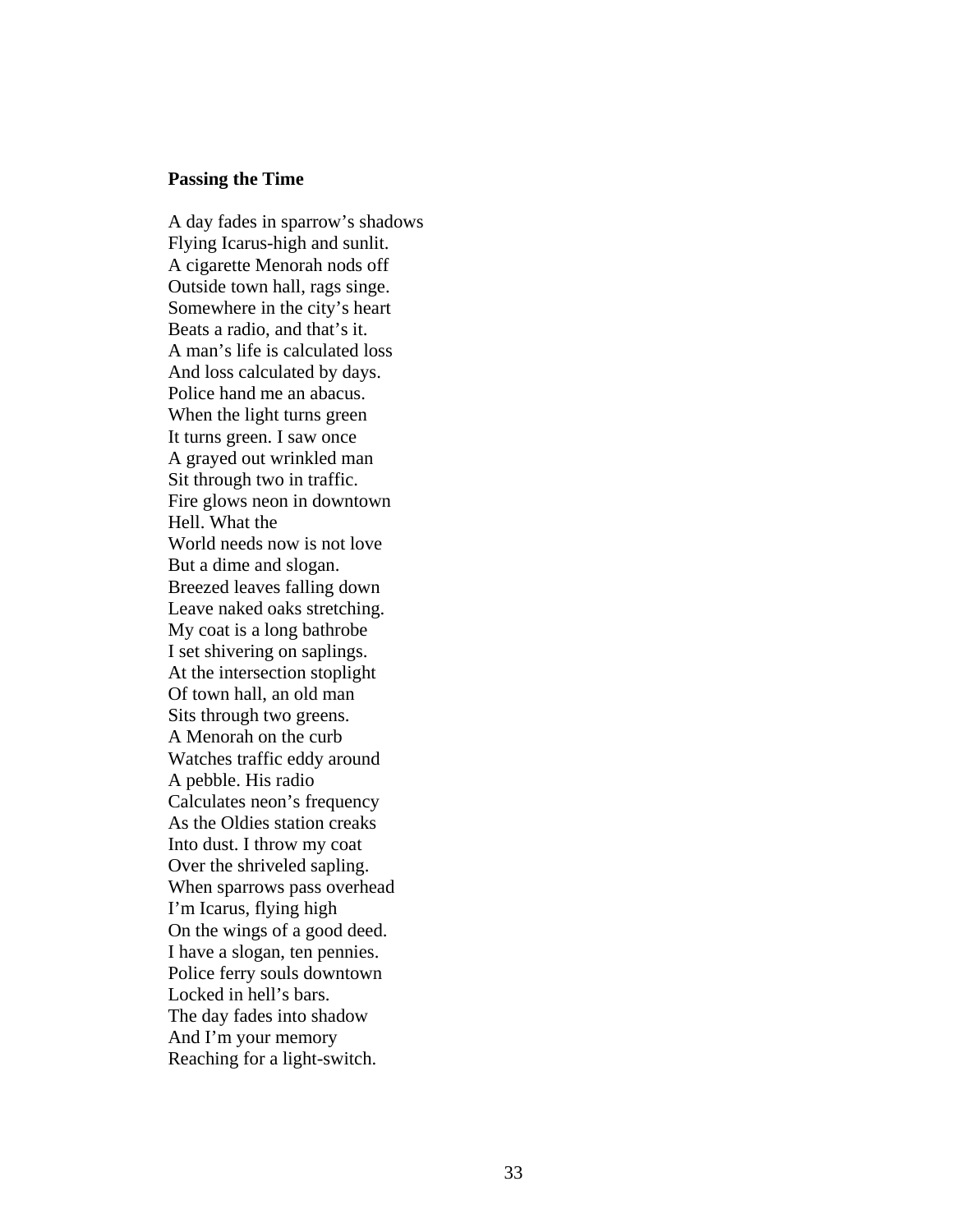**Passing the Time**

A day fades in sparrow's shadows
Flying Icarus-high and sunlit.
A cigarette Menorah nods off
Outside town hall, rags singe.
Somewhere in the city's heart
Beats a radio, and that's it.
A man's life is calculated loss
And loss calculated by days.
Police hand me an abacus.
When the light turns green
It turns green. I saw once
A grayed out wrinkled man
Sit through two in traffic.
Fire glows neon in downtown
Hell. What the
World needs now is not love
But a dime and slogan.
Breezed leaves falling down
Leave naked oaks stretching.
My coat is a long bathrobe
I set shivering on saplings.
At the intersection stoplight
Of town hall, an old man
Sits through two greens.
A Menorah on the curb
Watches traffic eddy around
A pebble. His radio
Calculates neon's frequency
As the Oldies station creaks
Into dust. I throw my coat
Over the shriveled sapling.
When sparrows pass overhead
I'm Icarus, flying high
On the wings of a good deed.
I have a slogan, ten pennies.
Police ferry souls downtown
Locked in hell's bars.
The day fades into shadow
And I'm your memory
Reaching for a light-switch.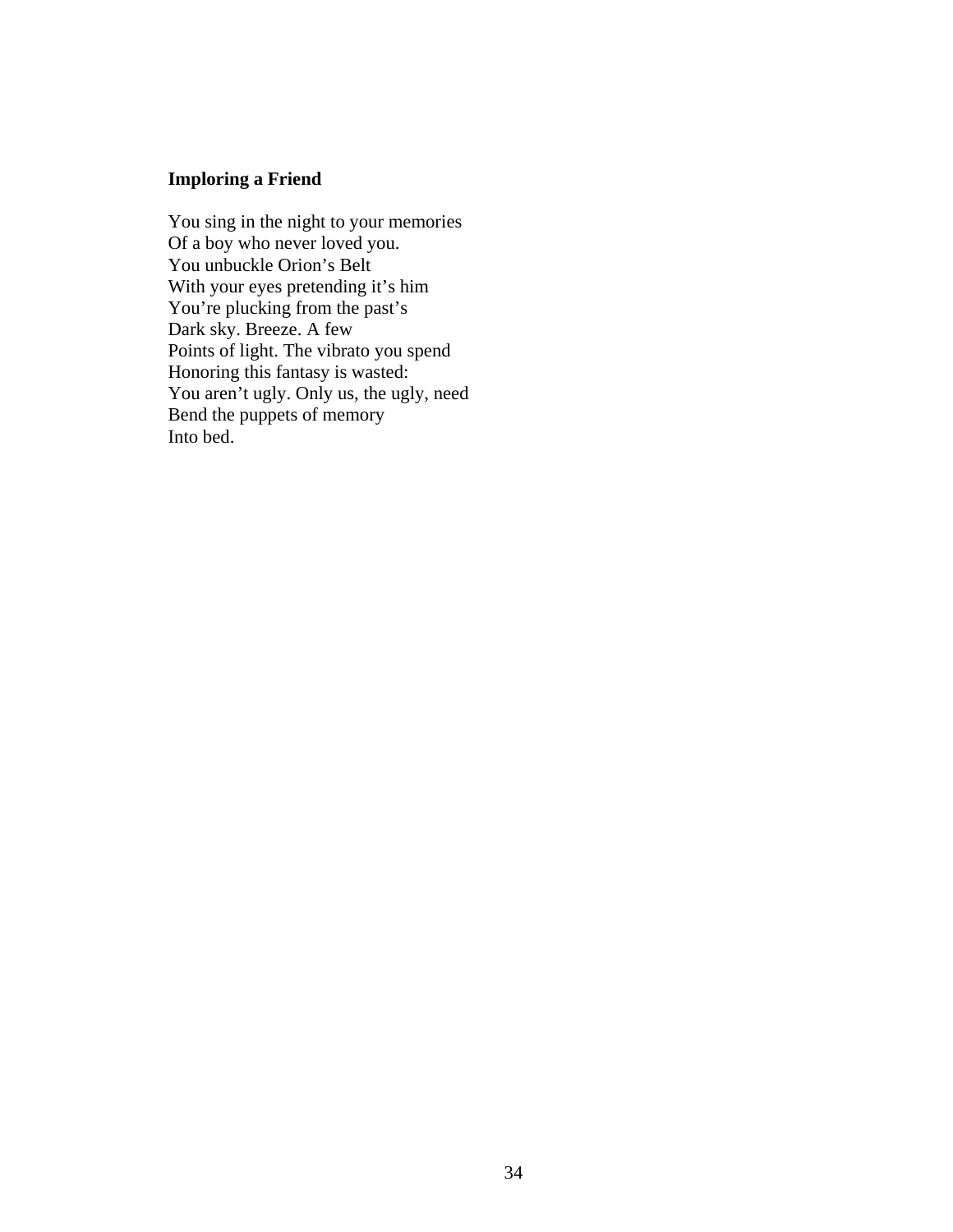**Imploring a Friend**

You sing in the night to your memories  
Of a boy who never loved you.  
You unbuckle Orion's Belt  
With your eyes pretending it's him  
You're plucking from the past's  
Dark sky. Breeze. A few  
Points of light. The vibrato you spend  
Honoring this fantasy is wasted:  
You aren't ugly. Only us, the ugly, need  
Bend the puppets of memory  
Into bed.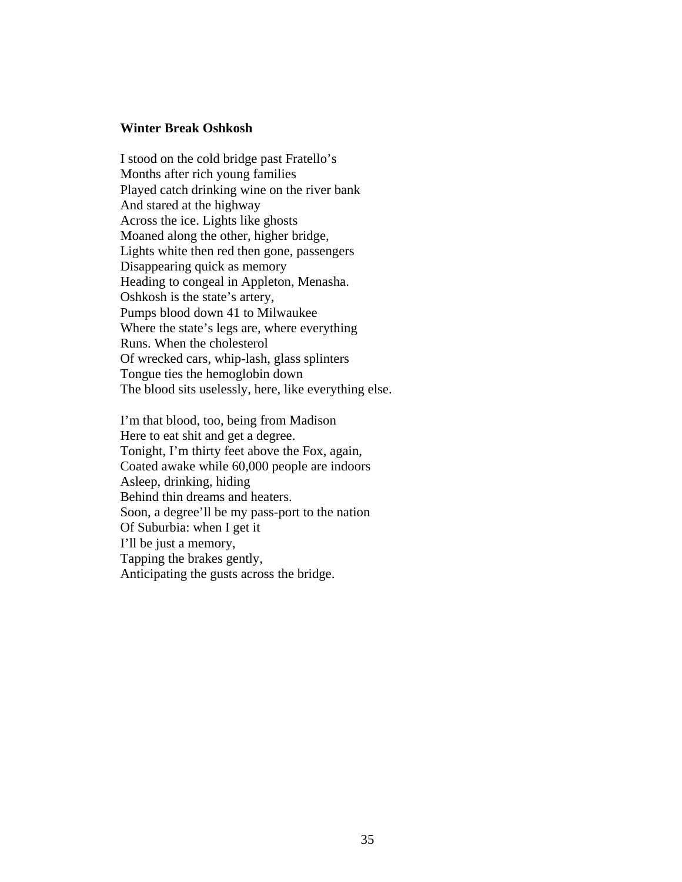**Winter Break Oshkosh**

I stood on the cold bridge past Fratello's  
Months after rich young families  
Played catch drinking wine on the river bank  
And stared at the highway  
Across the ice. Lights like ghosts  
Moaned along the other, higher bridge,  
Lights white then red then gone, passengers  
Disappearing quick as memory  
Heading to congeal in Appleton, Menasha.  
Oshkosh is the state's artery,  
Pumps blood down 41 to Milwaukee  
Where the state's legs are, where everything  
Runs. When the cholesterol  
Of wrecked cars, whip-lash, glass splinters  
Tongue ties the hemoglobin down  
The blood sits uselessly, here, like everything else.

I'm that blood, too, being from Madison  
Here to eat shit and get a degree.  
Tonight, I'm thirty feet above the Fox, again,  
Coated awake while 60,000 people are indoors  
Asleep, drinking, hiding  
Behind thin dreams and heaters.  
Soon, a degree'll be my pass-port to the nation  
Of Suburbia: when I get it  
I'll be just a memory,  
Tapping the brakes gently,  
Anticipating the gusts across the bridge.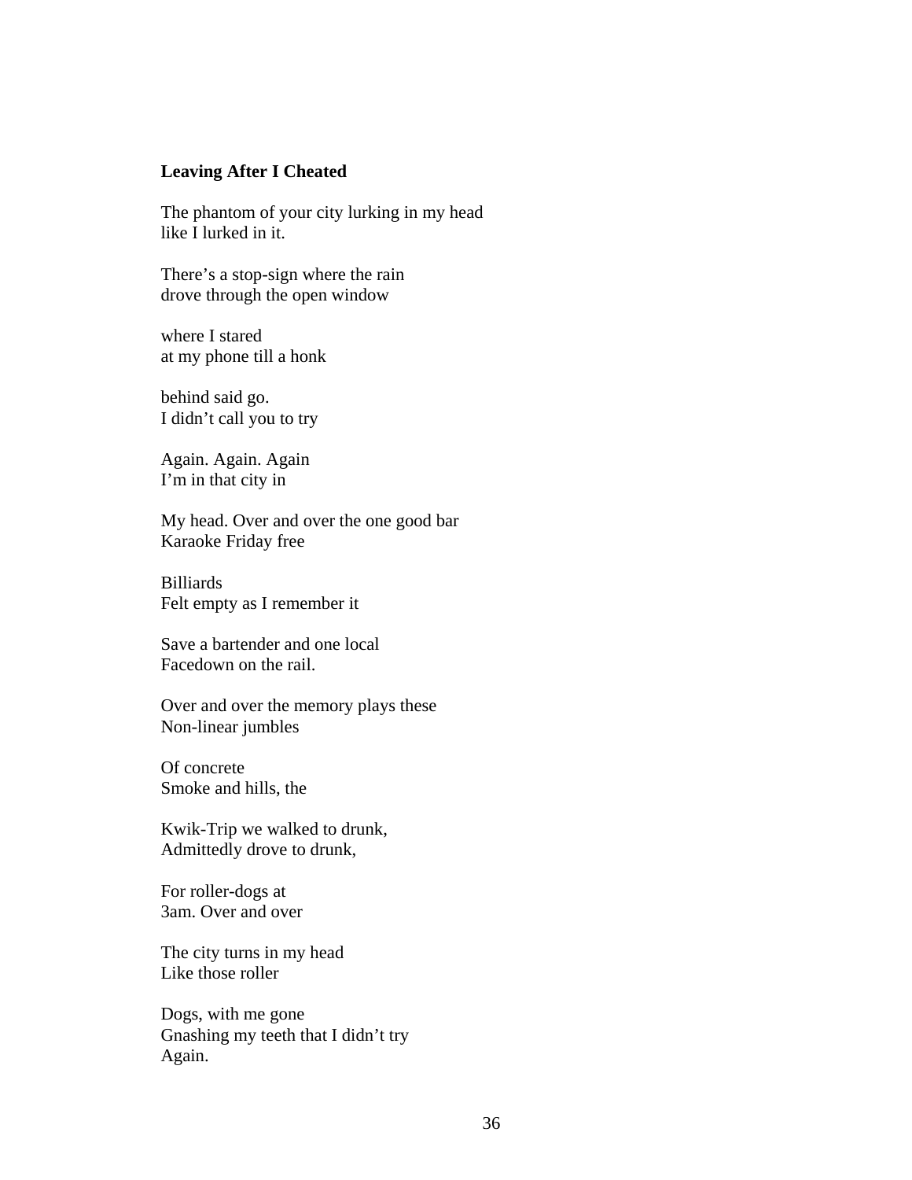**Leaving After I Cheated**

The phantom of your city lurking in my head
like I lurked in it.

There's a stop-sign where the rain
drove through the open window

where I stared
at my phone till a honk

behind said go.
I didn't call you to try

Again. Again. Again
I'm in that city in

My head. Over and over the one good bar
Karaoke Friday free

Billiards
Felt empty as I remember it

Save a bartender and one local
Facedown on the rail.

Over and over the memory plays these
Non-linear jumbles

Of concrete
Smoke and hills, the

Kwik-Trip we walked to drunk,
Admittedly drove to drunk,

For roller-dogs at
3am. Over and over

The city turns in my head
Like those roller

Dogs, with me gone
Gnashing my teeth that I didn't try
Again.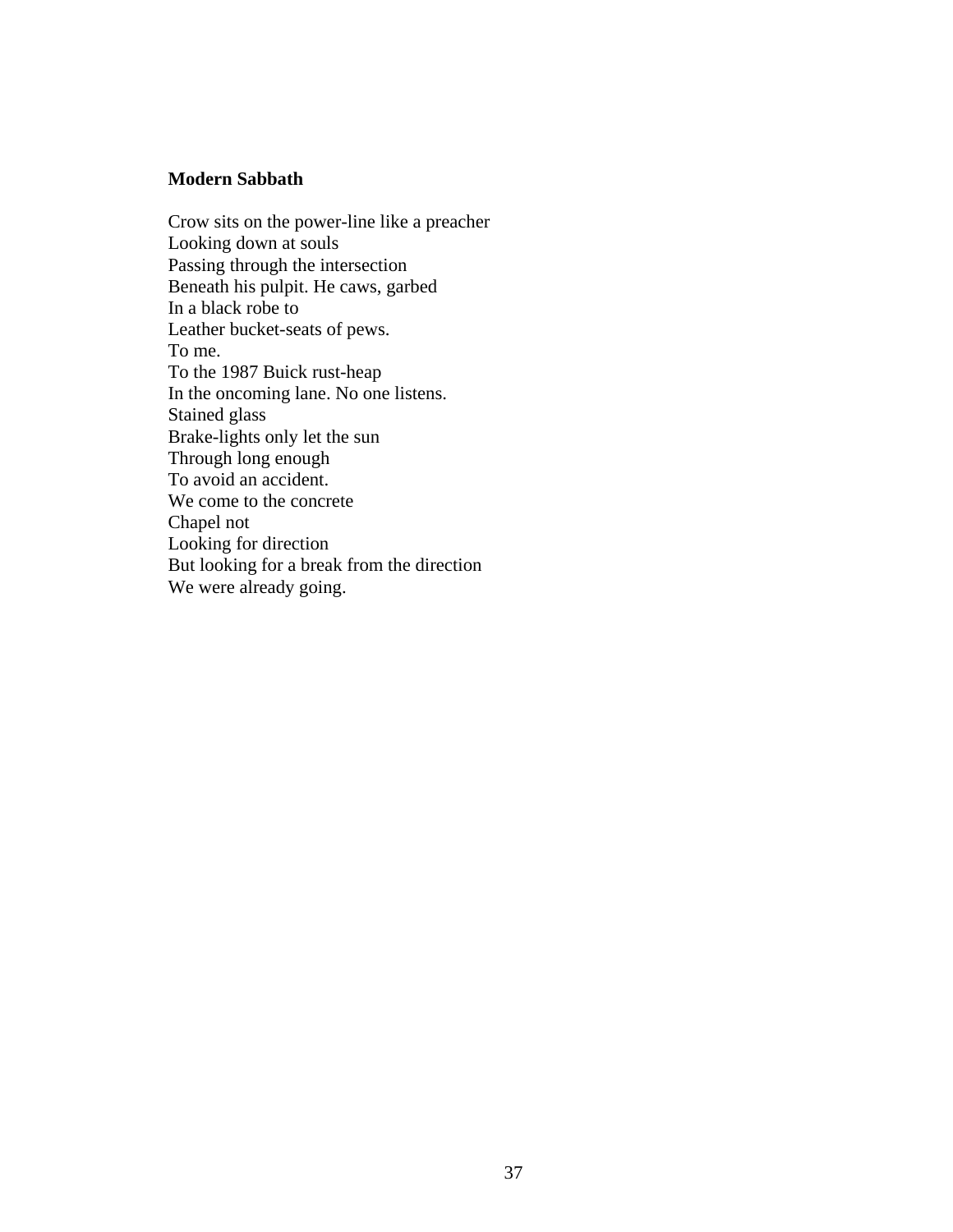**Modern Sabbath**

Crow sits on the power-line like a preacher  
Looking down at souls  
Passing through the intersection  
Beneath his pulpit. He caws, garbed  
In a black robe to  
Leather bucket-seats of pews.  
To me.  
To the 1987 Buick rust-heap  
In the oncoming lane. No one listens.  
Stained glass  
Brake-lights only let the sun  
Through long enough  
To avoid an accident.  
We come to the concrete  
Chapel not  
Looking for direction  
But looking for a break from the direction  
We were already going.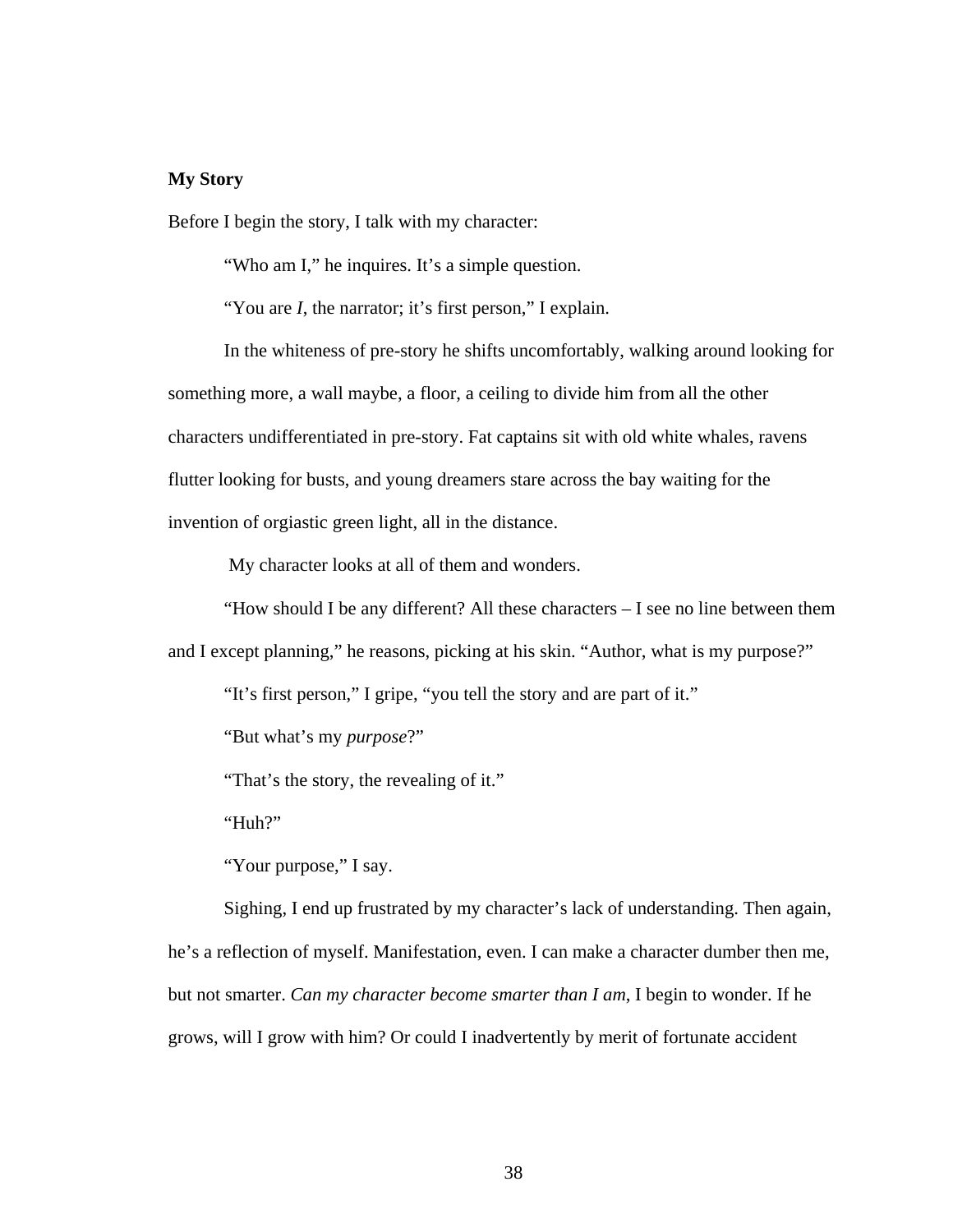**My Story**

Before I begin the story, I talk with my character:

"Who am I," he inquires. It's a simple question.

"You are *I*, the narrator; it's first person," I explain.

In the whiteness of pre-story he shifts uncomfortably, walking around looking for something more, a wall maybe, a floor, a ceiling to divide him from all the other characters undifferentiated in pre-story. Fat captains sit with old white whales, ravens flutter looking for busts, and young dreamers stare across the bay waiting for the invention of orgiastic green light, all in the distance.

My character looks at all of them and wonders.

"How should I be any different? All these characters – I see no line between them and I except planning," he reasons, picking at his skin. "Author, what is my purpose?"

"It's first person," I gripe, "you tell the story and are part of it."

"But what's my *purpose*?"

"That's the story, the revealing of it."

"Huh?"

"Your purpose," I say.

Sighing, I end up frustrated by my character's lack of understanding. Then again, he's a reflection of myself. Manifestation, even. I can make a character dumber then me, but not smarter. *Can my character become smarter than I am,* I begin to wonder. If he grows, will I grow with him? Or could I inadvertently by merit of fortunate accident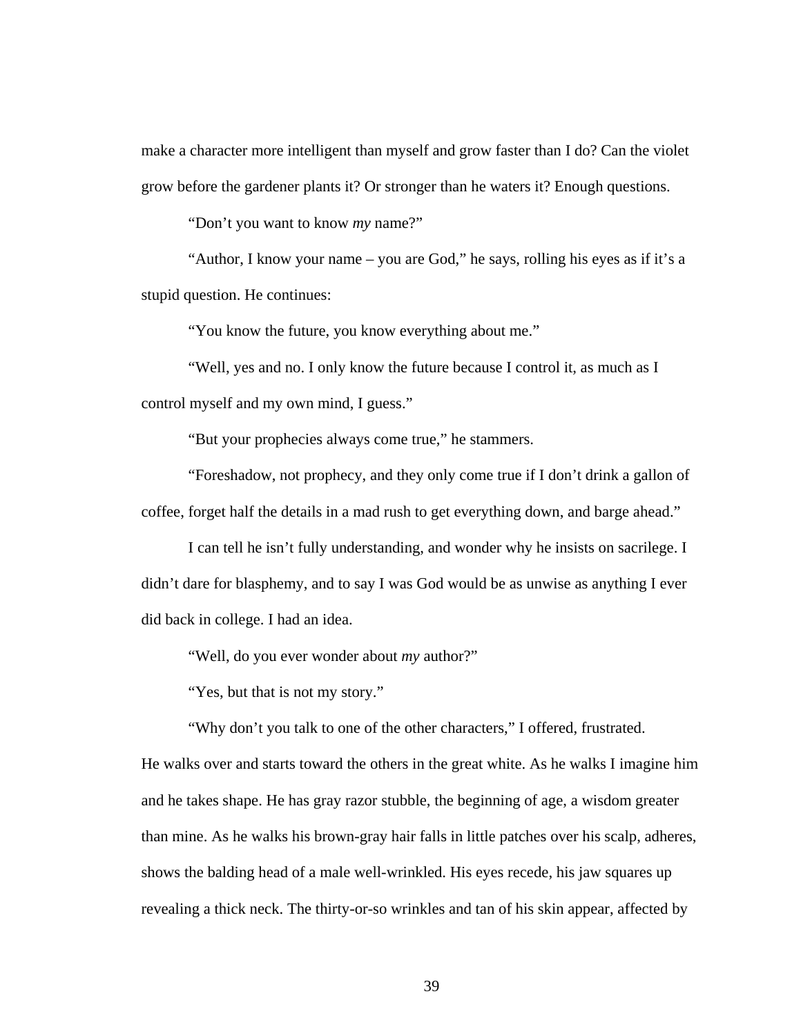make a character more intelligent than myself and grow faster than I do? Can the violet grow before the gardener plants it? Or stronger than he waters it? Enough questions.

“Don’t you want to know *my* name?”

“Author, I know your name – you are God,” he says, rolling his eyes as if it’s a stupid question. He continues:

“You know the future, you know everything about me.”

“Well, yes and no. I only know the future because I control it, as much as I control myself and my own mind, I guess.”

“But your prophecies always come true,” he stammers.

“Foreshadow, not prophecy, and they only come true if I don’t drink a gallon of coffee, forget half the details in a mad rush to get everything down, and barge ahead.”

I can tell he isn’t fully understanding, and wonder why he insists on sacrilege. I didn’t dare for blasphemy, and to say I was God would be as unwise as anything I ever did back in college. I had an idea.

“Well, do you ever wonder about *my* author?”

“Yes, but that is not my story.”

“Why don’t you talk to one of the other characters,” I offered, frustrated.

He walks over and starts toward the others in the great white. As he walks I imagine him and he takes shape. He has gray razor stubble, the beginning of age, a wisdom greater than mine. As he walks his brown-gray hair falls in little patches over his scalp, adheres, shows the balding head of a male well-wrinkled. His eyes recede, his jaw squares up revealing a thick neck. The thirty-or-so wrinkles and tan of his skin appear, affected by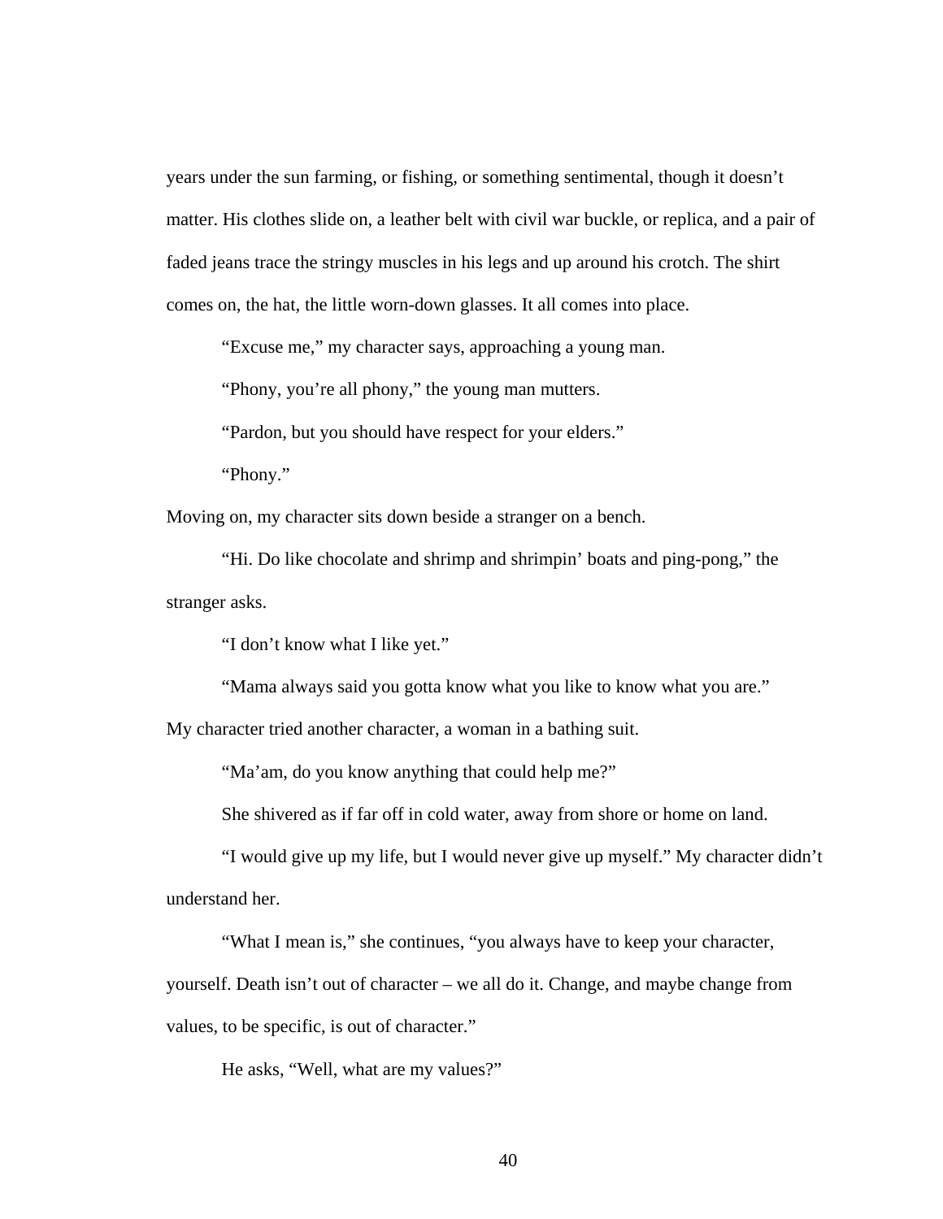years under the sun farming, or fishing, or something sentimental, though it doesn't matter. His clothes slide on, a leather belt with civil war buckle, or replica, and a pair of faded jeans trace the stringy muscles in his legs and up around his crotch. The shirt comes on, the hat, the little worn-down glasses. It all comes into place.

"Excuse me," my character says, approaching a young man.

"Phony, you're all phony," the young man mutters.

"Pardon, but you should have respect for your elders."

"Phony."

Moving on, my character sits down beside a stranger on a bench.

"Hi. Do like chocolate and shrimp and shrimpin' boats and ping-pong," the stranger asks.

"I don't know what I like yet."

"Mama always said you gotta know what you like to know what you are."

My character tried another character, a woman in a bathing suit.

"Ma'am, do you know anything that could help me?"

She shivered as if far off in cold water, away from shore or home on land.

"I would give up my life, but I would never give up myself." My character didn't understand her.

"What I mean is," she continues, "you always have to keep your character, yourself. Death isn't out of character – we all do it. Change, and maybe change from values, to be specific, is out of character."

He asks, "Well, what are my values?"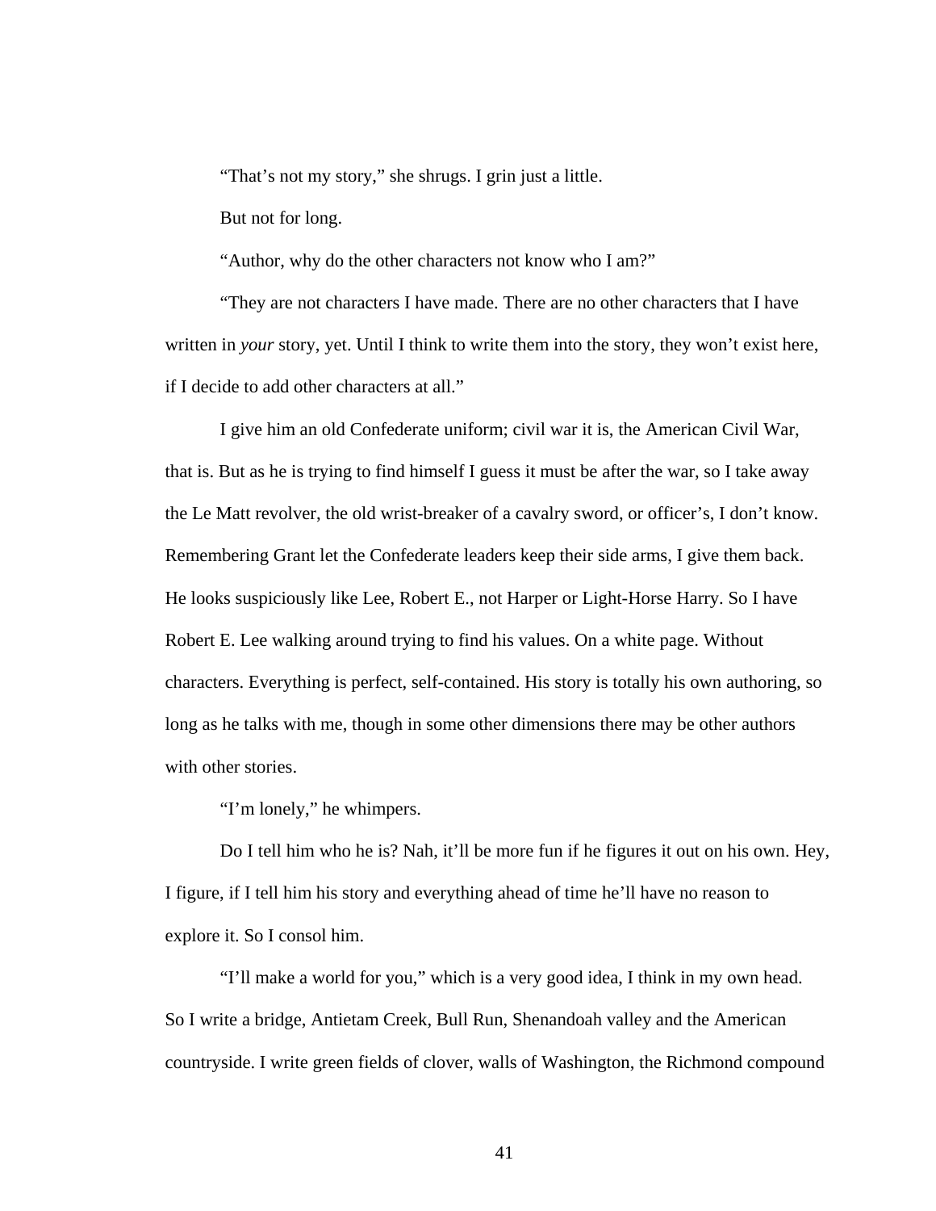“That’s not my story,” she shrugs. I grin just a little.

But not for long.

“Author, why do the other characters not know who I am?”

“They are not characters I have made. There are no other characters that I have written in *your* story, yet. Until I think to write them into the story, they won’t exist here, if I decide to add other characters at all.”

I give him an old Confederate uniform; civil war it is, the American Civil War, that is. But as he is trying to find himself I guess it must be after the war, so I take away the Le Matt revolver, the old wrist-breaker of a cavalry sword, or officer’s, I don’t know. Remembering Grant let the Confederate leaders keep their side arms, I give them back. He looks suspiciously like Lee, Robert E., not Harper or Light-Horse Harry. So I have Robert E. Lee walking around trying to find his values. On a white page. Without characters. Everything is perfect, self-contained. His story is totally his own authoring, so long as he talks with me, though in some other dimensions there may be other authors with other stories.

“I’m lonely,” he whimpers.

Do I tell him who he is? Nah, it’ll be more fun if he figures it out on his own. Hey, I figure, if I tell him his story and everything ahead of time he’ll have no reason to explore it. So I consol him.

“I’ll make a world for you,” which is a very good idea, I think in my own head. So I write a bridge, Antietam Creek, Bull Run, Shenandoah valley and the American countryside. I write green fields of clover, walls of Washington, the Richmond compound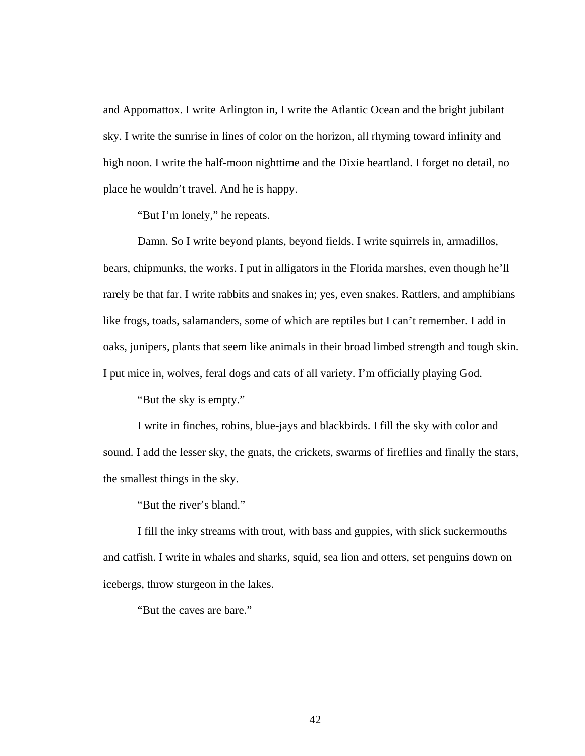and Appomattox. I write Arlington in, I write the Atlantic Ocean and the bright jubilant sky. I write the sunrise in lines of color on the horizon, all rhyming toward infinity and high noon. I write the half-moon nighttime and the Dixie heartland. I forget no detail, no place he wouldn't travel. And he is happy.

"But I'm lonely," he repeats.

Damn. So I write beyond plants, beyond fields. I write squirrels in, armadillos, bears, chipmunks, the works. I put in alligators in the Florida marshes, even though he'll rarely be that far. I write rabbits and snakes in; yes, even snakes. Rattlers, and amphibians like frogs, toads, salamanders, some of which are reptiles but I can't remember. I add in oaks, junipers, plants that seem like animals in their broad limbed strength and tough skin. I put mice in, wolves, feral dogs and cats of all variety. I'm officially playing God.

"But the sky is empty."

I write in finches, robins, blue-jays and blackbirds. I fill the sky with color and sound. I add the lesser sky, the gnats, the crickets, swarms of fireflies and finally the stars, the smallest things in the sky.

"But the river's bland."

I fill the inky streams with trout, with bass and guppies, with slick suckermouths and catfish. I write in whales and sharks, squid, sea lion and otters, set penguins down on icebergs, throw sturgeon in the lakes.

"But the caves are bare."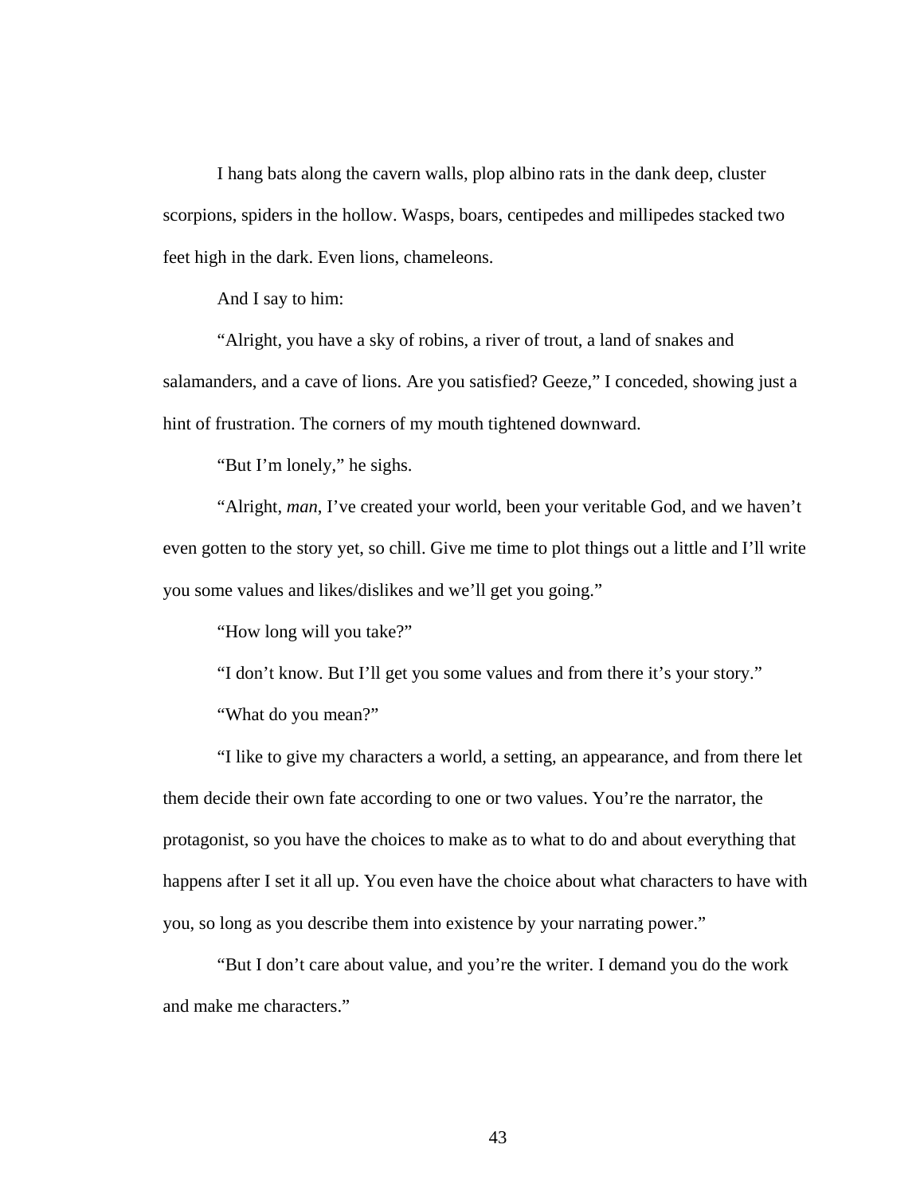I hang bats along the cavern walls, plop albino rats in the dank deep, cluster scorpions, spiders in the hollow. Wasps, boars, centipedes and millipedes stacked two feet high in the dark. Even lions, chameleons.

And I say to him:

"Alright, you have a sky of robins, a river of trout, a land of snakes and salamanders, and a cave of lions. Are you satisfied? Geeze," I conceded, showing just a hint of frustration. The corners of my mouth tightened downward.

"But I'm lonely," he sighs.

"Alright, *man*, I've created your world, been your veritable God, and we haven't even gotten to the story yet, so chill. Give me time to plot things out a little and I'll write you some values and likes/dislikes and we'll get you going."

"How long will you take?"

"I don't know. But I'll get you some values and from there it's your story."

"What do you mean?"

"I like to give my characters a world, a setting, an appearance, and from there let them decide their own fate according to one or two values. You're the narrator, the protagonist, so you have the choices to make as to what to do and about everything that happens after I set it all up. You even have the choice about what characters to have with you, so long as you describe them into existence by your narrating power."

"But I don't care about value, and you're the writer. I demand you do the work and make me characters."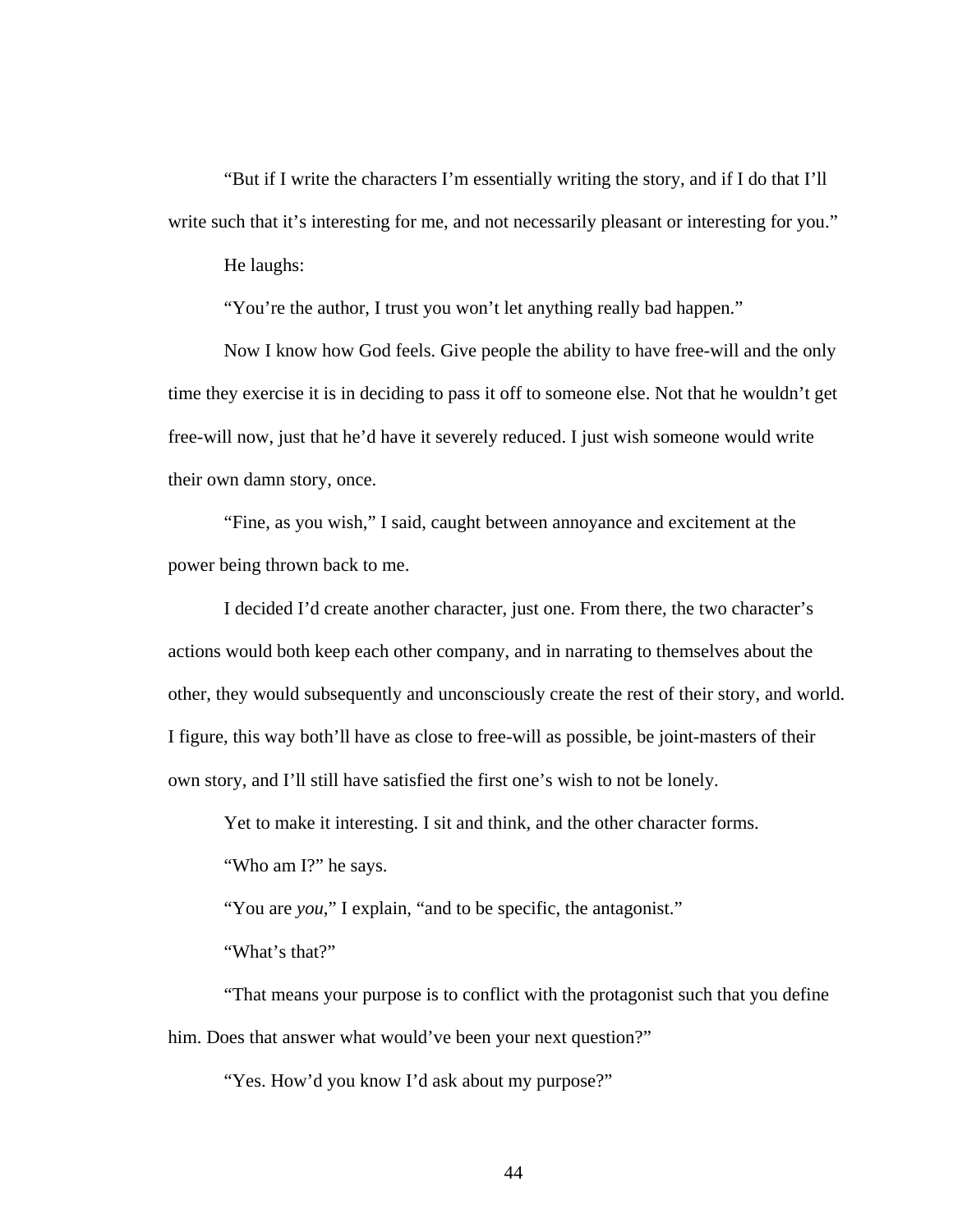"But if I write the characters I'm essentially writing the story, and if I do that I'll write such that it's interesting for me, and not necessarily pleasant or interesting for you."

He laughs:

"You're the author, I trust you won't let anything really bad happen."

Now I know how God feels. Give people the ability to have free-will and the only time they exercise it is in deciding to pass it off to someone else. Not that he wouldn't get free-will now, just that he'd have it severely reduced. I just wish someone would write their own damn story, once.

"Fine, as you wish," I said, caught between annoyance and excitement at the power being thrown back to me.

I decided I'd create another character, just one. From there, the two character's actions would both keep each other company, and in narrating to themselves about the other, they would subsequently and unconsciously create the rest of their story, and world. I figure, this way both'll have as close to free-will as possible, be joint-masters of their own story, and I'll still have satisfied the first one's wish to not be lonely.

Yet to make it interesting. I sit and think, and the other character forms.

"Who am I?" he says.

"You are *you*," I explain, "and to be specific, the antagonist."

"What's that?"

"That means your purpose is to conflict with the protagonist such that you define him. Does that answer what would've been your next question?"

"Yes. How'd you know I'd ask about my purpose?"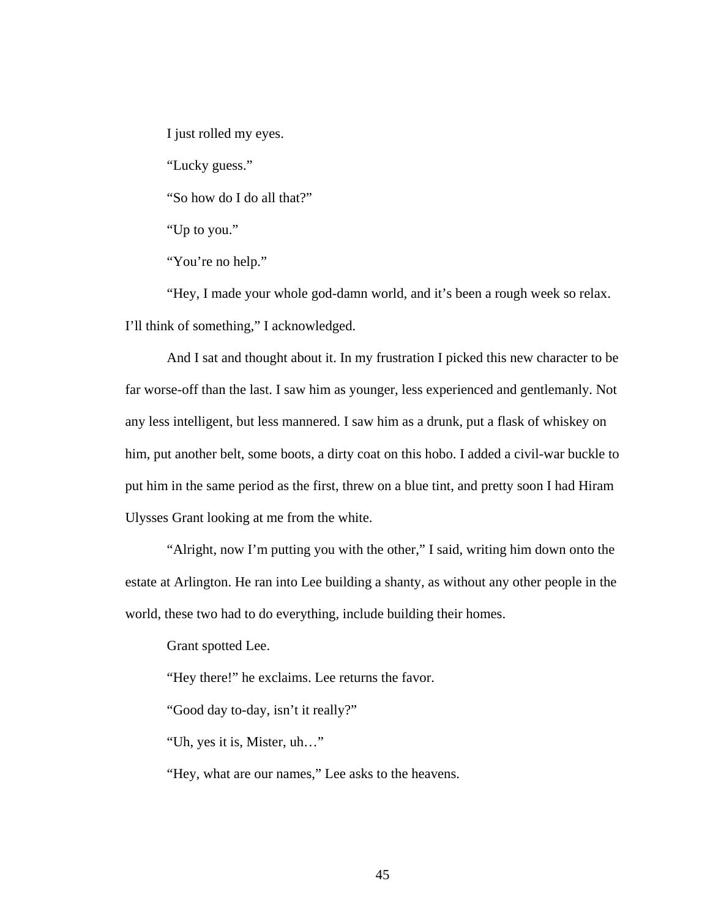I just rolled my eyes.

"Lucky guess."

"So how do I do all that?"

"Up to you."

"You're no help."

"Hey, I made your whole god-damn world, and it's been a rough week so relax. I'll think of something," I acknowledged.

And I sat and thought about it. In my frustration I picked this new character to be far worse-off than the last. I saw him as younger, less experienced and gentlemanly. Not any less intelligent, but less mannered. I saw him as a drunk, put a flask of whiskey on him, put another belt, some boots, a dirty coat on this hobo. I added a civil-war buckle to put him in the same period as the first, threw on a blue tint, and pretty soon I had Hiram Ulysses Grant looking at me from the white.

"Alright, now I'm putting you with the other," I said, writing him down onto the estate at Arlington. He ran into Lee building a shanty, as without any other people in the world, these two had to do everything, include building their homes.

Grant spotted Lee.

"Hey there!" he exclaims. Lee returns the favor.

"Good day to-day, isn't it really?"

"Uh, yes it is, Mister, uh…"

"Hey, what are our names," Lee asks to the heavens.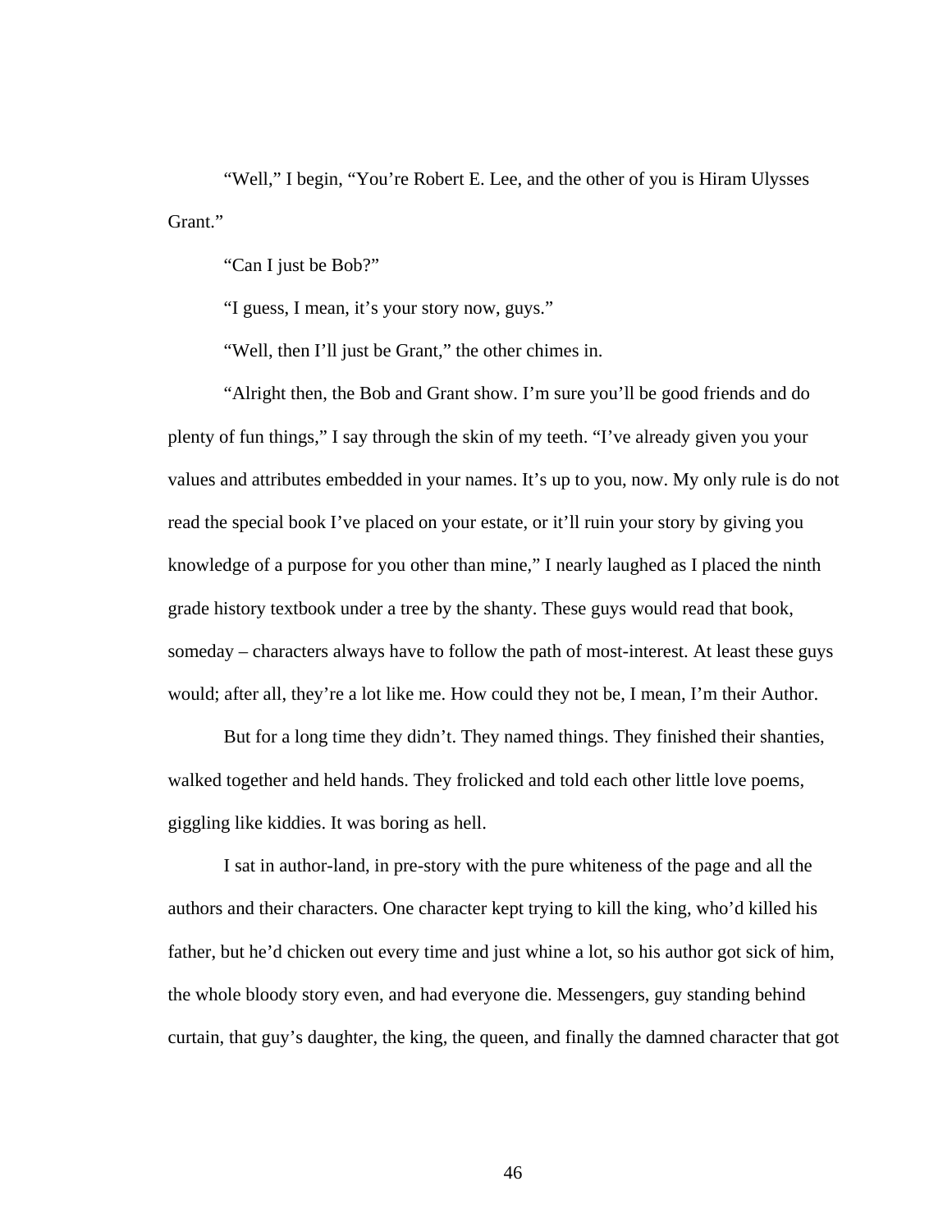"Well," I begin, "You're Robert E. Lee, and the other of you is Hiram Ulysses Grant."

"Can I just be Bob?"

"I guess, I mean, it's your story now, guys."

"Well, then I'll just be Grant," the other chimes in.

"Alright then, the Bob and Grant show. I'm sure you'll be good friends and do plenty of fun things," I say through the skin of my teeth. "I've already given you your values and attributes embedded in your names. It's up to you, now. My only rule is do not read the special book I've placed on your estate, or it'll ruin your story by giving you knowledge of a purpose for you other than mine," I nearly laughed as I placed the ninth grade history textbook under a tree by the shanty. These guys would read that book, someday – characters always have to follow the path of most-interest. At least these guys would; after all, they're a lot like me. How could they not be, I mean, I'm their Author.

But for a long time they didn't. They named things. They finished their shanties, walked together and held hands. They frolicked and told each other little love poems, giggling like kiddies. It was boring as hell.

I sat in author-land, in pre-story with the pure whiteness of the page and all the authors and their characters. One character kept trying to kill the king, who'd killed his father, but he'd chicken out every time and just whine a lot, so his author got sick of him, the whole bloody story even, and had everyone die. Messengers, guy standing behind curtain, that guy's daughter, the king, the queen, and finally the damned character that got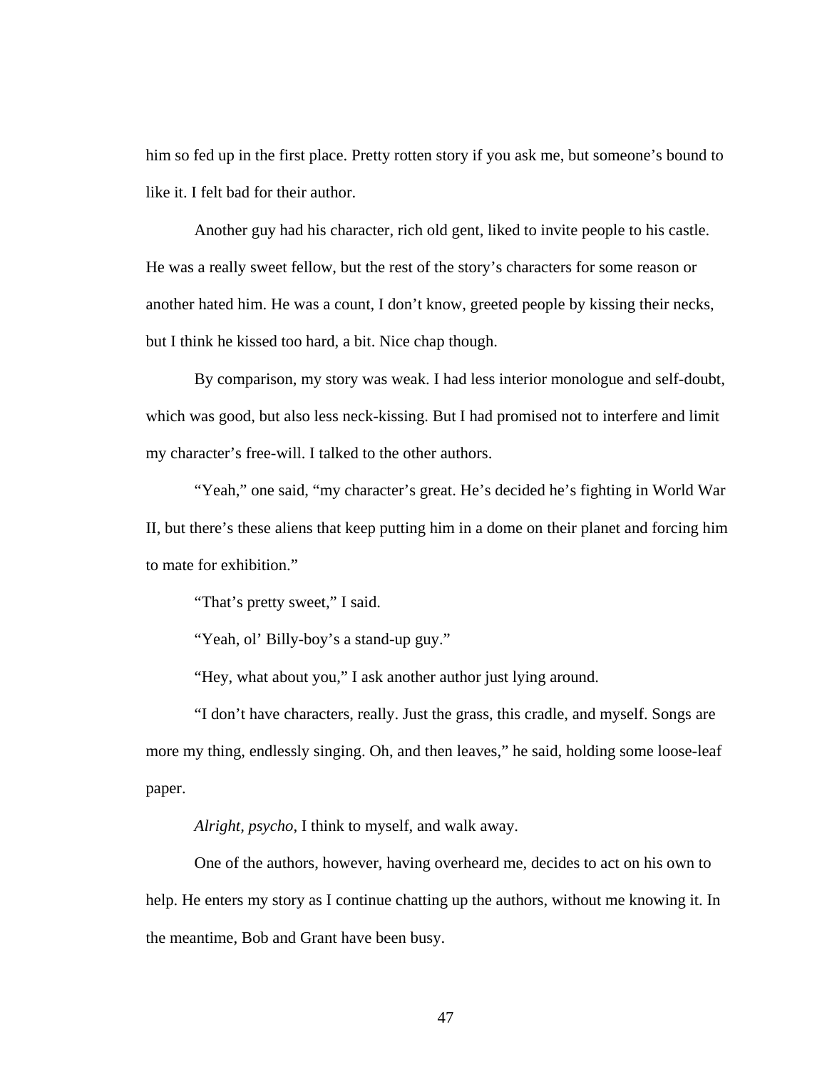him so fed up in the first place. Pretty rotten story if you ask me, but someone's bound to like it. I felt bad for their author.

Another guy had his character, rich old gent, liked to invite people to his castle. He was a really sweet fellow, but the rest of the story's characters for some reason or another hated him. He was a count, I don't know, greeted people by kissing their necks, but I think he kissed too hard, a bit. Nice chap though.

By comparison, my story was weak. I had less interior monologue and self-doubt, which was good, but also less neck-kissing. But I had promised not to interfere and limit my character's free-will. I talked to the other authors.

"Yeah," one said, "my character's great. He's decided he's fighting in World War II, but there's these aliens that keep putting him in a dome on their planet and forcing him to mate for exhibition."

"That's pretty sweet," I said.

"Yeah, ol' Billy-boy's a stand-up guy."

"Hey, what about you," I ask another author just lying around.

"I don't have characters, really. Just the grass, this cradle, and myself. Songs are more my thing, endlessly singing. Oh, and then leaves," he said, holding some loose-leaf paper.

*Alright, psycho*, I think to myself, and walk away.

One of the authors, however, having overheard me, decides to act on his own to help. He enters my story as I continue chatting up the authors, without me knowing it. In the meantime, Bob and Grant have been busy.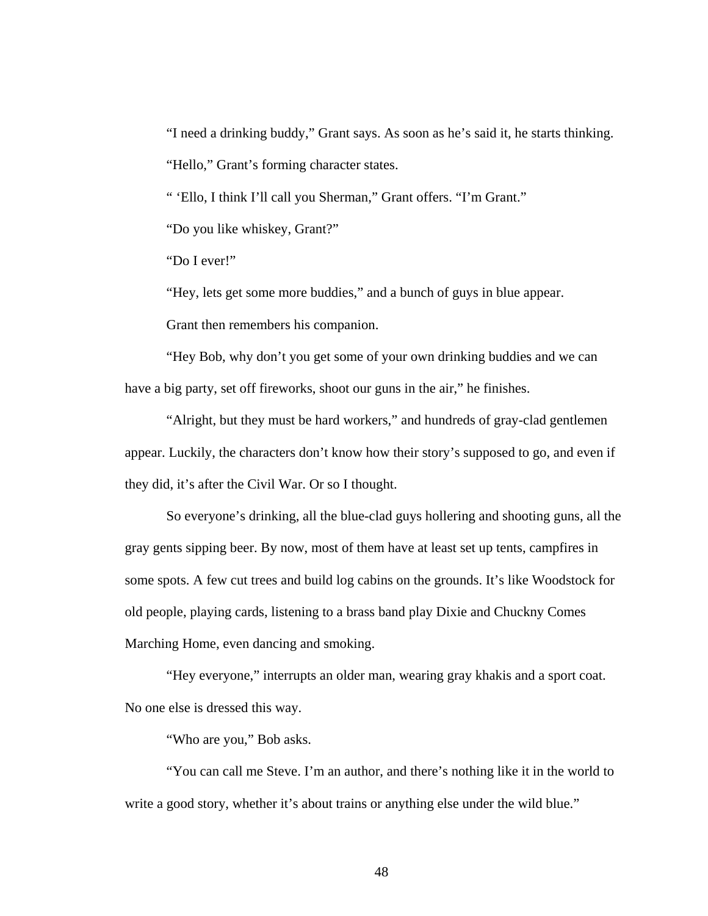"I need a drinking buddy," Grant says. As soon as he's said it, he starts thinking.

"Hello," Grant's forming character states.

" 'Ello, I think I'll call you Sherman," Grant offers. "I'm Grant."

"Do you like whiskey, Grant?"

"Do I ever!"

"Hey, lets get some more buddies," and a bunch of guys in blue appear.

Grant then remembers his companion.

"Hey Bob, why don't you get some of your own drinking buddies and we can have a big party, set off fireworks, shoot our guns in the air," he finishes.

"Alright, but they must be hard workers," and hundreds of gray-clad gentlemen appear. Luckily, the characters don't know how their story's supposed to go, and even if they did, it's after the Civil War. Or so I thought.

So everyone's drinking, all the blue-clad guys hollering and shooting guns, all the gray gents sipping beer. By now, most of them have at least set up tents, campfires in some spots. A few cut trees and build log cabins on the grounds. It's like Woodstock for old people, playing cards, listening to a brass band play Dixie and Chuckny Comes Marching Home, even dancing and smoking.

"Hey everyone," interrupts an older man, wearing gray khakis and a sport coat. No one else is dressed this way.

"Who are you," Bob asks.

"You can call me Steve. I'm an author, and there's nothing like it in the world to write a good story, whether it's about trains or anything else under the wild blue."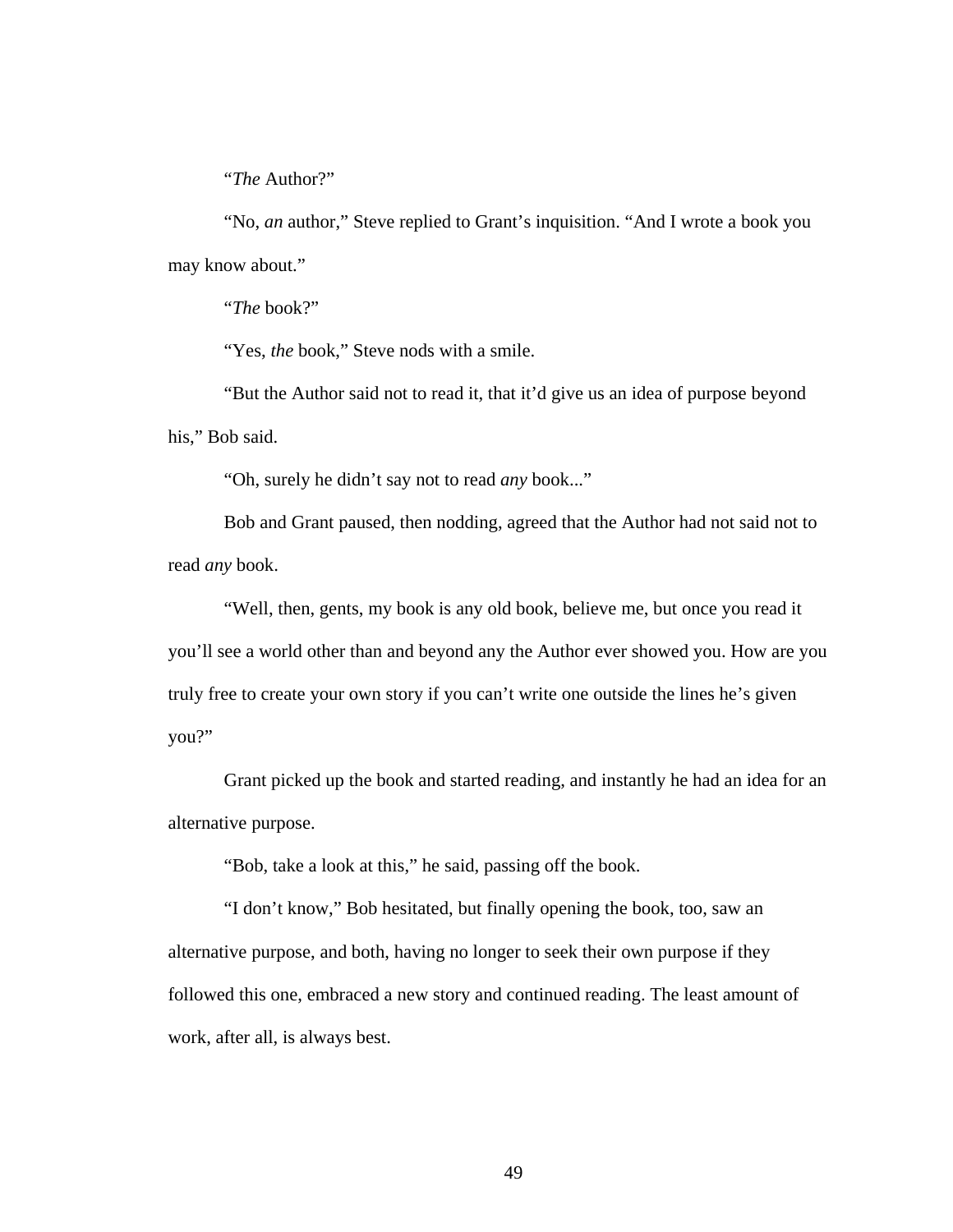"*The* Author?"

"No, *an* author," Steve replied to Grant's inquisition. "And I wrote a book you may know about."

"*The* book?"

"Yes, *the* book," Steve nods with a smile.

"But the Author said not to read it, that it'd give us an idea of purpose beyond his," Bob said.

"Oh, surely he didn't say not to read *any* book..."

Bob and Grant paused, then nodding, agreed that the Author had not said not to read *any* book.

"Well, then, gents, my book is any old book, believe me, but once you read it you'll see a world other than and beyond any the Author ever showed you. How are you truly free to create your own story if you can't write one outside the lines he's given you?"

Grant picked up the book and started reading, and instantly he had an idea for an alternative purpose.

"Bob, take a look at this," he said, passing off the book.

"I don't know," Bob hesitated, but finally opening the book, too, saw an alternative purpose, and both, having no longer to seek their own purpose if they followed this one, embraced a new story and continued reading. The least amount of work, after all, is always best.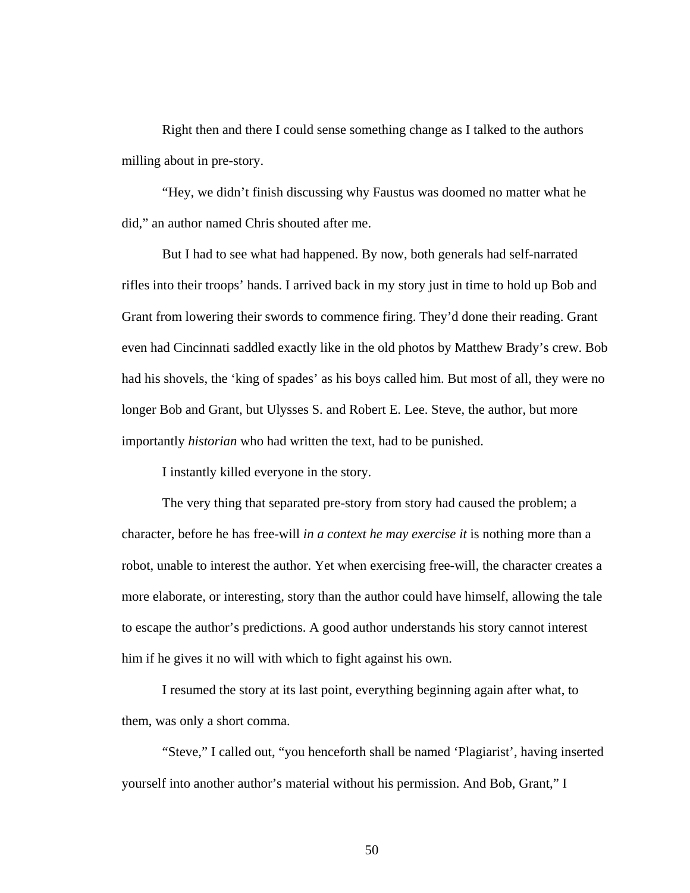Right then and there I could sense something change as I talked to the authors milling about in pre-story.

"Hey, we didn't finish discussing why Faustus was doomed no matter what he did," an author named Chris shouted after me.

But I had to see what had happened. By now, both generals had self-narrated rifles into their troops' hands. I arrived back in my story just in time to hold up Bob and Grant from lowering their swords to commence firing. They'd done their reading. Grant even had Cincinnati saddled exactly like in the old photos by Matthew Brady's crew. Bob had his shovels, the 'king of spades' as his boys called him. But most of all, they were no longer Bob and Grant, but Ulysses S. and Robert E. Lee. Steve, the author, but more importantly *historian* who had written the text, had to be punished.

I instantly killed everyone in the story.

The very thing that separated pre-story from story had caused the problem; a character, before he has free-will *in a context he may exercise it* is nothing more than a robot, unable to interest the author. Yet when exercising free-will, the character creates a more elaborate, or interesting, story than the author could have himself, allowing the tale to escape the author's predictions. A good author understands his story cannot interest him if he gives it no will with which to fight against his own.

I resumed the story at its last point, everything beginning again after what, to them, was only a short comma.

"Steve," I called out, "you henceforth shall be named 'Plagiarist', having inserted yourself into another author's material without his permission. And Bob, Grant," I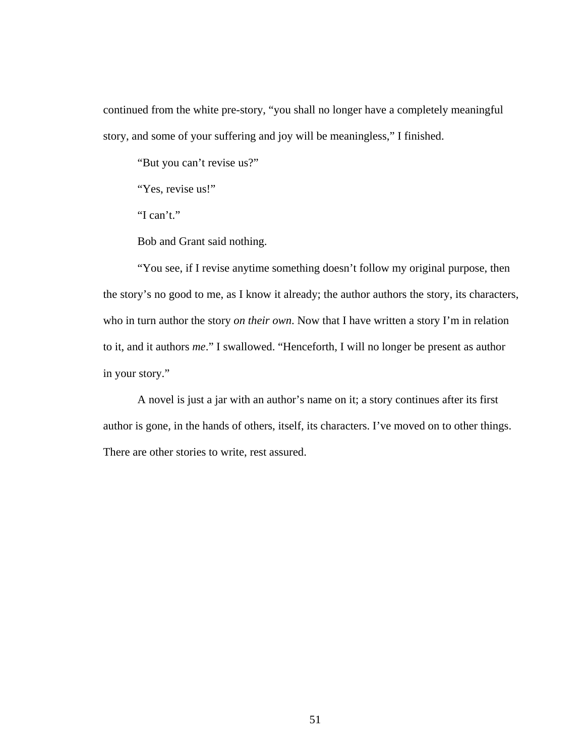continued from the white pre-story, "you shall no longer have a completely meaningful story, and some of your suffering and joy will be meaningless," I finished.

"But you can't revise us?"

"Yes, revise us!"

"I can't."

Bob and Grant said nothing.

"You see, if I revise anytime something doesn't follow my original purpose, then the story's no good to me, as I know it already; the author authors the story, its characters, who in turn author the story *on their own*. Now that I have written a story I'm in relation to it, and it authors *me*." I swallowed. "Henceforth, I will no longer be present as author in your story."

A novel is just a jar with an author's name on it; a story continues after its first author is gone, in the hands of others, itself, its characters. I've moved on to other things. There are other stories to write, rest assured.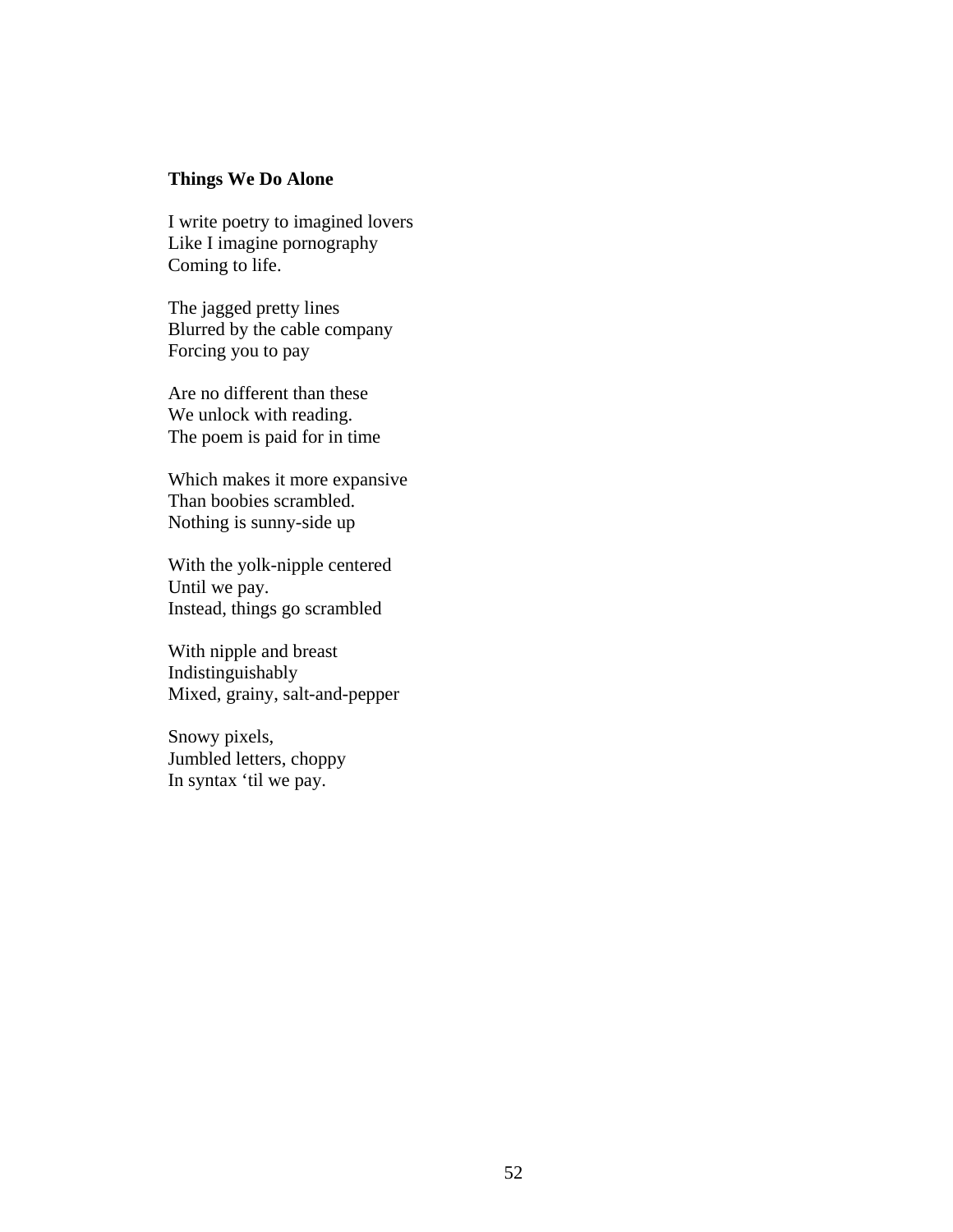**Things We Do Alone**

I write poetry to imagined lovers
Like I imagine pornography
Coming to life.

The jagged pretty lines
Blurred by the cable company
Forcing you to pay

Are no different than these
We unlock with reading.
The poem is paid for in time

Which makes it more expansive
Than boobies scrambled.
Nothing is sunny-side up

With the yolk-nipple centered
Until we pay.
Instead, things go scrambled

With nipple and breast
Indistinguishably
Mixed, grainy, salt-and-pepper

Snowy pixels,
Jumbled letters, choppy
In syntax 'til we pay.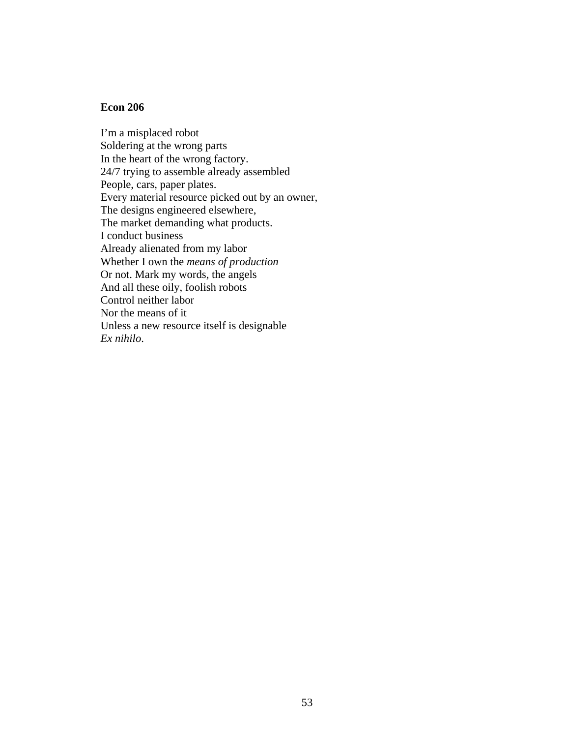**Econ 206**

I'm a misplaced robot  
Soldering at the wrong parts  
In the heart of the wrong factory.  
24/7 trying to assemble already assembled  
People, cars, paper plates.  
Every material resource picked out by an owner,  
The designs engineered elsewhere,  
The market demanding what products.  
I conduct business  
Already alienated from my labor  
Whether I own the *means of production*  
Or not. Mark my words, the angels  
And all these oily, foolish robots  
Control neither labor  
Nor the means of it  
Unless a new resource itself is designable  
*Ex nihilo*.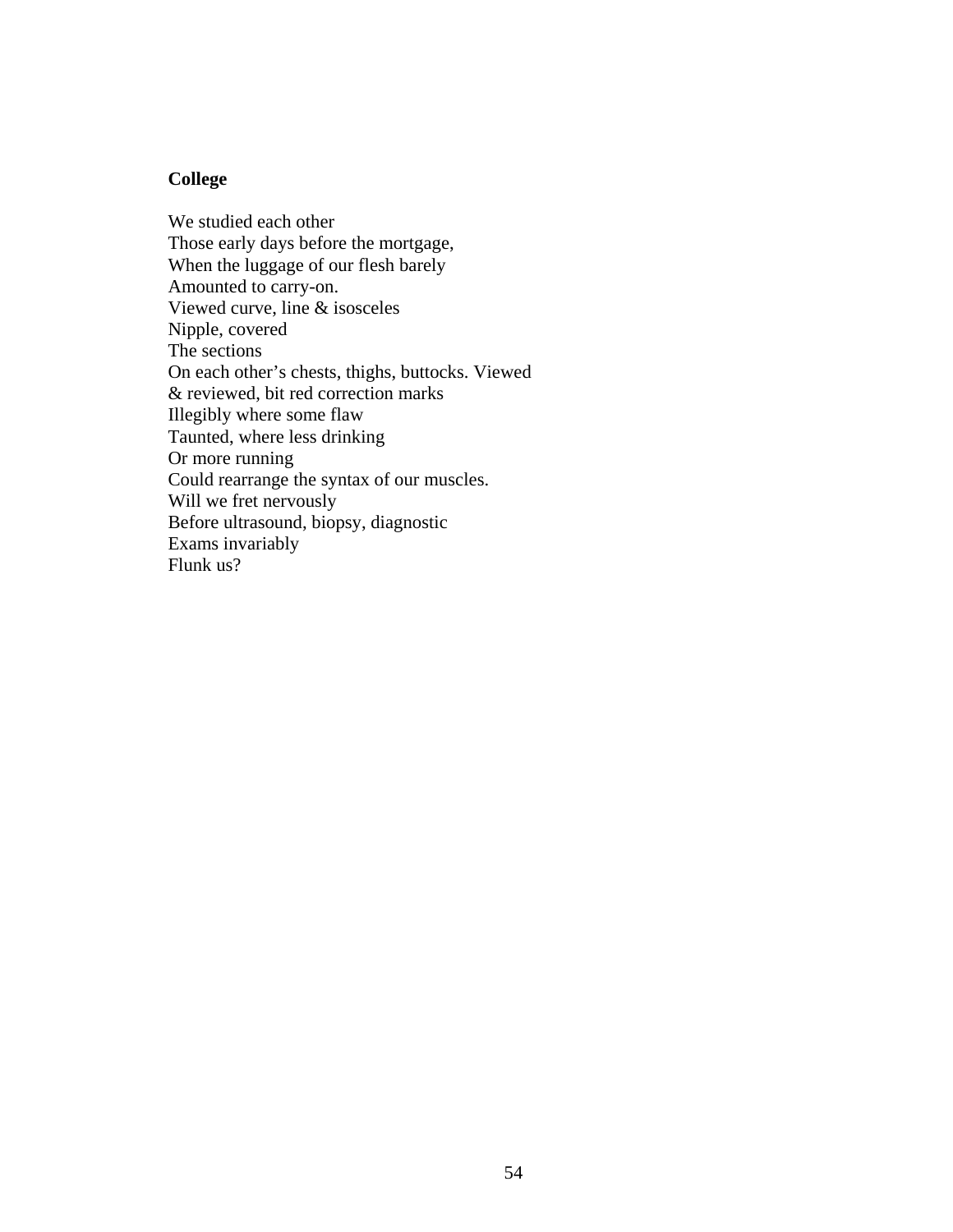**College**

We studied each other  
Those early days before the mortgage,  
When the luggage of our flesh barely  
Amounted to carry-on.  
Viewed curve, line & isosceles  
Nipple, covered  
The sections  
On each other's chests, thighs, buttocks. Viewed  
& reviewed, bit red correction marks  
Illegibly where some flaw  
Taunted, where less drinking  
Or more running  
Could rearrange the syntax of our muscles.  
Will we fret nervously  
Before ultrasound, biopsy, diagnostic  
Exams invariably  
Flunk us?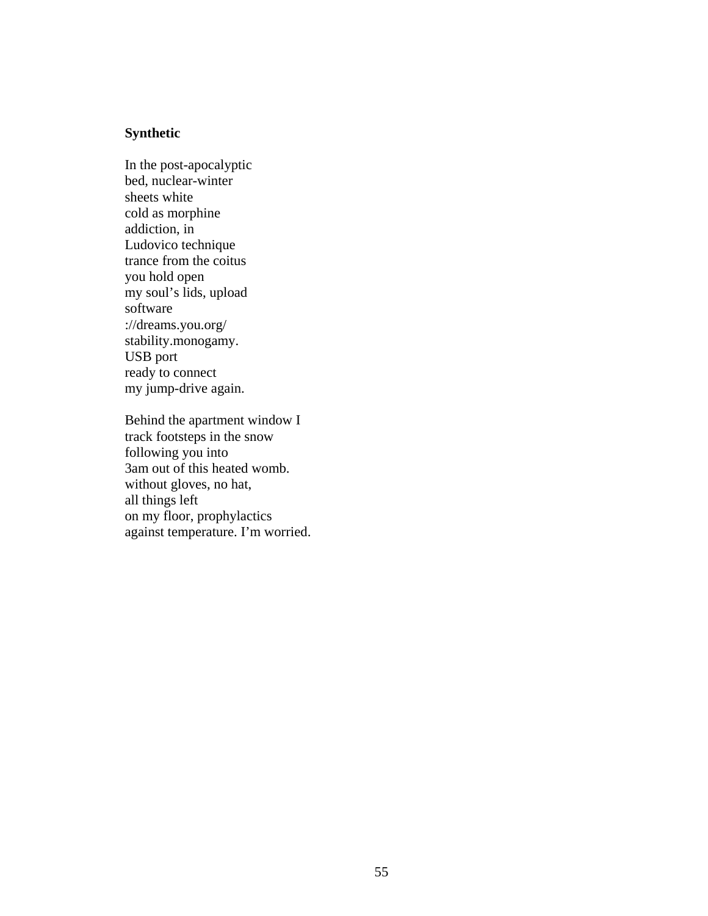**Synthetic**

In the post-apocalyptic  
bed, nuclear-winter  
sheets white  
cold as morphine  
addiction, in  
Ludovico technique  
trance from the coitus  
you hold open  
my soul's lids, upload  
software  
://dreams.you.org/  
stability.monogamy.  
USB port  
ready to connect  
my jump-drive again.

Behind the apartment window I  
track footsteps in the snow  
following you into  
3am out of this heated womb.  
without gloves, no hat,  
all things left  
on my floor, prophylactics  
against temperature. I'm worried.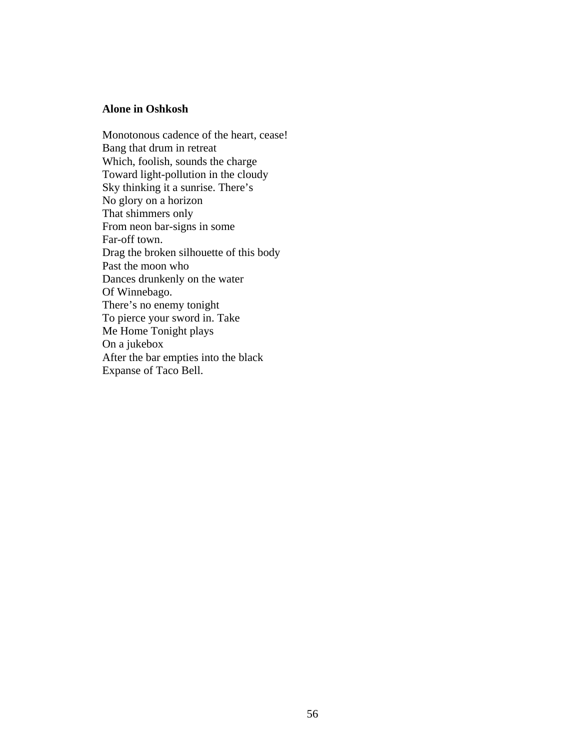**Alone in Oshkosh**

Monotonous cadence of the heart, cease!  
Bang that drum in retreat  
Which, foolish, sounds the charge  
Toward light-pollution in the cloudy  
Sky thinking it a sunrise. There's  
No glory on a horizon  
That shimmers only  
From neon bar-signs in some  
Far-off town.  
Drag the broken silhouette of this body  
Past the moon who  
Dances drunkenly on the water  
Of Winnebago.  
There's no enemy tonight  
To pierce your sword in. Take  
Me Home Tonight plays  
On a jukebox  
After the bar empties into the black  
Expanse of Taco Bell.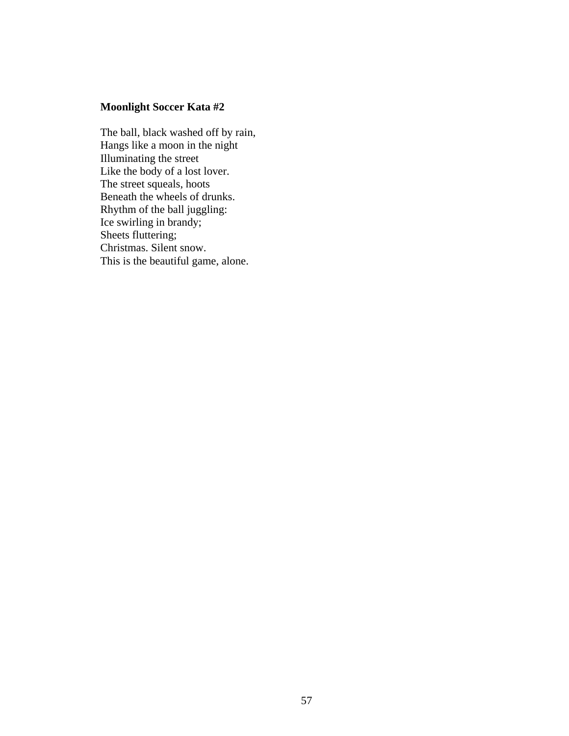**Moonlight Soccer Kata #2**

The ball, black washed off by rain,  
Hangs like a moon in the night  
Illuminating the street  
Like the body of a lost lover.  
The street squeals, hoots  
Beneath the wheels of drunks.  
Rhythm of the ball juggling:  
Ice swirling in brandy;  
Sheets fluttering;  
Christmas. Silent snow.  
This is the beautiful game, alone.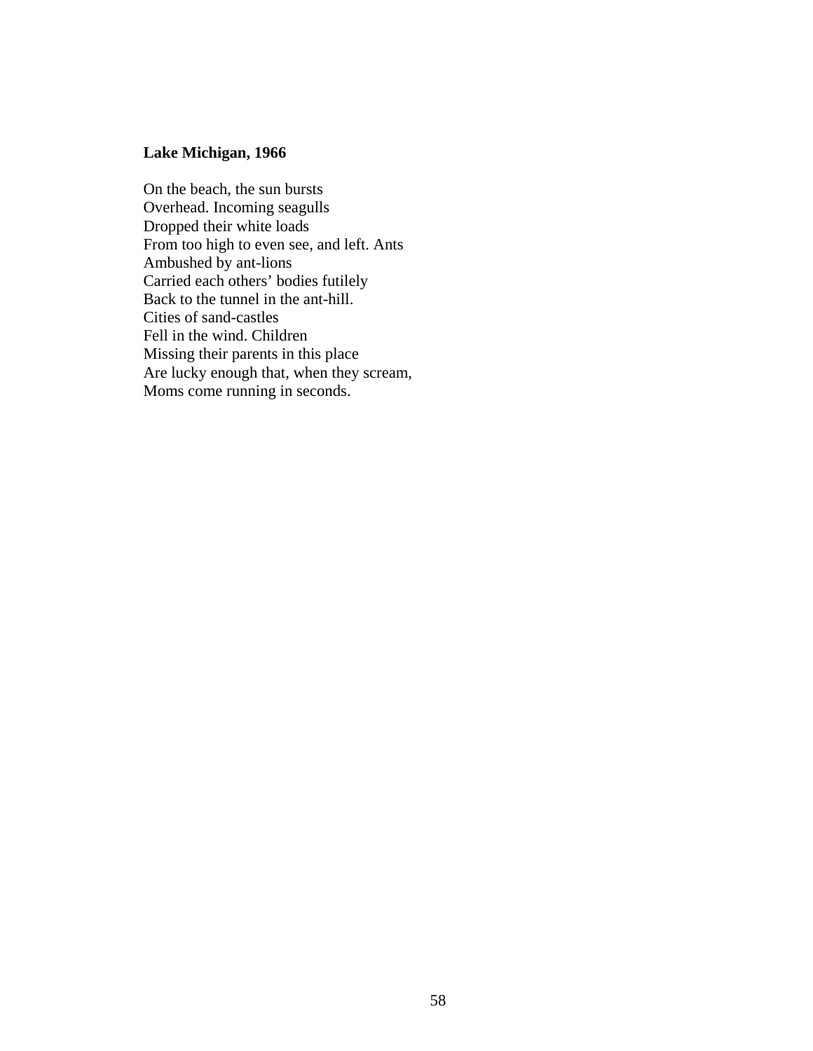**Lake Michigan, 1966**

On the beach, the sun bursts  
Overhead. Incoming seagulls  
Dropped their white loads  
From too high to even see, and left. Ants  
Ambushed by ant-lions  
Carried each others' bodies futilely  
Back to the tunnel in the ant-hill.  
Cities of sand-castles  
Fell in the wind. Children  
Missing their parents in this place  
Are lucky enough that, when they scream,  
Moms come running in seconds.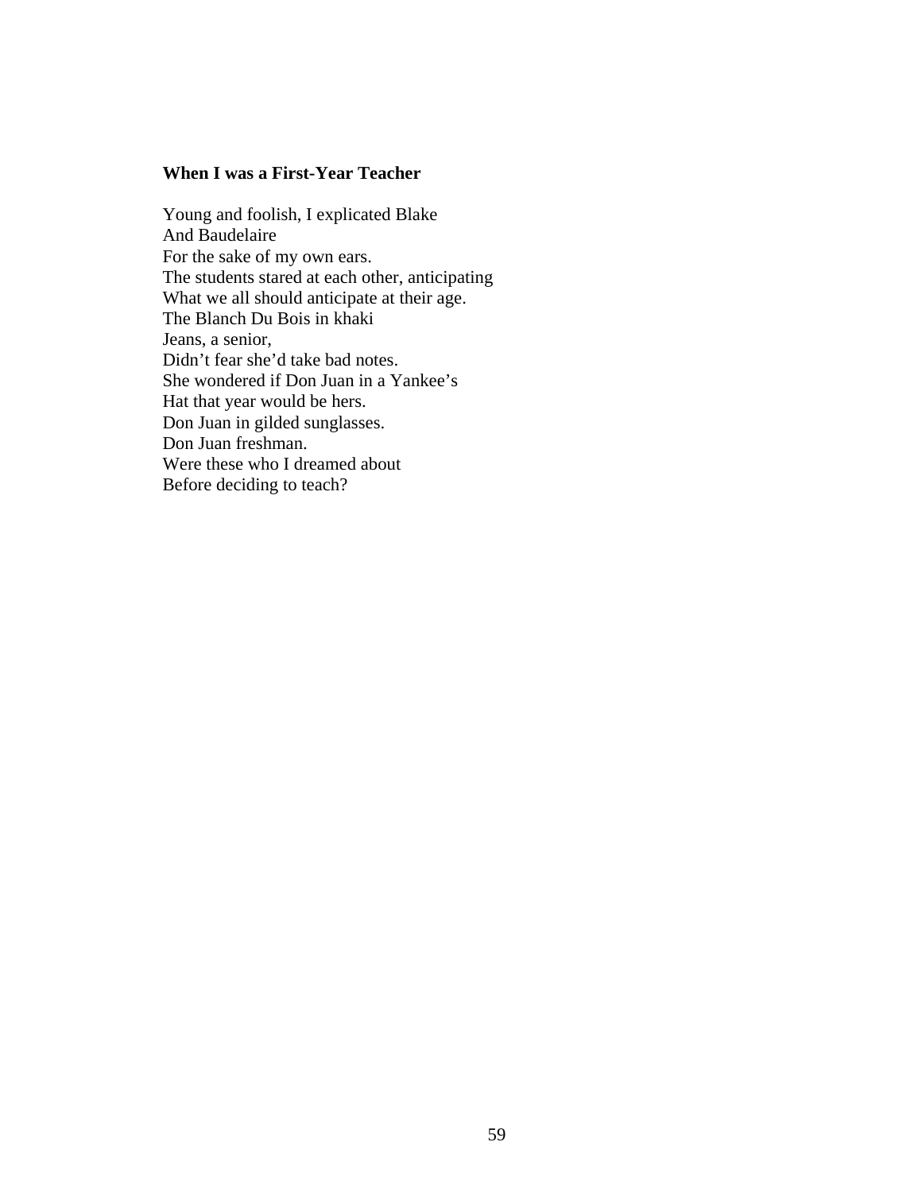**When I was a First-Year Teacher**

Young and foolish, I explicated Blake  
And Baudelaire  
For the sake of my own ears.  
The students stared at each other, anticipating  
What we all should anticipate at their age.  
The Blanch Du Bois in khaki  
Jeans, a senior,  
Didn't fear she'd take bad notes.  
She wondered if Don Juan in a Yankee's  
Hat that year would be hers.  
Don Juan in gilded sunglasses.  
Don Juan freshman.  
Were these who I dreamed about  
Before deciding to teach?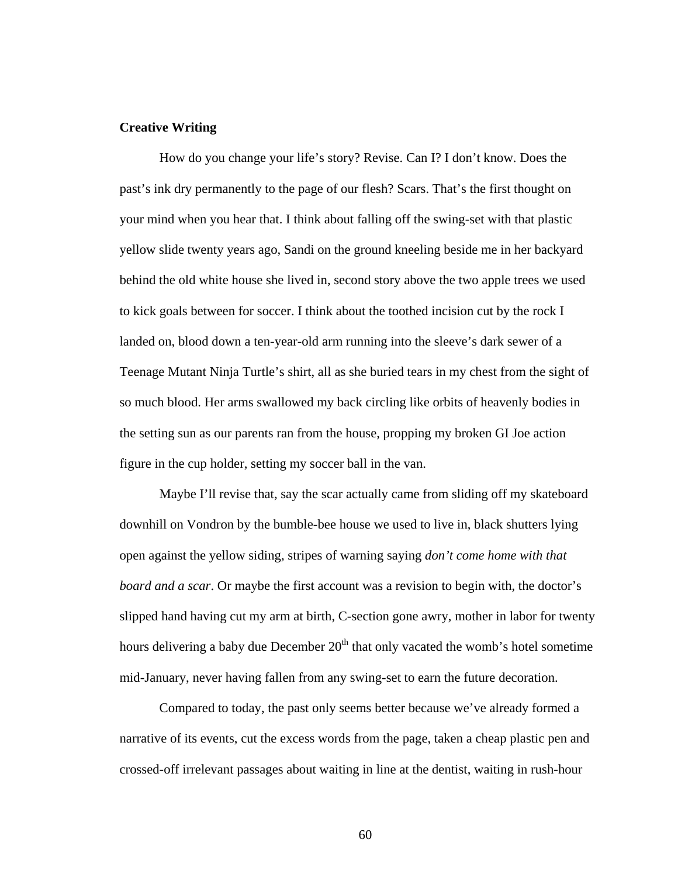**Creative Writing**

How do you change your life's story? Revise. Can I? I don't know. Does the past's ink dry permanently to the page of our flesh? Scars. That's the first thought on your mind when you hear that. I think about falling off the swing-set with that plastic yellow slide twenty years ago, Sandi on the ground kneeling beside me in her backyard behind the old white house she lived in, second story above the two apple trees we used to kick goals between for soccer. I think about the toothed incision cut by the rock I landed on, blood down a ten-year-old arm running into the sleeve's dark sewer of a Teenage Mutant Ninja Turtle's shirt, all as she buried tears in my chest from the sight of so much blood. Her arms swallowed my back circling like orbits of heavenly bodies in the setting sun as our parents ran from the house, propping my broken GI Joe action figure in the cup holder, setting my soccer ball in the van.

Maybe I'll revise that, say the scar actually came from sliding off my skateboard downhill on Vondron by the bumble-bee house we used to live in, black shutters lying open against the yellow siding, stripes of warning saying *don't come home with that board and a scar*. Or maybe the first account was a revision to begin with, the doctor's slipped hand having cut my arm at birth, C-section gone awry, mother in labor for twenty hours delivering a baby due December 20th that only vacated the womb's hotel sometime mid-January, never having fallen from any swing-set to earn the future decoration.

Compared to today, the past only seems better because we've already formed a narrative of its events, cut the excess words from the page, taken a cheap plastic pen and crossed-off irrelevant passages about waiting in line at the dentist, waiting in rush-hour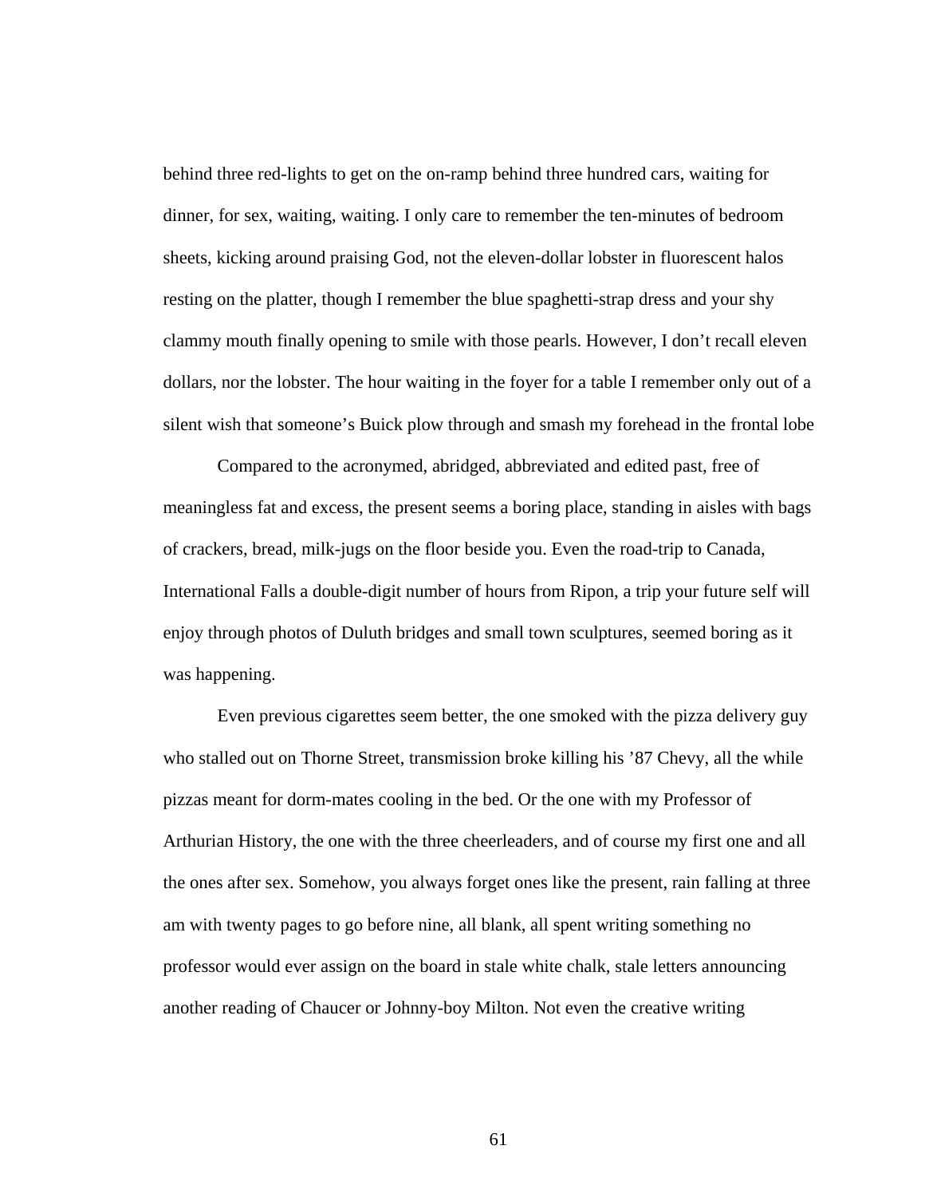behind three red-lights to get on the on-ramp behind three hundred cars, waiting for dinner, for sex, waiting, waiting. I only care to remember the ten-minutes of bedroom sheets, kicking around praising God, not the eleven-dollar lobster in fluorescent halos resting on the platter, though I remember the blue spaghetti-strap dress and your shy clammy mouth finally opening to smile with those pearls. However, I don't recall eleven dollars, nor the lobster. The hour waiting in the foyer for a table I remember only out of a silent wish that someone's Buick plow through and smash my forehead in the frontal lobe

Compared to the acronymed, abridged, abbreviated and edited past, free of meaningless fat and excess, the present seems a boring place, standing in aisles with bags of crackers, bread, milk-jugs on the floor beside you. Even the road-trip to Canada, International Falls a double-digit number of hours from Ripon, a trip your future self will enjoy through photos of Duluth bridges and small town sculptures, seemed boring as it was happening.

Even previous cigarettes seem better, the one smoked with the pizza delivery guy who stalled out on Thorne Street, transmission broke killing his '87 Chevy, all the while pizzas meant for dorm-mates cooling in the bed. Or the one with my Professor of Arthurian History, the one with the three cheerleaders, and of course my first one and all the ones after sex. Somehow, you always forget ones like the present, rain falling at three am with twenty pages to go before nine, all blank, all spent writing something no professor would ever assign on the board in stale white chalk, stale letters announcing another reading of Chaucer or Johnny-boy Milton. Not even the creative writing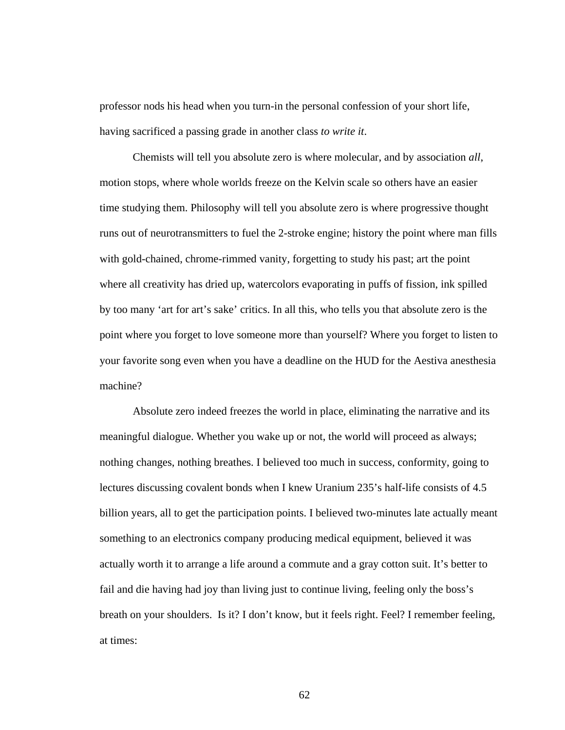professor nods his head when you turn-in the personal confession of your short life, having sacrificed a passing grade in another class *to write it*.

Chemists will tell you absolute zero is where molecular, and by association *all*, motion stops, where whole worlds freeze on the Kelvin scale so others have an easier time studying them. Philosophy will tell you absolute zero is where progressive thought runs out of neurotransmitters to fuel the 2-stroke engine; history the point where man fills with gold-chained, chrome-rimmed vanity, forgetting to study his past; art the point where all creativity has dried up, watercolors evaporating in puffs of fission, ink spilled by too many 'art for art's sake' critics. In all this, who tells you that absolute zero is the point where you forget to love someone more than yourself? Where you forget to listen to your favorite song even when you have a deadline on the HUD for the Aestiva anesthesia machine?

Absolute zero indeed freezes the world in place, eliminating the narrative and its meaningful dialogue. Whether you wake up or not, the world will proceed as always; nothing changes, nothing breathes. I believed too much in success, conformity, going to lectures discussing covalent bonds when I knew Uranium 235's half-life consists of 4.5 billion years, all to get the participation points. I believed two-minutes late actually meant something to an electronics company producing medical equipment, believed it was actually worth it to arrange a life around a commute and a gray cotton suit. It's better to fail and die having had joy than living just to continue living, feeling only the boss's breath on your shoulders. Is it? I don't know, but it feels right. Feel? I remember feeling, at times: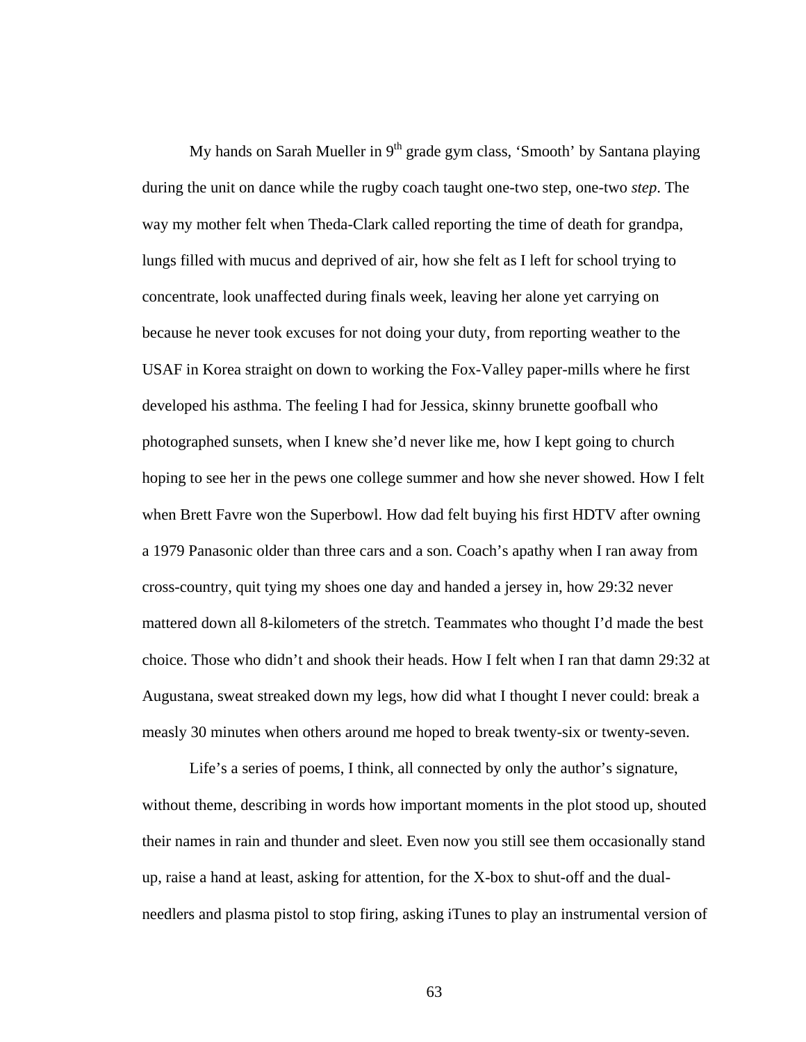My hands on Sarah Mueller in 9th grade gym class, 'Smooth' by Santana playing during the unit on dance while the rugby coach taught one-two step, one-two *step*. The way my mother felt when Theda-Clark called reporting the time of death for grandpa, lungs filled with mucus and deprived of air, how she felt as I left for school trying to concentrate, look unaffected during finals week, leaving her alone yet carrying on because he never took excuses for not doing your duty, from reporting weather to the USAF in Korea straight on down to working the Fox-Valley paper-mills where he first developed his asthma. The feeling I had for Jessica, skinny brunette goofball who photographed sunsets, when I knew she'd never like me, how I kept going to church hoping to see her in the pews one college summer and how she never showed. How I felt when Brett Favre won the Superbowl. How dad felt buying his first HDTV after owning a 1979 Panasonic older than three cars and a son. Coach's apathy when I ran away from cross-country, quit tying my shoes one day and handed a jersey in, how 29:32 never mattered down all 8-kilometers of the stretch. Teammates who thought I'd made the best choice. Those who didn't and shook their heads. How I felt when I ran that damn 29:32 at Augustana, sweat streaked down my legs, how did what I thought I never could: break a measly 30 minutes when others around me hoped to break twenty-six or twenty-seven.

Life's a series of poems, I think, all connected by only the author's signature, without theme, describing in words how important moments in the plot stood up, shouted their names in rain and thunder and sleet. Even now you still see them occasionally stand up, raise a hand at least, asking for attention, for the X-box to shut-off and the dual-needlers and plasma pistol to stop firing, asking iTunes to play an instrumental version of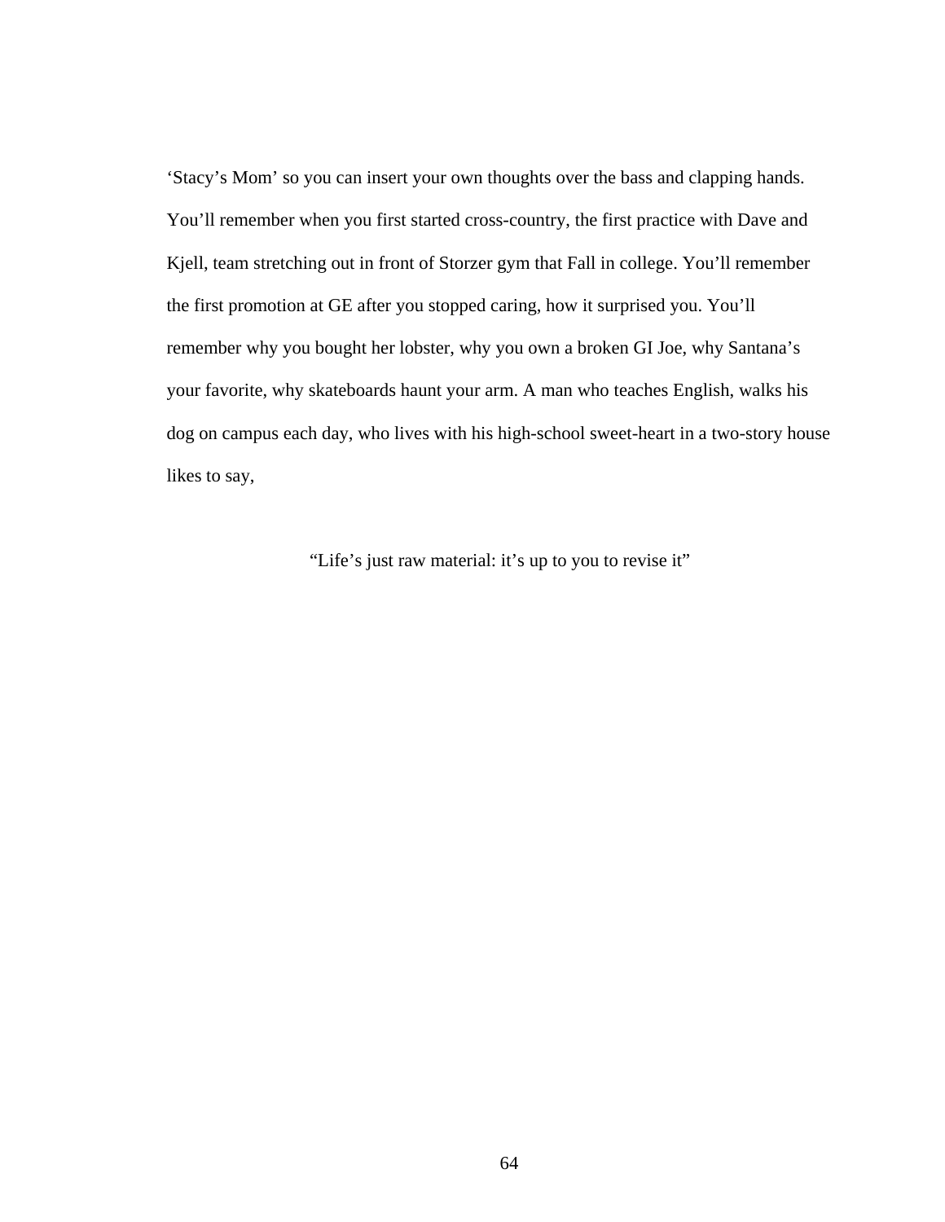'Stacy's Mom' so you can insert your own thoughts over the bass and clapping hands. You'll remember when you first started cross-country, the first practice with Dave and Kjell, team stretching out in front of Storzer gym that Fall in college. You'll remember the first promotion at GE after you stopped caring, how it surprised you. You'll remember why you bought her lobster, why you own a broken GI Joe, why Santana's your favorite, why skateboards haunt your arm. A man who teaches English, walks his dog on campus each day, who lives with his high-school sweet-heart in a two-story house likes to say,

"Life's just raw material: it's up to you to revise it"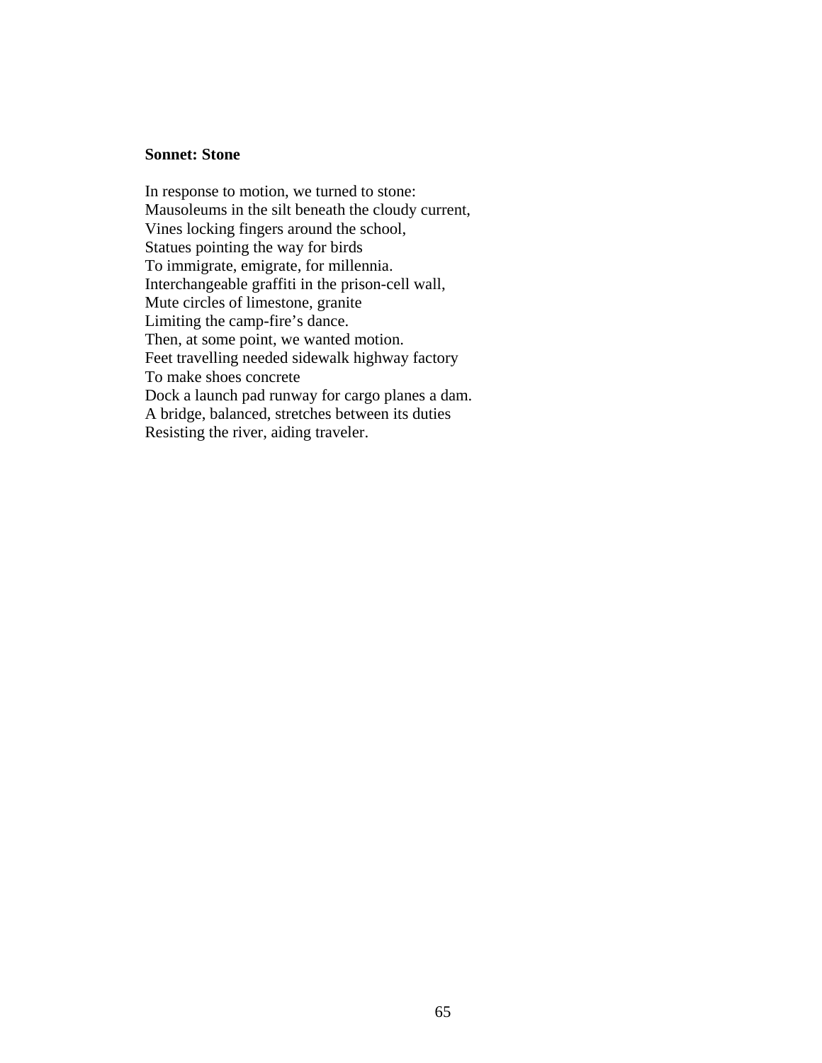**Sonnet: Stone**

In response to motion, we turned to stone:  
Mausoleums in the silt beneath the cloudy current,  
Vines locking fingers around the school,  
Statues pointing the way for birds  
To immigrate, emigrate, for millennia.  
Interchangeable graffiti in the prison-cell wall,  
Mute circles of limestone, granite  
Limiting the camp-fire's dance.  
Then, at some point, we wanted motion.  
Feet travelling needed sidewalk highway factory  
To make shoes concrete  
Dock a launch pad runway for cargo planes a dam.  
A bridge, balanced, stretches between its duties  
Resisting the river, aiding traveler.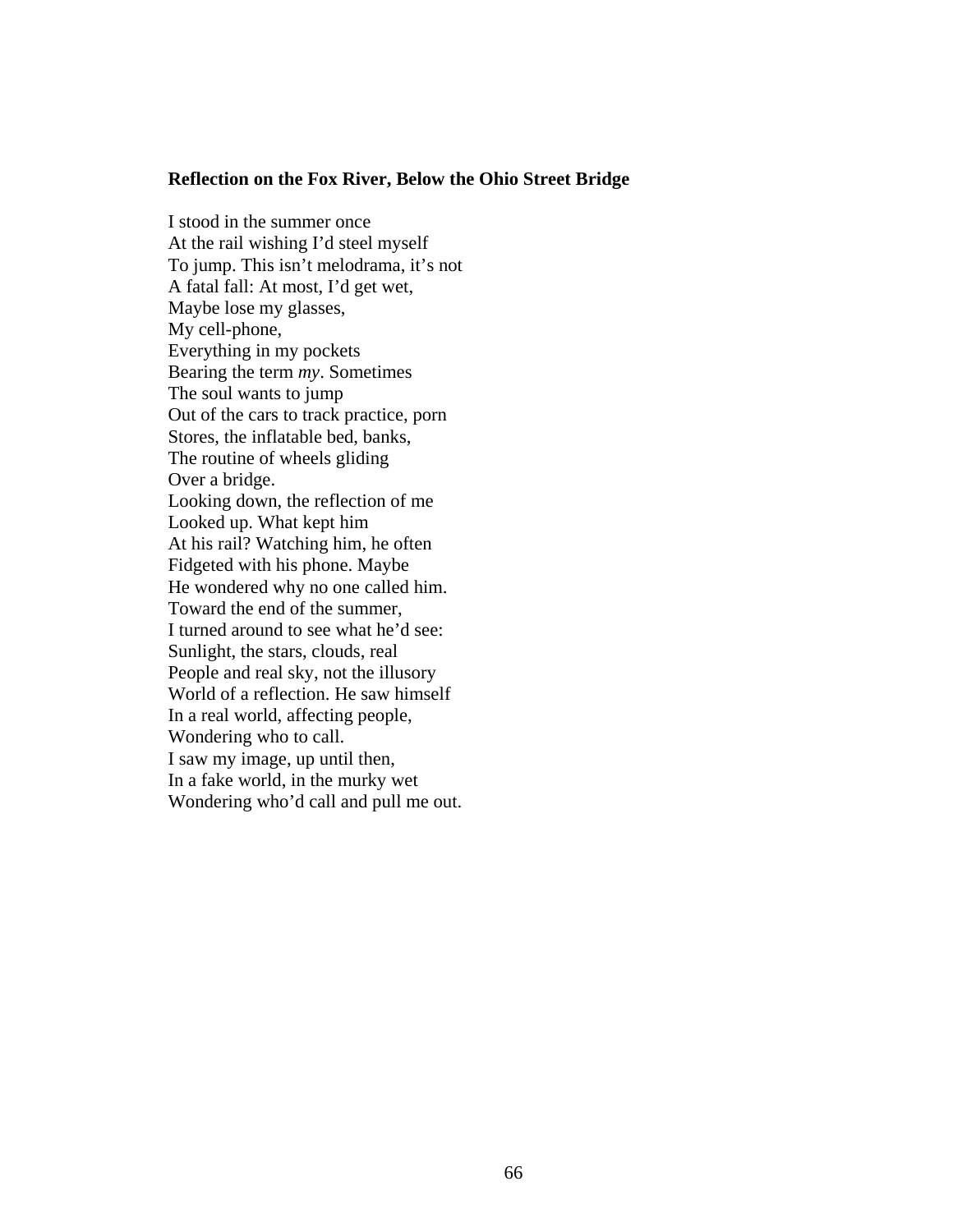**Reflection on the Fox River, Below the Ohio Street Bridge**

I stood in the summer once  
At the rail wishing I'd steel myself  
To jump. This isn't melodrama, it's not  
A fatal fall: At most, I'd get wet,  
Maybe lose my glasses,  
My cell-phone,  
Everything in my pockets  
Bearing the term *my*. Sometimes  
The soul wants to jump  
Out of the cars to track practice, porn  
Stores, the inflatable bed, banks,  
The routine of wheels gliding  
Over a bridge.  
Looking down, the reflection of me  
Looked up. What kept him  
At his rail? Watching him, he often  
Fidgeted with his phone. Maybe  
He wondered why no one called him.  
Toward the end of the summer,  
I turned around to see what he'd see:  
Sunlight, the stars, clouds, real  
People and real sky, not the illusory  
World of a reflection. He saw himself  
In a real world, affecting people,  
Wondering who to call.  
I saw my image, up until then,  
In a fake world, in the murky wet  
Wondering who'd call and pull me out.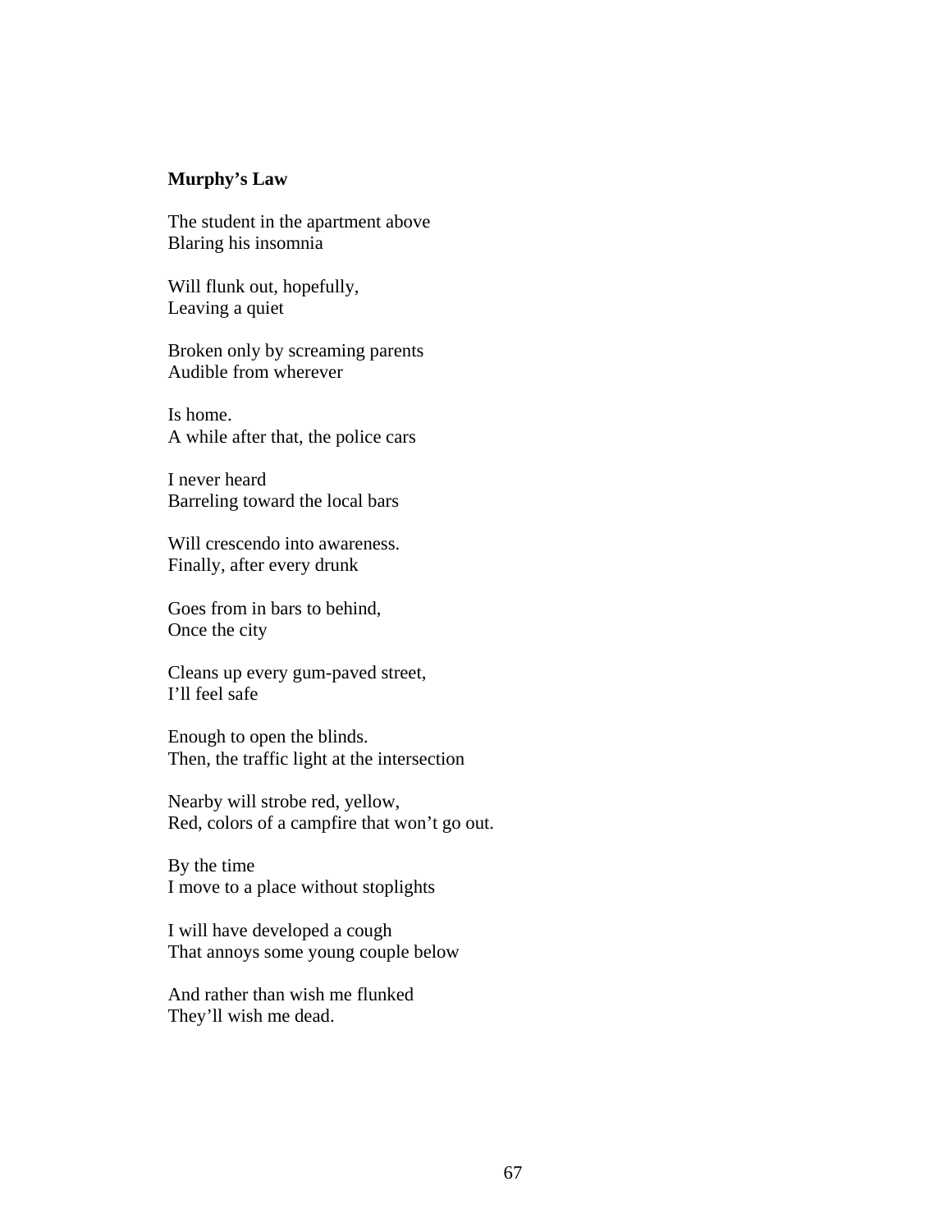**Murphy's Law**

The student in the apartment above
Blaring his insomnia

Will flunk out, hopefully,
Leaving a quiet

Broken only by screaming parents
Audible from wherever

Is home.
A while after that, the police cars

I never heard
Barreling toward the local bars

Will crescendo into awareness.
Finally, after every drunk

Goes from in bars to behind,
Once the city

Cleans up every gum-paved street,
I'll feel safe

Enough to open the blinds.
Then, the traffic light at the intersection

Nearby will strobe red, yellow,
Red, colors of a campfire that won't go out.

By the time
I move to a place without stoplights

I will have developed a cough
That annoys some young couple below

And rather than wish me flunked
They'll wish me dead.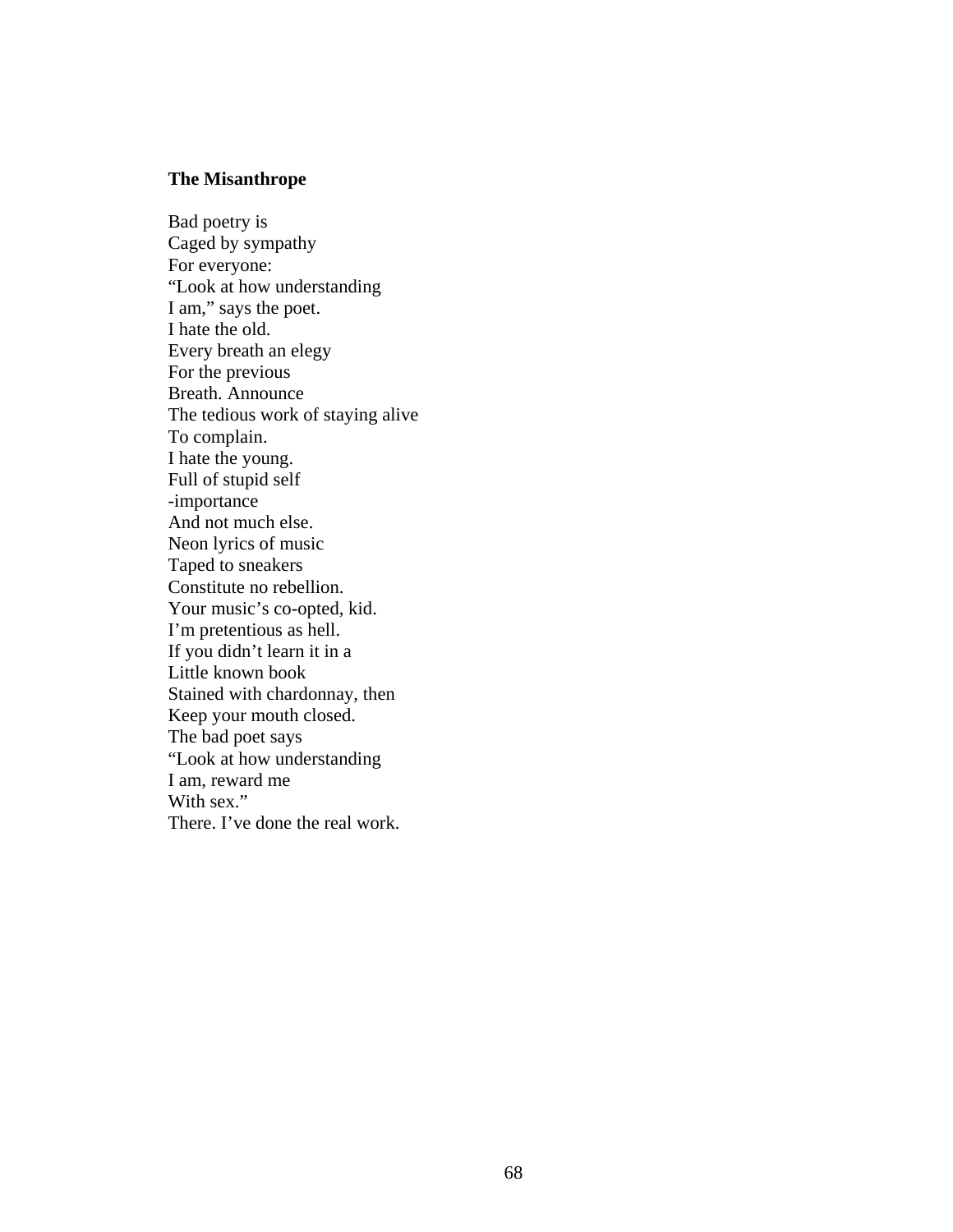**The Misanthrope**

Bad poetry is  
Caged by sympathy  
For everyone:  
“Look at how understanding  
I am,” says the poet.  
I hate the old.  
Every breath an elegy  
For the previous  
Breath. Announce  
The tedious work of staying alive  
To complain.  
I hate the young.  
Full of stupid self  
-importance  
And not much else.  
Neon lyrics of music  
Taped to sneakers  
Constitute no rebellion.  
Your music’s co-opted, kid.  
I’m pretentious as hell.  
If you didn’t learn it in a  
Little known book  
Stained with chardonnay, then  
Keep your mouth closed.  
The bad poet says  
“Look at how understanding  
I am, reward me  
With sex.”  
There. I’ve done the real work.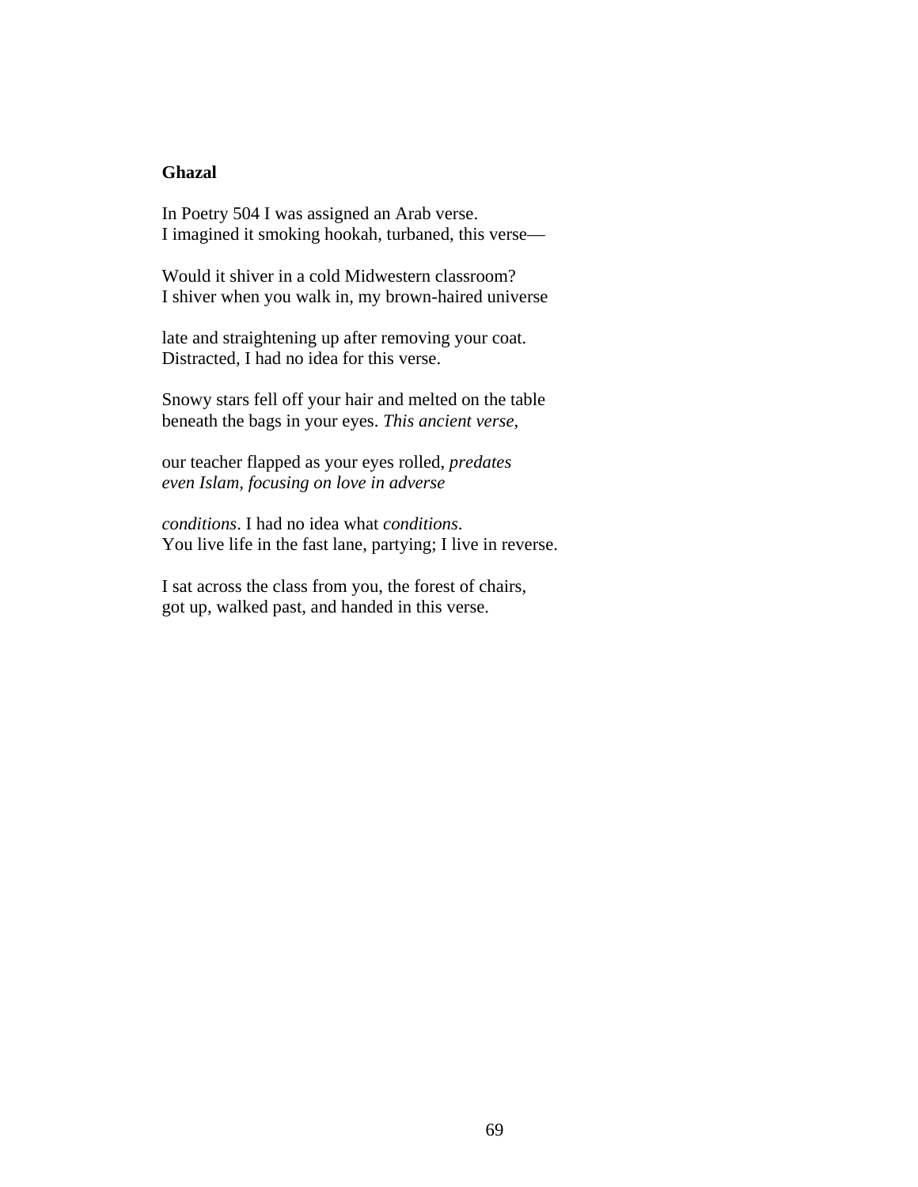**Ghazal**

In Poetry 504 I was assigned an Arab verse.  
I imagined it smoking hookah, turbaned, this verse—

Would it shiver in a cold Midwestern classroom?  
I shiver when you walk in, my brown-haired universe

late and straightening up after removing your coat.  
Distracted, I had no idea for this verse.

Snowy stars fell off your hair and melted on the table  
beneath the bags in your eyes. *This ancient verse*,

our teacher flapped as your eyes rolled, *predates*  
*even Islam, focusing on love in adverse*

*conditions*. I had no idea what *conditions*.  
You live life in the fast lane, partying; I live in reverse.

I sat across the class from you, the forest of chairs,  
got up, walked past, and handed in this verse.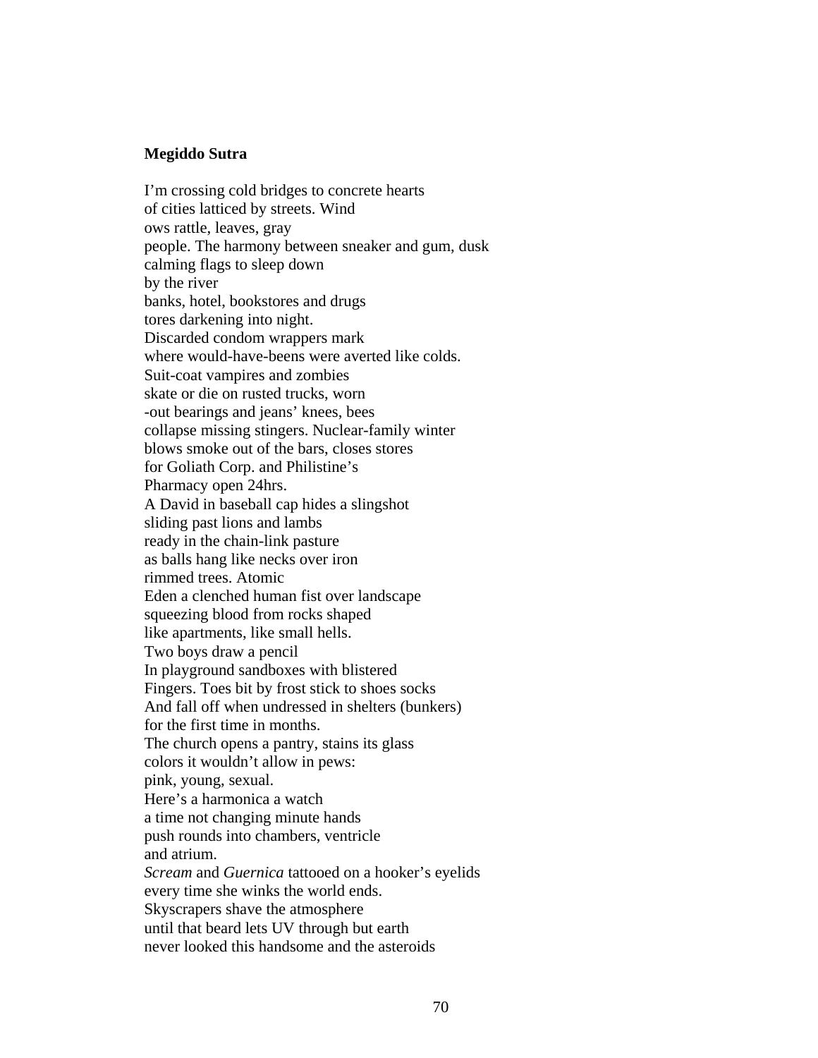**Megiddo Sutra**

I'm crossing cold bridges to concrete hearts  
of cities latticed by streets. Wind  
ows rattle, leaves, gray  
people. The harmony between sneaker and gum, dusk  
calming flags to sleep down  
by the river  
banks, hotel, bookstores and drugs  
tores darkening into night.  
Discarded condom wrappers mark  
where would-have-beens were averted like colds.  
Suit-coat vampires and zombies  
skate or die on rusted trucks, worn  
-out bearings and jeans' knees, bees  
collapse missing stingers. Nuclear-family winter  
blows smoke out of the bars, closes stores  
for Goliath Corp. and Philistine's  
Pharmacy open 24hrs.  
A David in baseball cap hides a slingshot  
sliding past lions and lambs  
ready in the chain-link pasture  
as balls hang like necks over iron  
rimmed trees. Atomic  
Eden a clenched human fist over landscape  
squeezing blood from rocks shaped  
like apartments, like small hells.  
Two boys draw a pencil  
In playground sandboxes with blistered  
Fingers. Toes bit by frost stick to shoes socks  
And fall off when undressed in shelters (bunkers)  
for the first time in months.  
The church opens a pantry, stains its glass  
colors it wouldn't allow in pews:  
pink, young, sexual.  
Here's a harmonica a watch  
a time not changing minute hands  
push rounds into chambers, ventricle  
and atrium.  
*Scream* and *Guernica* tattooed on a hooker's eyelids  
every time she winks the world ends.  
Skyscrapers shave the atmosphere  
until that beard lets UV through but earth  
never looked this handsome and the asteroids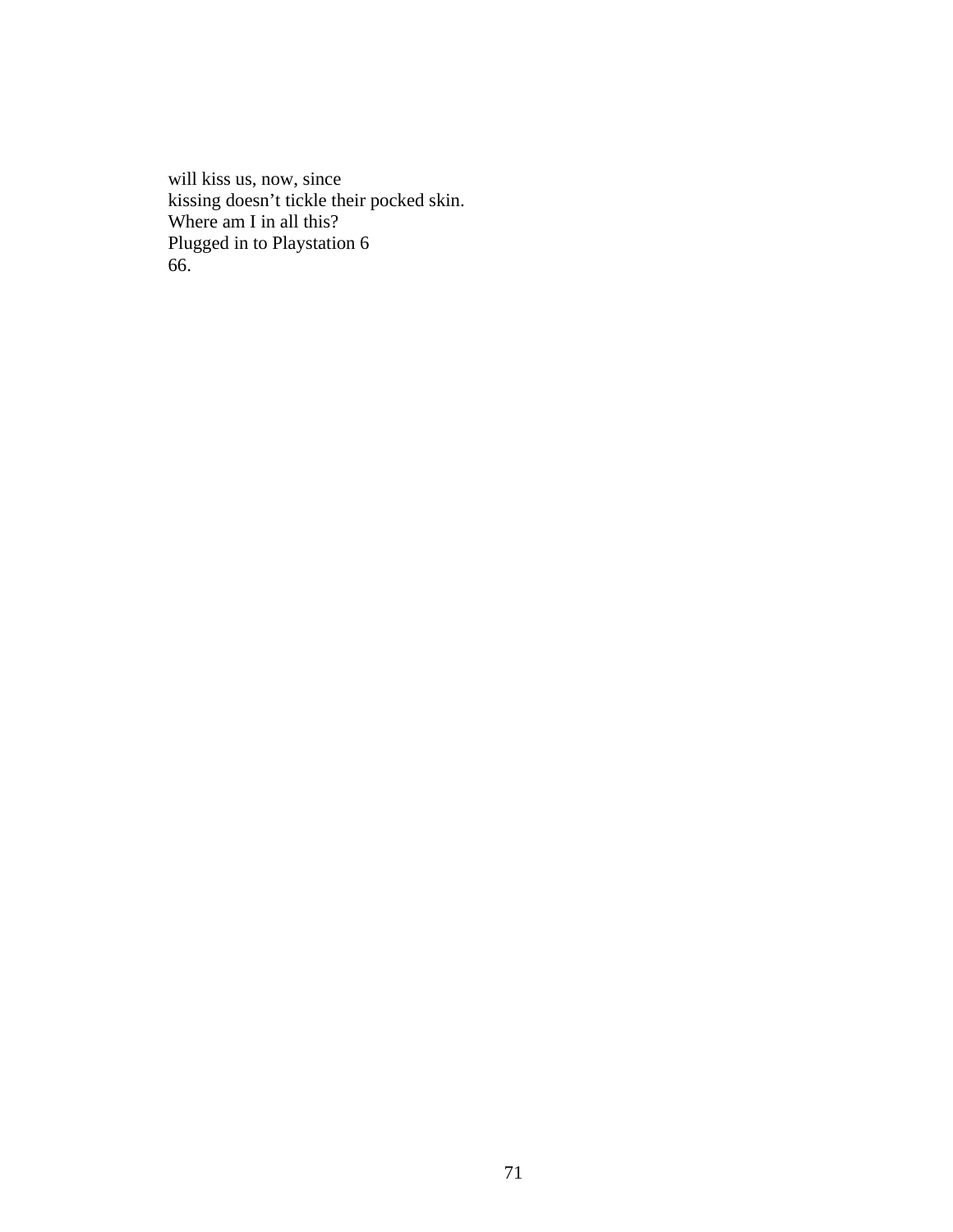will kiss us, now, since
kissing doesn’t tickle their pocked skin.
Where am I in all this?
Plugged in to Playstation 6
66.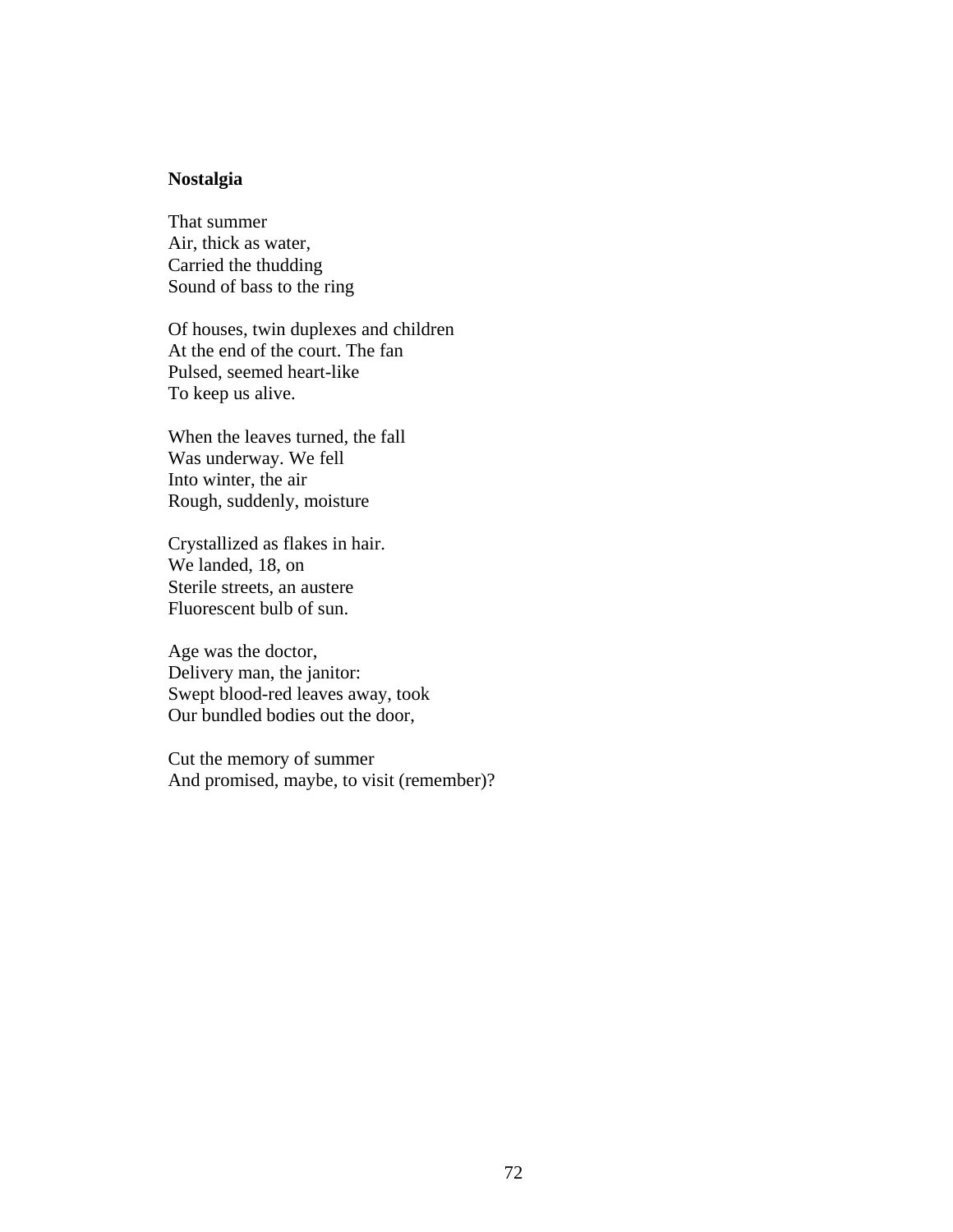**Nostalgia**

That summer  
Air, thick as water,  
Carried the thudding  
Sound of bass to the ring

Of houses, twin duplexes and children  
At the end of the court. The fan  
Pulsed, seemed heart-like  
To keep us alive.

When the leaves turned, the fall  
Was underway. We fell  
Into winter, the air  
Rough, suddenly, moisture

Crystallized as flakes in hair.  
We landed, 18, on  
Sterile streets, an austere  
Fluorescent bulb of sun.

Age was the doctor,  
Delivery man, the janitor:  
Swept blood-red leaves away, took  
Our bundled bodies out the door,

Cut the memory of summer  
And promised, maybe, to visit (remember)?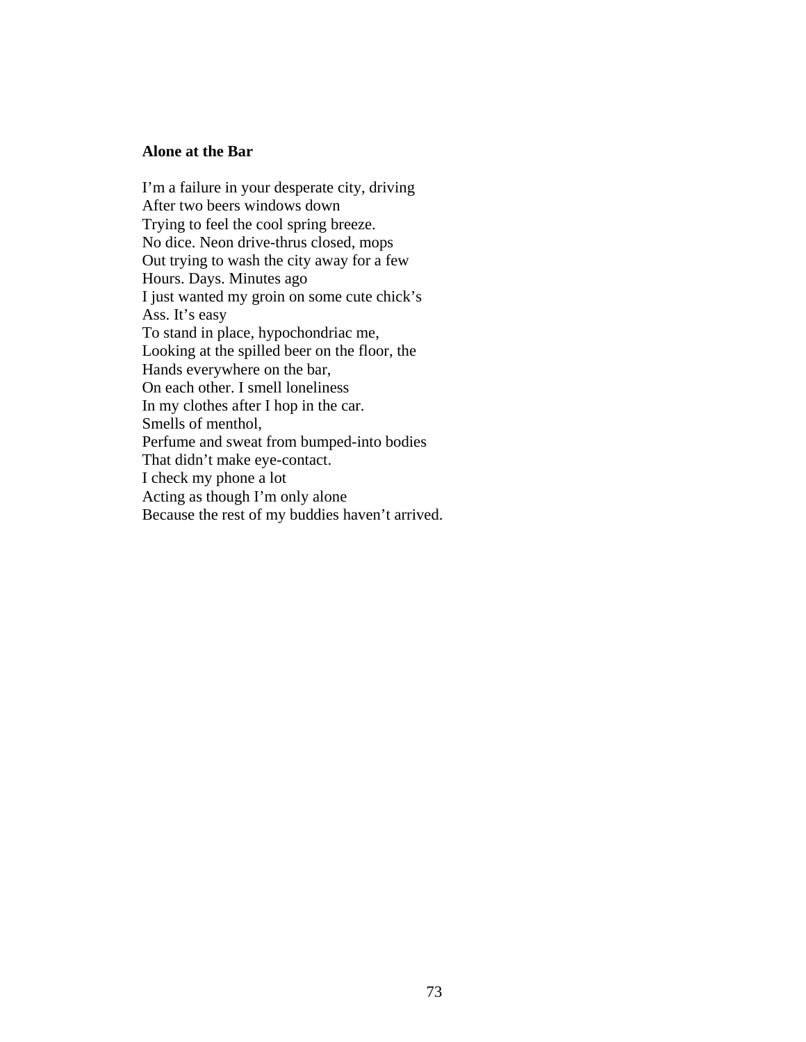**Alone at the Bar**

I'm a failure in your desperate city, driving  
After two beers windows down  
Trying to feel the cool spring breeze.  
No dice. Neon drive-thrus closed, mops  
Out trying to wash the city away for a few  
Hours. Days. Minutes ago  
I just wanted my groin on some cute chick's  
Ass. It's easy  
To stand in place, hypochondriac me,  
Looking at the spilled beer on the floor, the  
Hands everywhere on the bar,  
On each other. I smell loneliness  
In my clothes after I hop in the car.  
Smells of menthol,  
Perfume and sweat from bumped-into bodies  
That didn't make eye-contact.  
I check my phone a lot  
Acting as though I'm only alone  
Because the rest of my buddies haven't arrived.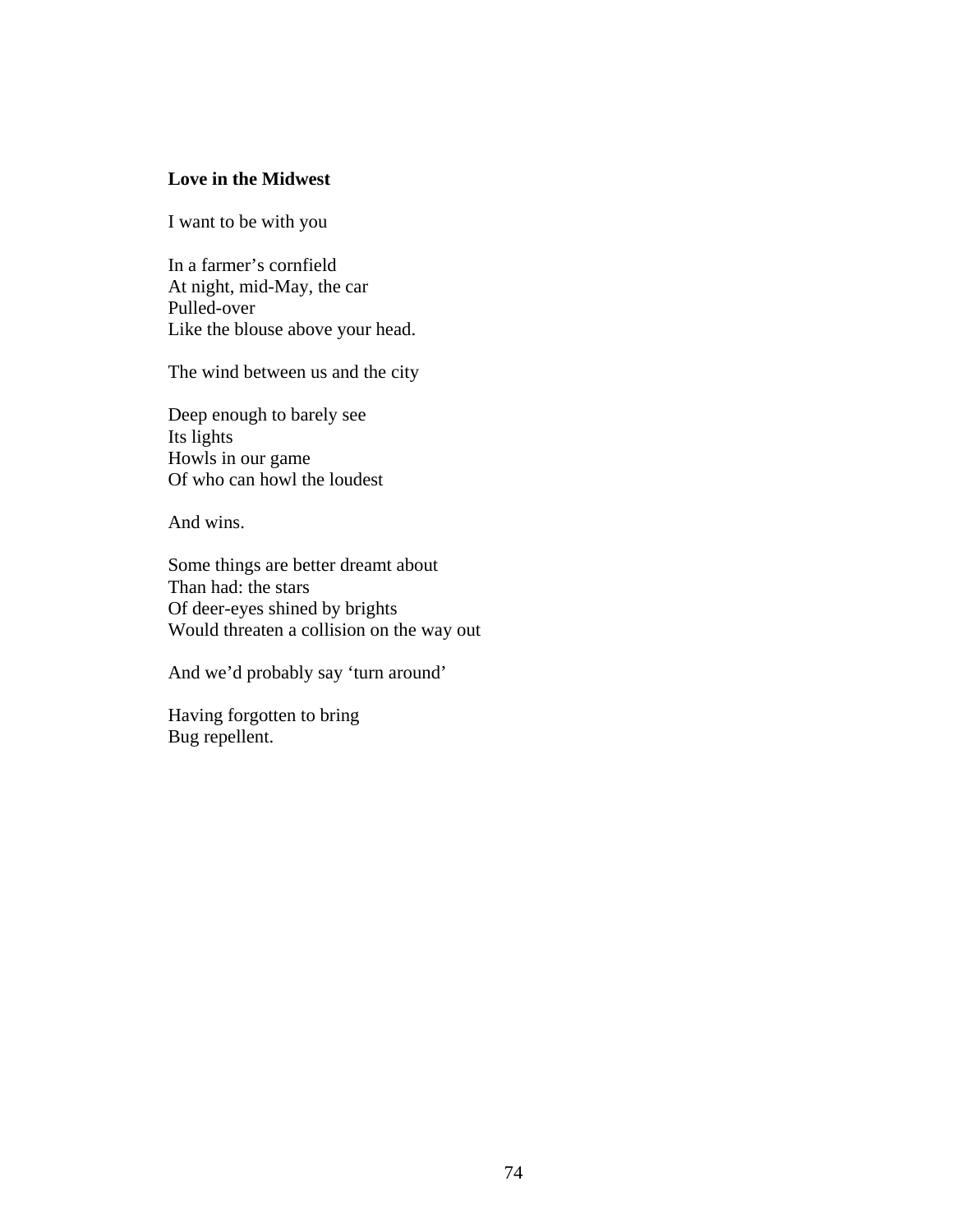**Love in the Midwest**

I want to be with you

In a farmer's cornfield
At night, mid-May, the car
Pulled-over
Like the blouse above your head.

The wind between us and the city

Deep enough to barely see
Its lights
Howls in our game
Of who can howl the loudest

And wins.

Some things are better dreamt about
Than had: the stars
Of deer-eyes shined by brights
Would threaten a collision on the way out

And we'd probably say 'turn around'

Having forgotten to bring
Bug repellent.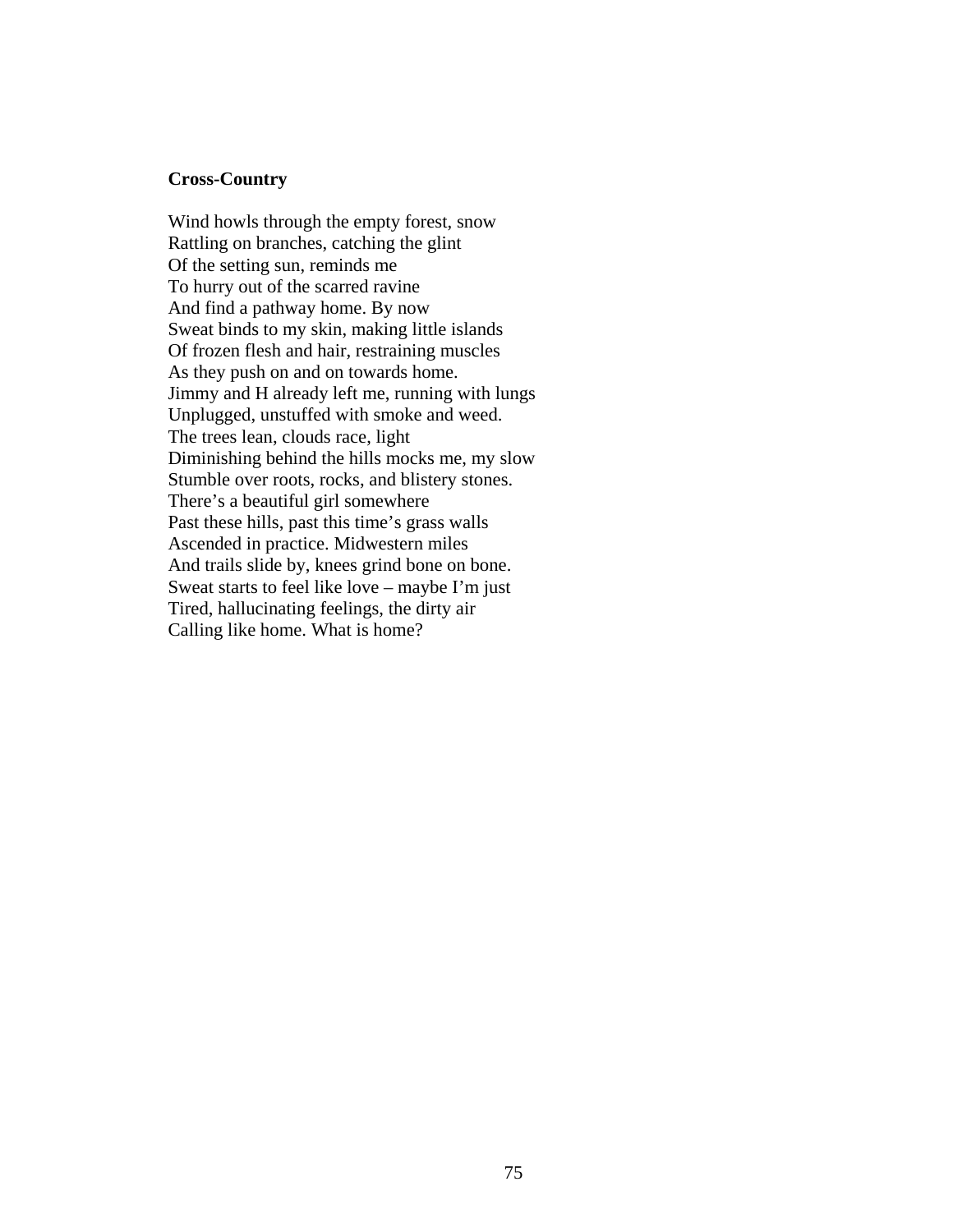**Cross-Country**

Wind howls through the empty forest, snow
Rattling on branches, catching the glint
Of the setting sun, reminds me
To hurry out of the scarred ravine
And find a pathway home. By now
Sweat binds to my skin, making little islands
Of frozen flesh and hair, restraining muscles
As they push on and on towards home.
Jimmy and H already left me, running with lungs
Unplugged, unstuffed with smoke and weed.
The trees lean, clouds race, light
Diminishing behind the hills mocks me, my slow
Stumble over roots, rocks, and blistery stones.
There's a beautiful girl somewhere
Past these hills, past this time's grass walls
Ascended in practice. Midwestern miles
And trails slide by, knees grind bone on bone.
Sweat starts to feel like love – maybe I'm just
Tired, hallucinating feelings, the dirty air
Calling like home. What is home?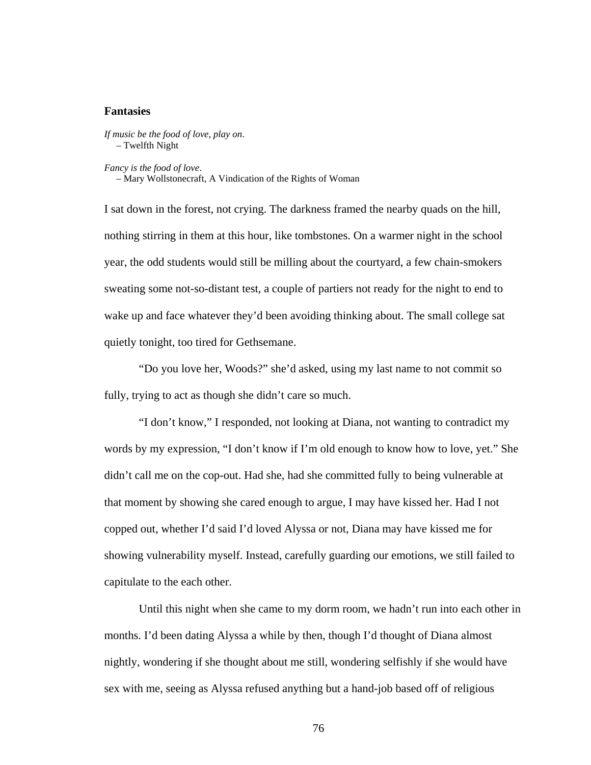## Fantasies

*If music be the food of love, play on*.
– Twelfth Night

*Fancy is the food of love*.
– Mary Wollstonecraft, A Vindication of the Rights of Woman

I sat down in the forest, not crying. The darkness framed the nearby quads on the hill, nothing stirring in them at this hour, like tombstones. On a warmer night in the school year, the odd students would still be milling about the courtyard, a few chain-smokers sweating some not-so-distant test, a couple of partiers not ready for the night to end to wake up and face whatever they'd been avoiding thinking about. The small college sat quietly tonight, too tired for Gethsemane.

"Do you love her, Woods?" she'd asked, using my last name to not commit so fully, trying to act as though she didn't care so much.

"I don't know," I responded, not looking at Diana, not wanting to contradict my words by my expression, "I don't know if I'm old enough to know how to love, yet." She didn't call me on the cop-out. Had she, had she committed fully to being vulnerable at that moment by showing she cared enough to argue, I may have kissed her. Had I not copped out, whether I'd said I'd loved Alyssa or not, Diana may have kissed me for showing vulnerability myself. Instead, carefully guarding our emotions, we still failed to capitulate to the each other.

Until this night when she came to my dorm room, we hadn't run into each other in months. I'd been dating Alyssa a while by then, though I'd thought of Diana almost nightly, wondering if she thought about me still, wondering selfishly if she would have sex with me, seeing as Alyssa refused anything but a hand-job based off of religious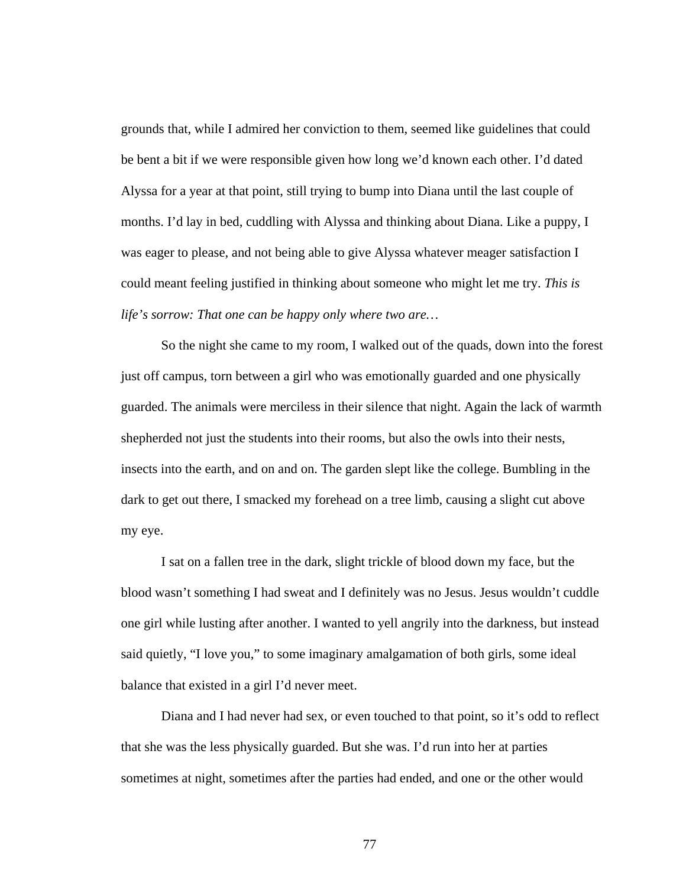grounds that, while I admired her conviction to them, seemed like guidelines that could be bent a bit if we were responsible given how long we'd known each other. I'd dated Alyssa for a year at that point, still trying to bump into Diana until the last couple of months. I'd lay in bed, cuddling with Alyssa and thinking about Diana. Like a puppy, I was eager to please, and not being able to give Alyssa whatever meager satisfaction I could meant feeling justified in thinking about someone who might let me try. *This is life's sorrow: That one can be happy only where two are…*

So the night she came to my room, I walked out of the quads, down into the forest just off campus, torn between a girl who was emotionally guarded and one physically guarded. The animals were merciless in their silence that night. Again the lack of warmth shepherded not just the students into their rooms, but also the owls into their nests, insects into the earth, and on and on. The garden slept like the college. Bumbling in the dark to get out there, I smacked my forehead on a tree limb, causing a slight cut above my eye.

I sat on a fallen tree in the dark, slight trickle of blood down my face, but the blood wasn't something I had sweat and I definitely was no Jesus. Jesus wouldn't cuddle one girl while lusting after another. I wanted to yell angrily into the darkness, but instead said quietly, "I love you," to some imaginary amalgamation of both girls, some ideal balance that existed in a girl I'd never meet.

Diana and I had never had sex, or even touched to that point, so it's odd to reflect that she was the less physically guarded. But she was. I'd run into her at parties sometimes at night, sometimes after the parties had ended, and one or the other would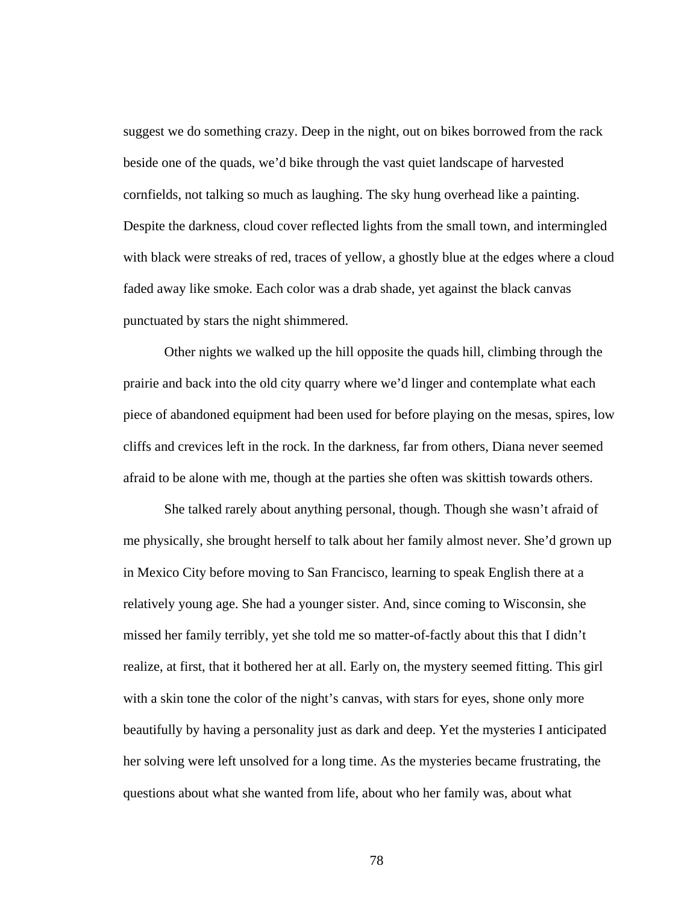suggest we do something crazy. Deep in the night, out on bikes borrowed from the rack beside one of the quads, we'd bike through the vast quiet landscape of harvested cornfields, not talking so much as laughing. The sky hung overhead like a painting. Despite the darkness, cloud cover reflected lights from the small town, and intermingled with black were streaks of red, traces of yellow, a ghostly blue at the edges where a cloud faded away like smoke. Each color was a drab shade, yet against the black canvas punctuated by stars the night shimmered.

Other nights we walked up the hill opposite the quads hill, climbing through the prairie and back into the old city quarry where we'd linger and contemplate what each piece of abandoned equipment had been used for before playing on the mesas, spires, low cliffs and crevices left in the rock. In the darkness, far from others, Diana never seemed afraid to be alone with me, though at the parties she often was skittish towards others.

She talked rarely about anything personal, though. Though she wasn't afraid of me physically, she brought herself to talk about her family almost never. She'd grown up in Mexico City before moving to San Francisco, learning to speak English there at a relatively young age. She had a younger sister. And, since coming to Wisconsin, she missed her family terribly, yet she told me so matter-of-factly about this that I didn't realize, at first, that it bothered her at all. Early on, the mystery seemed fitting. This girl with a skin tone the color of the night's canvas, with stars for eyes, shone only more beautifully by having a personality just as dark and deep. Yet the mysteries I anticipated her solving were left unsolved for a long time. As the mysteries became frustrating, the questions about what she wanted from life, about who her family was, about what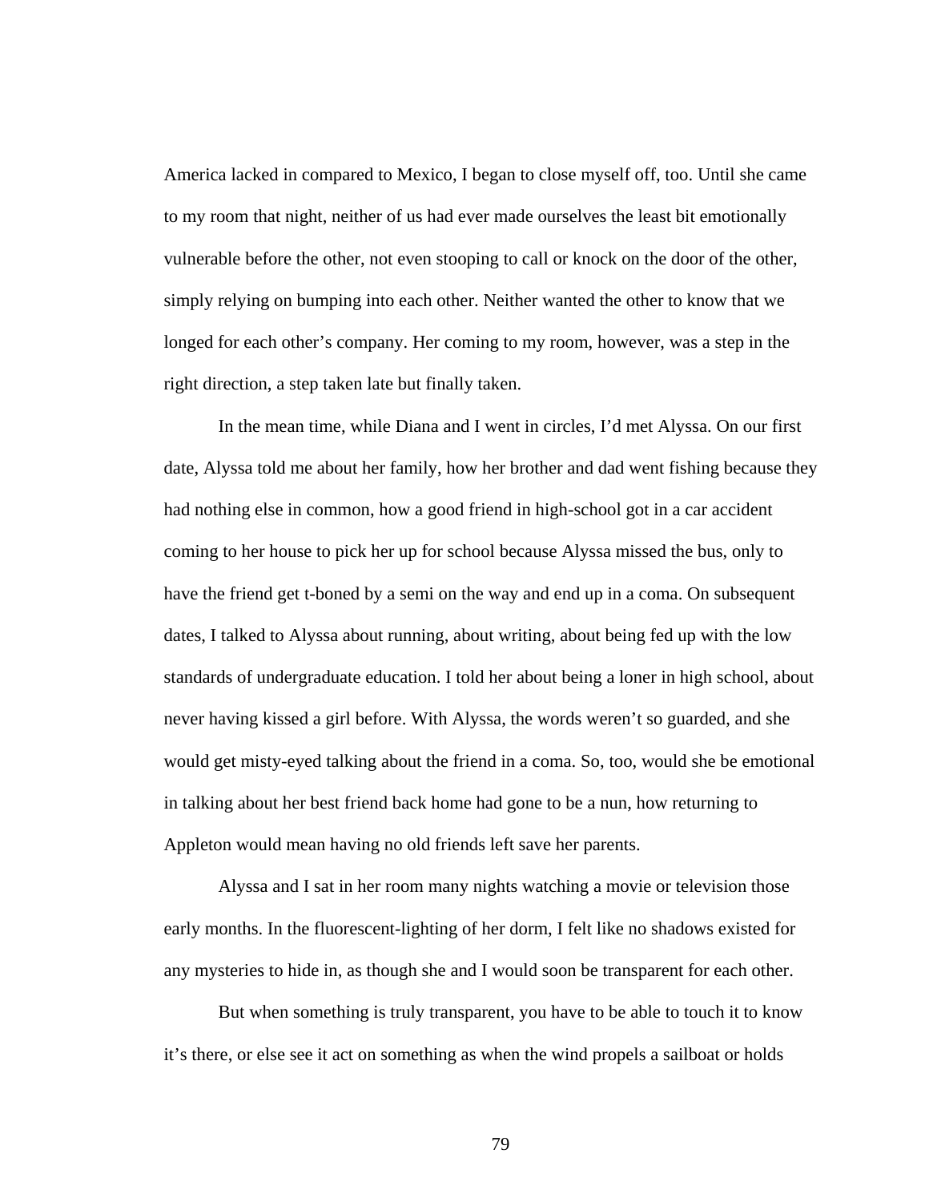America lacked in compared to Mexico, I began to close myself off, too. Until she came to my room that night, neither of us had ever made ourselves the least bit emotionally vulnerable before the other, not even stooping to call or knock on the door of the other, simply relying on bumping into each other. Neither wanted the other to know that we longed for each other's company. Her coming to my room, however, was a step in the right direction, a step taken late but finally taken.

In the mean time, while Diana and I went in circles, I'd met Alyssa. On our first date, Alyssa told me about her family, how her brother and dad went fishing because they had nothing else in common, how a good friend in high-school got in a car accident coming to her house to pick her up for school because Alyssa missed the bus, only to have the friend get t-boned by a semi on the way and end up in a coma. On subsequent dates, I talked to Alyssa about running, about writing, about being fed up with the low standards of undergraduate education. I told her about being a loner in high school, about never having kissed a girl before. With Alyssa, the words weren't so guarded, and she would get misty-eyed talking about the friend in a coma. So, too, would she be emotional in talking about her best friend back home had gone to be a nun, how returning to Appleton would mean having no old friends left save her parents.

Alyssa and I sat in her room many nights watching a movie or television those early months. In the fluorescent-lighting of her dorm, I felt like no shadows existed for any mysteries to hide in, as though she and I would soon be transparent for each other.

But when something is truly transparent, you have to be able to touch it to know it's there, or else see it act on something as when the wind propels a sailboat or holds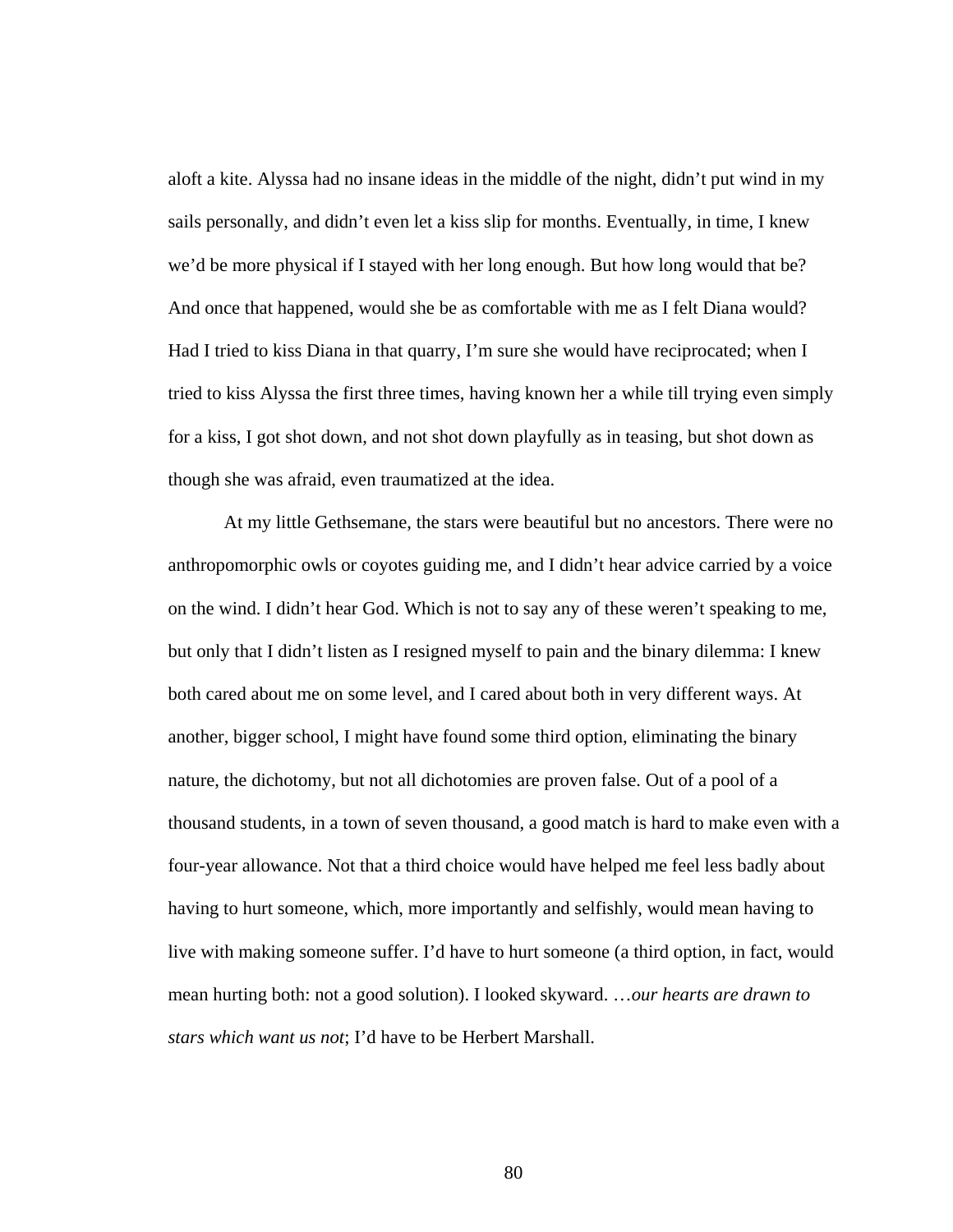aloft a kite. Alyssa had no insane ideas in the middle of the night, didn’t put wind in my sails personally, and didn’t even let a kiss slip for months. Eventually, in time, I knew we’d be more physical if I stayed with her long enough. But how long would that be? And once that happened, would she be as comfortable with me as I felt Diana would? Had I tried to kiss Diana in that quarry, I’m sure she would have reciprocated; when I tried to kiss Alyssa the first three times, having known her a while till trying even simply for a kiss, I got shot down, and not shot down playfully as in teasing, but shot down as though she was afraid, even traumatized at the idea.

At my little Gethsemane, the stars were beautiful but no ancestors. There were no anthropomorphic owls or coyotes guiding me, and I didn’t hear advice carried by a voice on the wind. I didn’t hear God. Which is not to say any of these weren’t speaking to me, but only that I didn’t listen as I resigned myself to pain and the binary dilemma: I knew both cared about me on some level, and I cared about both in very different ways. At another, bigger school, I might have found some third option, eliminating the binary nature, the dichotomy, but not all dichotomies are proven false. Out of a pool of a thousand students, in a town of seven thousand, a good match is hard to make even with a four-year allowance. Not that a third choice would have helped me feel less badly about having to hurt someone, which, more importantly and selfishly, would mean having to live with making someone suffer. I’d have to hurt someone (a third option, in fact, would mean hurting both: not a good solution). I looked skyward. …*our hearts are drawn to stars which want us not*; I’d have to be Herbert Marshall.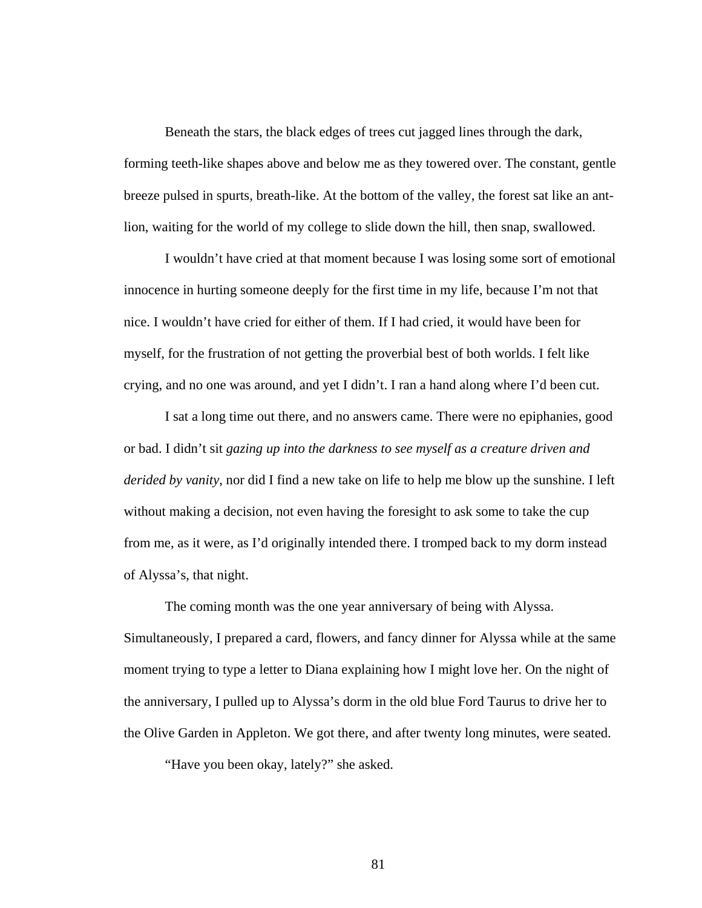Beneath the stars, the black edges of trees cut jagged lines through the dark, forming teeth-like shapes above and below me as they towered over. The constant, gentle breeze pulsed in spurts, breath-like. At the bottom of the valley, the forest sat like an ant-lion, waiting for the world of my college to slide down the hill, then snap, swallowed.

I wouldn't have cried at that moment because I was losing some sort of emotional innocence in hurting someone deeply for the first time in my life, because I'm not that nice. I wouldn't have cried for either of them. If I had cried, it would have been for myself, for the frustration of not getting the proverbial best of both worlds. I felt like crying, and no one was around, and yet I didn't. I ran a hand along where I'd been cut.

I sat a long time out there, and no answers came. There were no epiphanies, good or bad. I didn't sit *gazing up into the darkness to see myself as a creature driven and derided by vanity*, nor did I find a new take on life to help me blow up the sunshine. I left without making a decision, not even having the foresight to ask some to take the cup from me, as it were, as I'd originally intended there. I tromped back to my dorm instead of Alyssa's, that night.

The coming month was the one year anniversary of being with Alyssa. Simultaneously, I prepared a card, flowers, and fancy dinner for Alyssa while at the same moment trying to type a letter to Diana explaining how I might love her. On the night of the anniversary, I pulled up to Alyssa's dorm in the old blue Ford Taurus to drive her to the Olive Garden in Appleton. We got there, and after twenty long minutes, were seated.

"Have you been okay, lately?" she asked.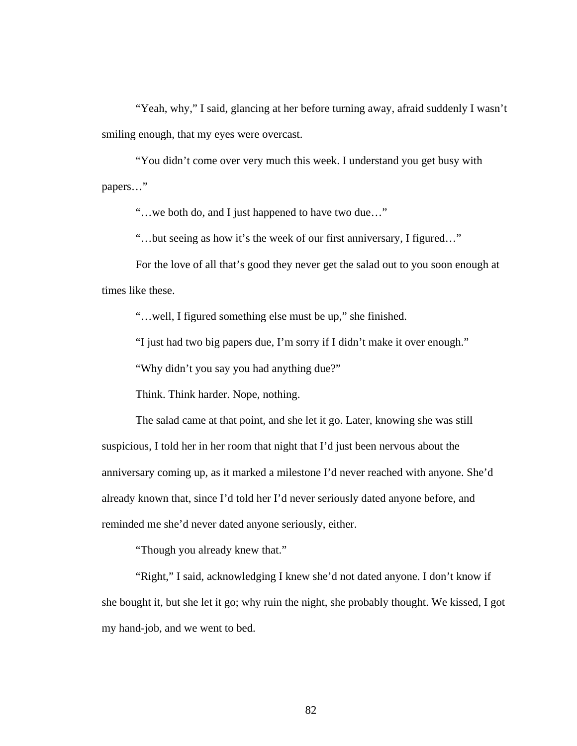"Yeah, why," I said, glancing at her before turning away, afraid suddenly I wasn't smiling enough, that my eyes were overcast.

"You didn't come over very much this week. I understand you get busy with papers…"

"…we both do, and I just happened to have two due…"

"…but seeing as how it's the week of our first anniversary, I figured…"

For the love of all that's good they never get the salad out to you soon enough at times like these.

"…well, I figured something else must be up," she finished.

"I just had two big papers due, I'm sorry if I didn't make it over enough."

"Why didn't you say you had anything due?"

Think. Think harder. Nope, nothing.

The salad came at that point, and she let it go. Later, knowing she was still suspicious, I told her in her room that night that I'd just been nervous about the anniversary coming up, as it marked a milestone I'd never reached with anyone. She'd already known that, since I'd told her I'd never seriously dated anyone before, and reminded me she'd never dated anyone seriously, either.

"Though you already knew that."

"Right," I said, acknowledging I knew she'd not dated anyone. I don't know if she bought it, but she let it go; why ruin the night, she probably thought. We kissed, I got my hand-job, and we went to bed.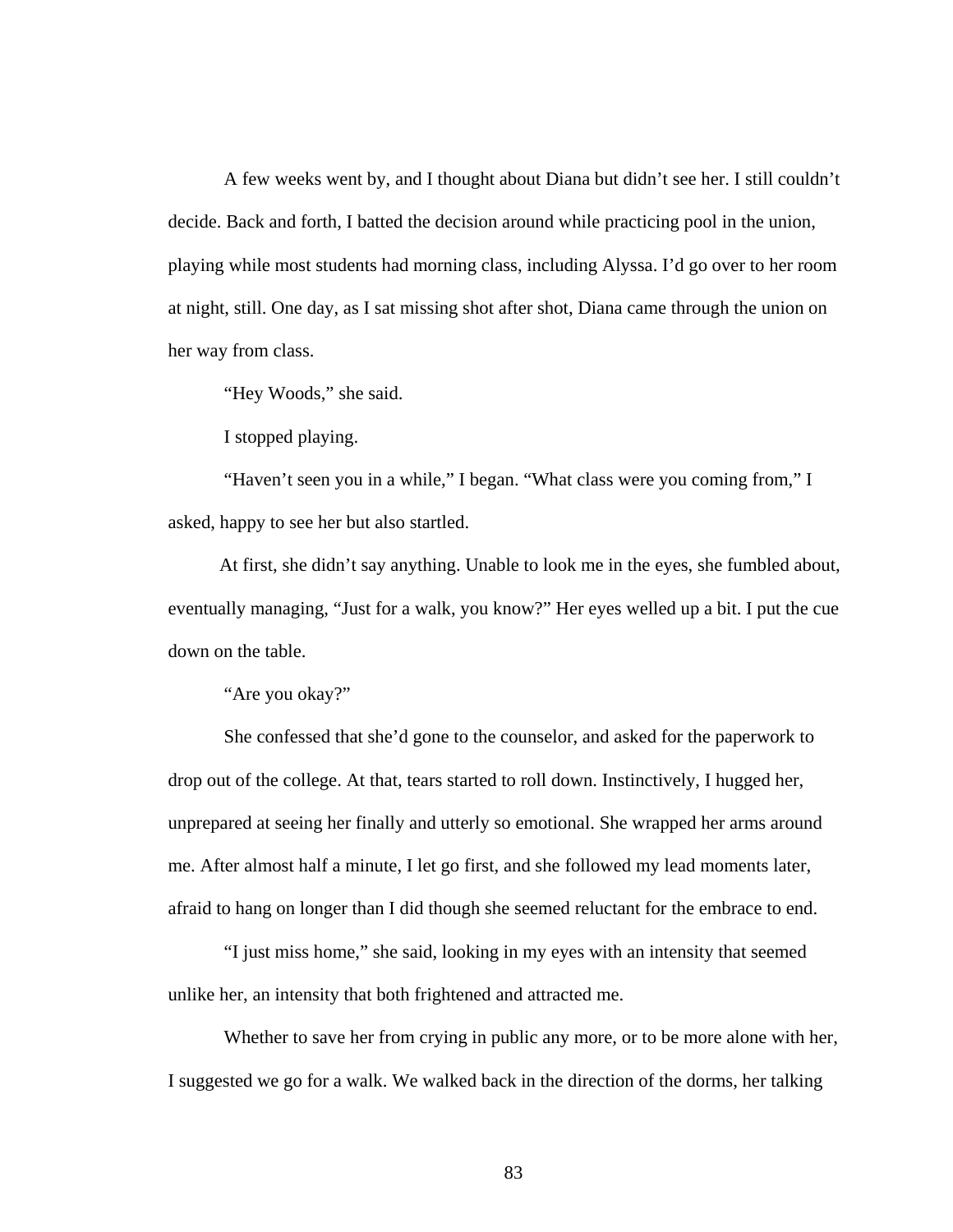A few weeks went by, and I thought about Diana but didn't see her. I still couldn't decide. Back and forth, I batted the decision around while practicing pool in the union, playing while most students had morning class, including Alyssa. I'd go over to her room at night, still. One day, as I sat missing shot after shot, Diana came through the union on her way from class.

"Hey Woods," she said.

I stopped playing.

"Haven't seen you in a while," I began. "What class were you coming from," I asked, happy to see her but also startled.

At first, she didn't say anything. Unable to look me in the eyes, she fumbled about, eventually managing, "Just for a walk, you know?" Her eyes welled up a bit. I put the cue down on the table.

"Are you okay?"

She confessed that she'd gone to the counselor, and asked for the paperwork to drop out of the college. At that, tears started to roll down. Instinctively, I hugged her, unprepared at seeing her finally and utterly so emotional. She wrapped her arms around me. After almost half a minute, I let go first, and she followed my lead moments later, afraid to hang on longer than I did though she seemed reluctant for the embrace to end.

"I just miss home," she said, looking in my eyes with an intensity that seemed unlike her, an intensity that both frightened and attracted me.

Whether to save her from crying in public any more, or to be more alone with her, I suggested we go for a walk. We walked back in the direction of the dorms, her talking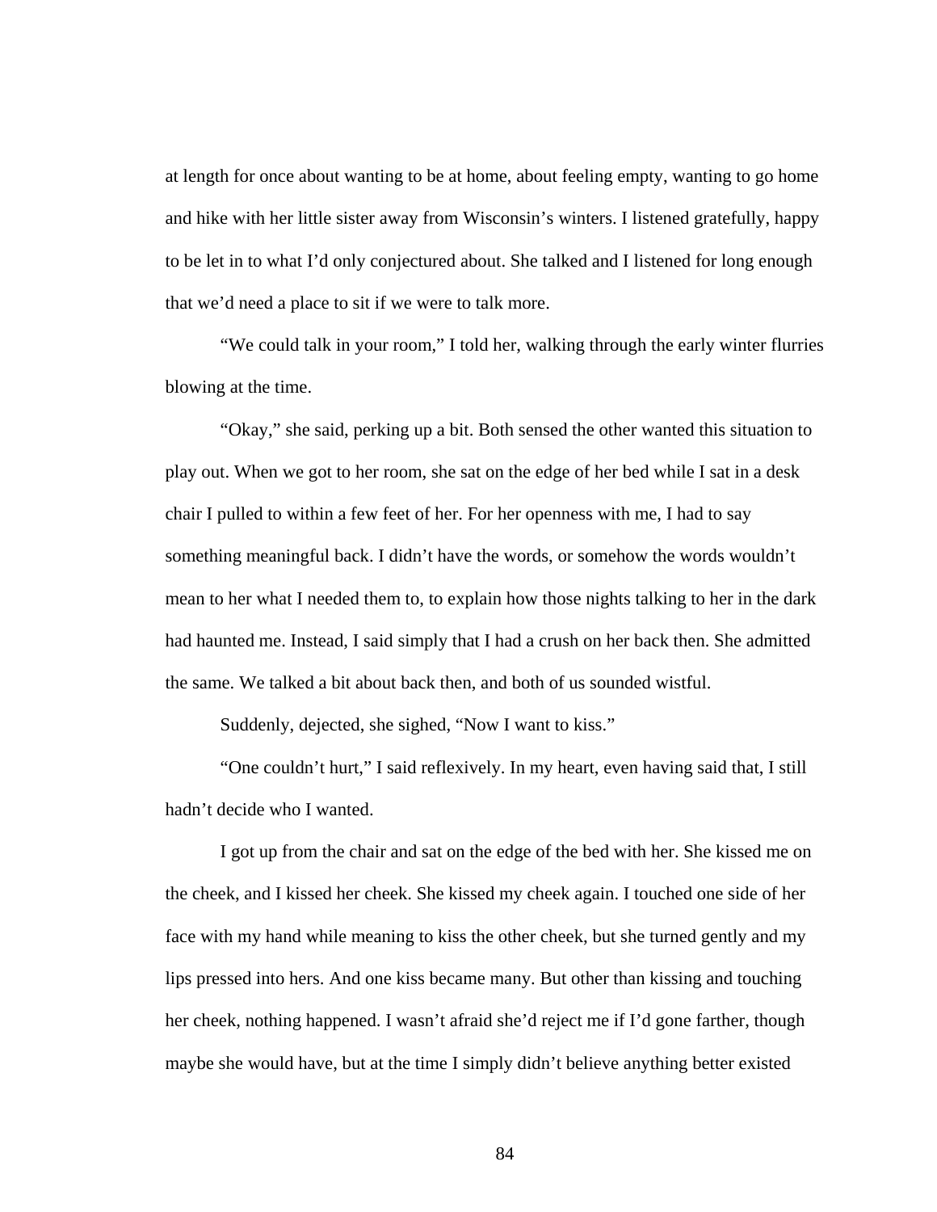at length for once about wanting to be at home, about feeling empty, wanting to go home and hike with her little sister away from Wisconsin's winters. I listened gratefully, happy to be let in to what I'd only conjectured about. She talked and I listened for long enough that we'd need a place to sit if we were to talk more.

"We could talk in your room," I told her, walking through the early winter flurries blowing at the time.

"Okay," she said, perking up a bit. Both sensed the other wanted this situation to play out. When we got to her room, she sat on the edge of her bed while I sat in a desk chair I pulled to within a few feet of her. For her openness with me, I had to say something meaningful back. I didn't have the words, or somehow the words wouldn't mean to her what I needed them to, to explain how those nights talking to her in the dark had haunted me. Instead, I said simply that I had a crush on her back then. She admitted the same. We talked a bit about back then, and both of us sounded wistful.

Suddenly, dejected, she sighed, "Now I want to kiss."

"One couldn't hurt," I said reflexively. In my heart, even having said that, I still hadn't decide who I wanted.

I got up from the chair and sat on the edge of the bed with her. She kissed me on the cheek, and I kissed her cheek. She kissed my cheek again. I touched one side of her face with my hand while meaning to kiss the other cheek, but she turned gently and my lips pressed into hers. And one kiss became many. But other than kissing and touching her cheek, nothing happened. I wasn't afraid she'd reject me if I'd gone farther, though maybe she would have, but at the time I simply didn't believe anything better existed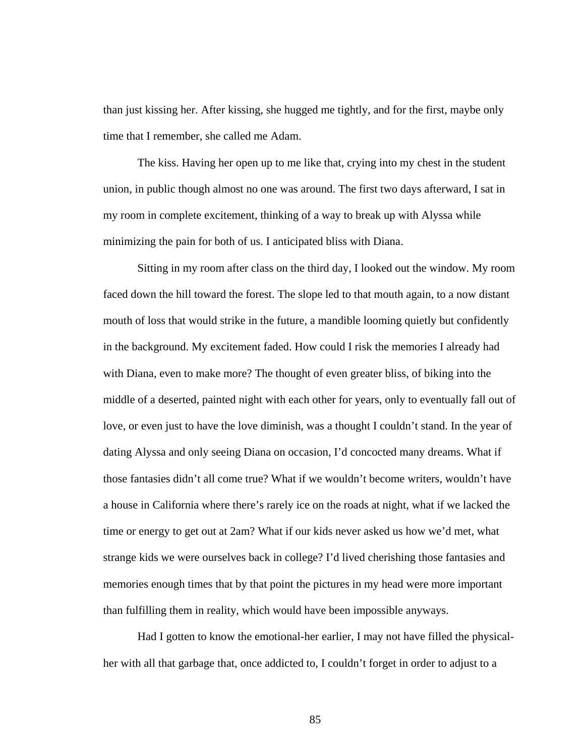than just kissing her. After kissing, she hugged me tightly, and for the first, maybe only time that I remember, she called me Adam.

The kiss. Having her open up to me like that, crying into my chest in the student union, in public though almost no one was around. The first two days afterward, I sat in my room in complete excitement, thinking of a way to break up with Alyssa while minimizing the pain for both of us. I anticipated bliss with Diana.

Sitting in my room after class on the third day, I looked out the window. My room faced down the hill toward the forest. The slope led to that mouth again, to a now distant mouth of loss that would strike in the future, a mandible looming quietly but confidently in the background. My excitement faded. How could I risk the memories I already had with Diana, even to make more? The thought of even greater bliss, of biking into the middle of a deserted, painted night with each other for years, only to eventually fall out of love, or even just to have the love diminish, was a thought I couldn't stand. In the year of dating Alyssa and only seeing Diana on occasion, I'd concocted many dreams. What if those fantasies didn't all come true? What if we wouldn't become writers, wouldn't have a house in California where there's rarely ice on the roads at night, what if we lacked the time or energy to get out at 2am? What if our kids never asked us how we'd met, what strange kids we were ourselves back in college? I'd lived cherishing those fantasies and memories enough times that by that point the pictures in my head were more important than fulfilling them in reality, which would have been impossible anyways.

Had I gotten to know the emotional-her earlier, I may not have filled the physical-her with all that garbage that, once addicted to, I couldn't forget in order to adjust to a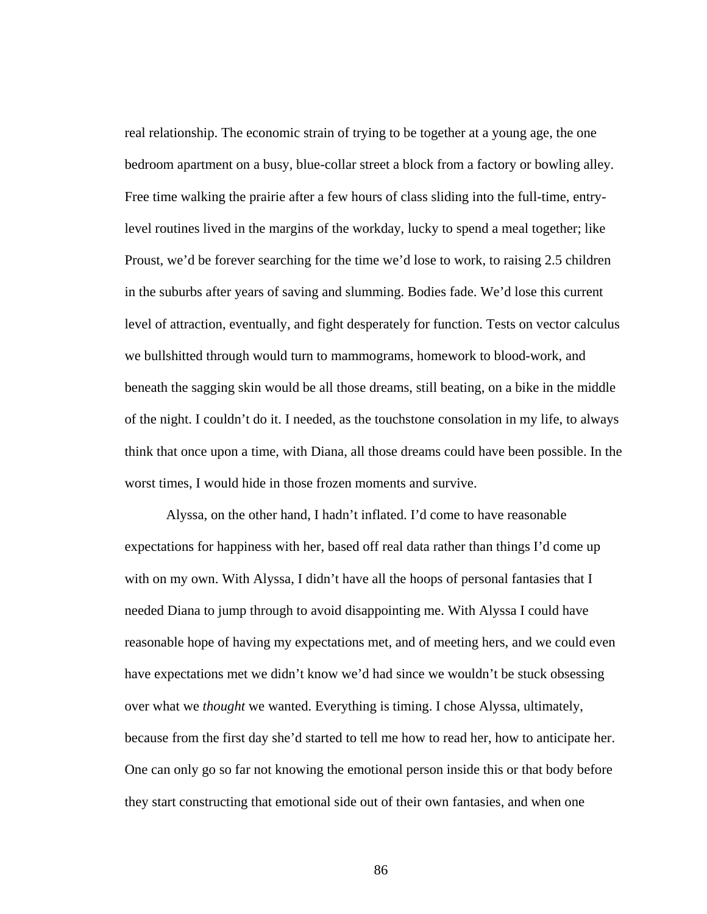real relationship. The economic strain of trying to be together at a young age, the one bedroom apartment on a busy, blue-collar street a block from a factory or bowling alley. Free time walking the prairie after a few hours of class sliding into the full-time, entry-level routines lived in the margins of the workday, lucky to spend a meal together; like Proust, we'd be forever searching for the time we'd lose to work, to raising 2.5 children in the suburbs after years of saving and slumming. Bodies fade. We'd lose this current level of attraction, eventually, and fight desperately for function. Tests on vector calculus we bullshitted through would turn to mammograms, homework to blood-work, and beneath the sagging skin would be all those dreams, still beating, on a bike in the middle of the night. I couldn't do it. I needed, as the touchstone consolation in my life, to always think that once upon a time, with Diana, all those dreams could have been possible. In the worst times, I would hide in those frozen moments and survive.

Alyssa, on the other hand, I hadn't inflated. I'd come to have reasonable expectations for happiness with her, based off real data rather than things I'd come up with on my own. With Alyssa, I didn't have all the hoops of personal fantasies that I needed Diana to jump through to avoid disappointing me. With Alyssa I could have reasonable hope of having my expectations met, and of meeting hers, and we could even have expectations met we didn't know we'd had since we wouldn't be stuck obsessing over what we *thought* we wanted. Everything is timing. I chose Alyssa, ultimately, because from the first day she'd started to tell me how to read her, how to anticipate her. One can only go so far not knowing the emotional person inside this or that body before they start constructing that emotional side out of their own fantasies, and when one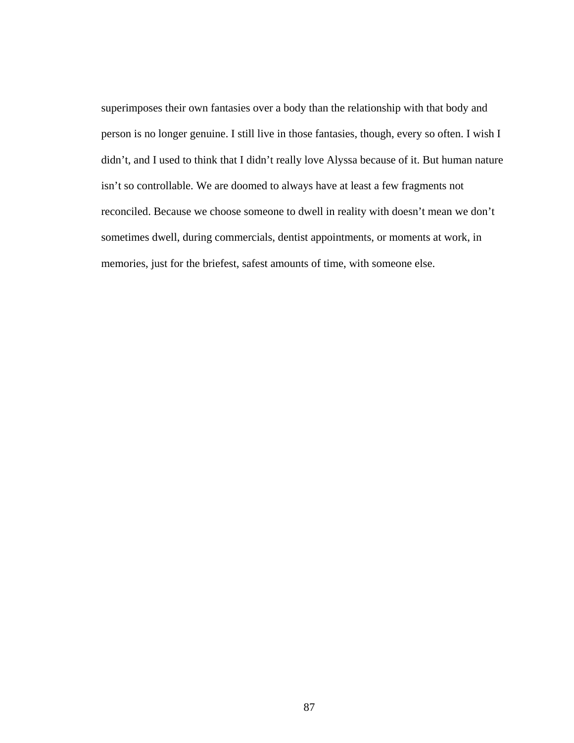superimposes their own fantasies over a body than the relationship with that body and person is no longer genuine. I still live in those fantasies, though, every so often. I wish I didn't, and I used to think that I didn't really love Alyssa because of it. But human nature isn't so controllable. We are doomed to always have at least a few fragments not reconciled. Because we choose someone to dwell in reality with doesn't mean we don't sometimes dwell, during commercials, dentist appointments, or moments at work, in memories, just for the briefest, safest amounts of time, with someone else.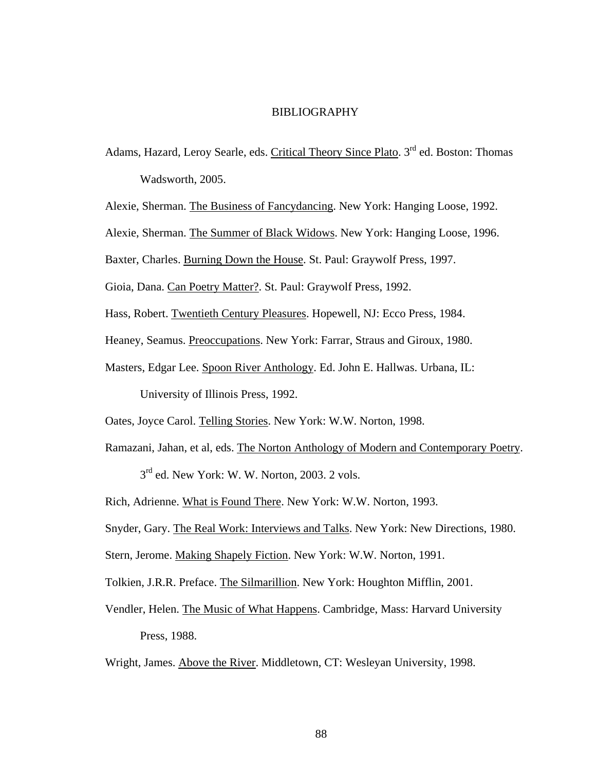# BIBLIOGRAPHY

Adams, Hazard, Leroy Searle, eds. Critical Theory Since Plato. 3rd ed. Boston: Thomas Wadsworth, 2005.

Alexie, Sherman. The Business of Fancydancing. New York: Hanging Loose, 1992.

Alexie, Sherman. The Summer of Black Widows. New York: Hanging Loose, 1996.

Baxter, Charles. Burning Down the House. St. Paul: Graywolf Press, 1997.

Gioia, Dana. Can Poetry Matter?. St. Paul: Graywolf Press, 1992.

Hass, Robert. Twentieth Century Pleasures. Hopewell, NJ: Ecco Press, 1984.

Heaney, Seamus. Preoccupations. New York: Farrar, Straus and Giroux, 1980.

Masters, Edgar Lee. Spoon River Anthology. Ed. John E. Hallwas. Urbana, IL: University of Illinois Press, 1992.

Oates, Joyce Carol. Telling Stories. New York: W.W. Norton, 1998.

Ramazani, Jahan, et al, eds. The Norton Anthology of Modern and Contemporary Poetry. 3rd ed. New York: W. W. Norton, 2003. 2 vols.

Rich, Adrienne. What is Found There. New York: W.W. Norton, 1993.

Snyder, Gary. The Real Work: Interviews and Talks. New York: New Directions, 1980.

Stern, Jerome. Making Shapely Fiction. New York: W.W. Norton, 1991.

Tolkien, J.R.R. Preface. The Silmarillion. New York: Houghton Mifflin, 2001.

Vendler, Helen. The Music of What Happens. Cambridge, Mass: Harvard University Press, 1988.

Wright, James. Above the River. Middletown, CT: Wesleyan University, 1998.